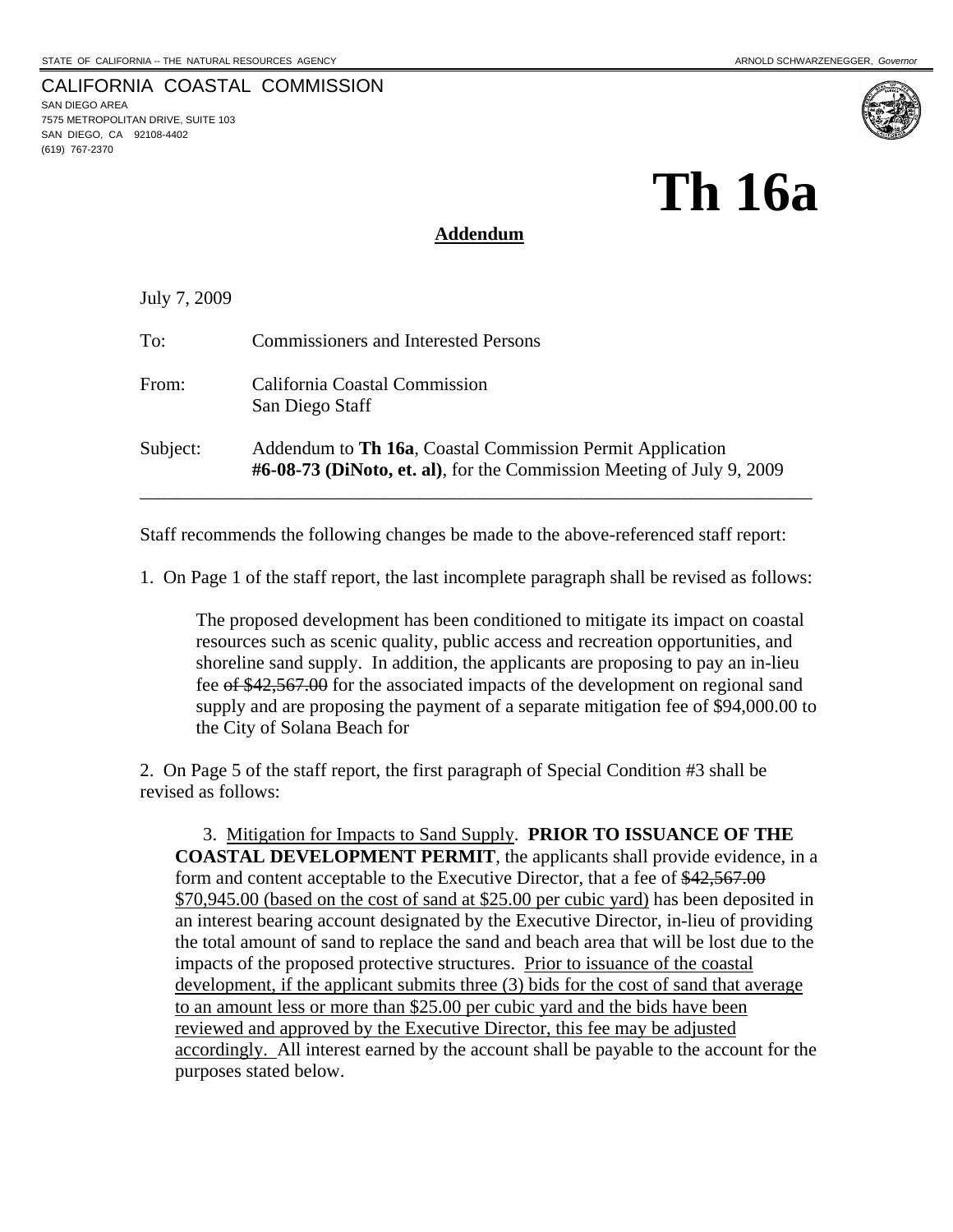STATE OF CALIFORNIA -- THE NATURAL RESOURCES AGENCY

ARNOLD SCHWARZENEGGER, *Governor*

CALIFORNIA COASTAL COMMISSION
SAN DIEGO AREA
7575 METROPOLITAN DRIVE, SUITE 103
SAN DIEGO, CA 92108-4402
(619) 767-2370

# Th 16a

**Addendum**

July 7, 2009

To: Commissioners and Interested Persons

From: California Coastal Commission
San Diego Staff

Subject: Addendum to **Th 16a**, Coastal Commission Permit Application **#6-08-73 (DiNoto, et. al)**, for the Commission Meeting of July 9, 2009

---

Staff recommends the following changes be made to the above-referenced staff report:

1. On Page 1 of the staff report, the last incomplete paragraph shall be revised as follows:

> The proposed development has been conditioned to mitigate its impact on coastal resources such as scenic quality, public access and recreation opportunities, and shoreline sand supply. In addition, the applicants are proposing to pay an in-lieu fee ~~of $42,567.00~~ for the associated impacts of the development on regional sand supply and are proposing the payment of a separate mitigation fee of $94,000.00 to the City of Solana Beach for

2. On Page 5 of the staff report, the first paragraph of Special Condition #3 shall be revised as follows:

> 3. Mitigation for Impacts to Sand Supply. **PRIOR TO ISSUANCE OF THE COASTAL DEVELOPMENT PERMIT**, the applicants shall provide evidence, in a form and content acceptable to the Executive Director, that a fee of ~~$42,567.00~~ <u>$70,945.00 (based on the cost of sand at $25.00 per cubic yard)</u> has been deposited in an interest bearing account designated by the Executive Director, in-lieu of providing the total amount of sand to replace the sand and beach area that will be lost due to the impacts of the proposed protective structures. <u>Prior to issuance of the coastal development, if the applicant submits three (3) bids for the cost of sand that average to an amount less or more than $25.00 per cubic yard and the bids have been reviewed and approved by the Executive Director, this fee may be adjusted accordingly.</u> All interest earned by the account shall be payable to the account for the purposes stated below.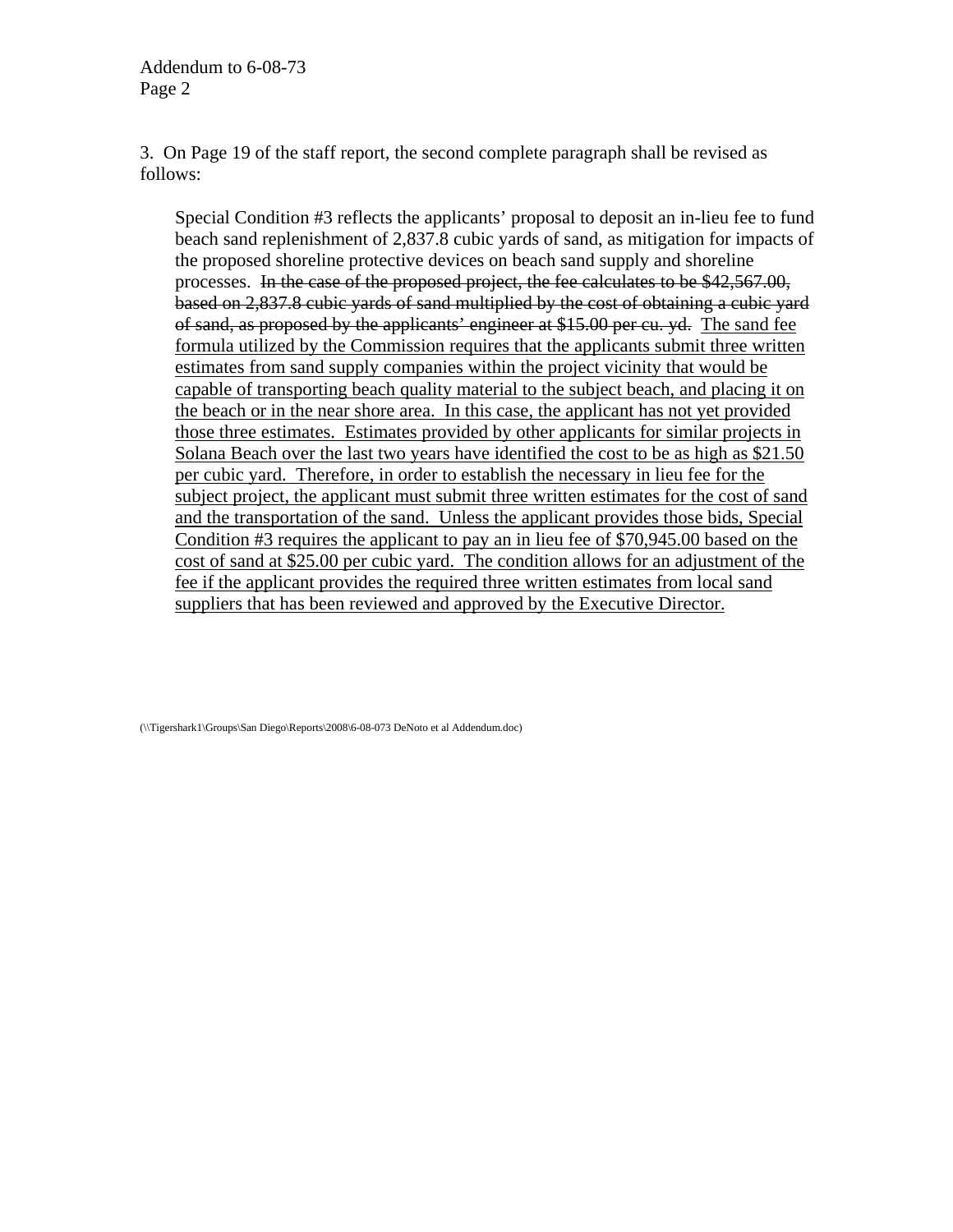3. On Page 19 of the staff report, the second complete paragraph shall be revised as follows:

> Special Condition #3 reflects the applicants' proposal to deposit an in-lieu fee to fund beach sand replenishment of 2,837.8 cubic yards of sand, as mitigation for impacts of the proposed shoreline protective devices on beach sand supply and shoreline processes. ~~In the case of the proposed project, the fee calculates to be $42,567.00, based on 2,837.8 cubic yards of sand multiplied by the cost of obtaining a cubic yard of sand, as proposed by the applicants' engineer at $15.00 per cu. yd.~~ <u>The sand fee formula utilized by the Commission requires that the applicants submit three written estimates from sand supply companies within the project vicinity that would be capable of transporting beach quality material to the subject beach, and placing it on the beach or in the near shore area. In this case, the applicant has not yet provided those three estimates. Estimates provided by other applicants for similar projects in Solana Beach over the last two years have identified the cost to be as high as $21.50 per cubic yard. Therefore, in order to establish the necessary in lieu fee for the subject project, the applicant must submit three written estimates for the cost of sand and the transportation of the sand. Unless the applicant provides those bids, Special Condition #3 requires the applicant to pay an in lieu fee of $70,945.00 based on the cost of sand at $25.00 per cubic yard. The condition allows for an adjustment of the fee if the applicant provides the required three written estimates from local sand suppliers that has been reviewed and approved by the Executive Director.</u>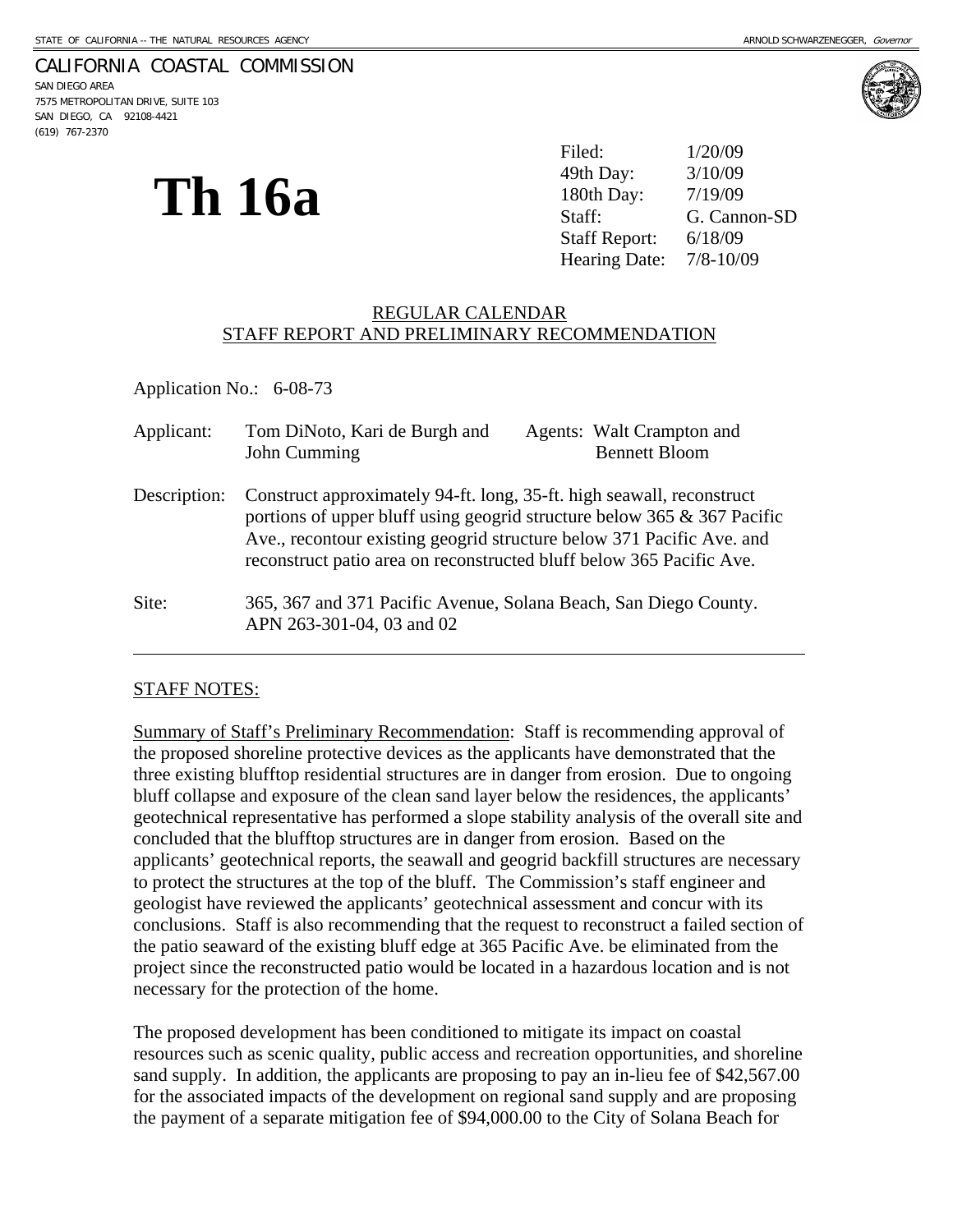STATE OF CALIFORNIA -- THE NATURAL RESOURCES AGENCY — ARNOLD SCHWARZENEGGER, *Governor*

CALIFORNIA COASTAL COMMISSION
SAN DIEGO AREA
7575 METROPOLITAN DRIVE, SUITE 103
SAN DIEGO, CA 92108-4421
(619) 767-2370

# Th 16a

| | |
|---|---|
| Filed: | 1/20/09 |
| 49th Day: | 3/10/09 |
| 180th Day: | 7/19/09 |
| Staff: | G. Cannon-SD |
| Staff Report: | 6/18/09 |
| Hearing Date: | 7/8-10/09 |

## REGULAR CALENDAR
## STAFF REPORT AND PRELIMINARY RECOMMENDATION

Application No.: 6-08-73

Applicant: Tom DiNoto, Kari de Burgh and John Cumming — Agents: Walt Crampton and Bennett Bloom

Description: Construct approximately 94-ft. long, 35-ft. high seawall, reconstruct portions of upper bluff using geogrid structure below 365 & 367 Pacific Ave., recontour existing geogrid structure below 371 Pacific Ave. and reconstruct patio area on reconstructed bluff below 365 Pacific Ave.

Site: 365, 367 and 371 Pacific Avenue, Solana Beach, San Diego County. APN 263-301-04, 03 and 02

---

STAFF NOTES:

Summary of Staff's Preliminary Recommendation: Staff is recommending approval of the proposed shoreline protective devices as the applicants have demonstrated that the three existing blufftop residential structures are in danger from erosion. Due to ongoing bluff collapse and exposure of the clean sand layer below the residences, the applicants' geotechnical representative has performed a slope stability analysis of the overall site and concluded that the blufftop structures are in danger from erosion. Based on the applicants' geotechnical reports, the seawall and geogrid backfill structures are necessary to protect the structures at the top of the bluff. The Commission's staff engineer and geologist have reviewed the applicants' geotechnical assessment and concur with its conclusions. Staff is also recommending that the request to reconstruct a failed section of the patio seaward of the existing bluff edge at 365 Pacific Ave. be eliminated from the project since the reconstructed patio would be located in a hazardous location and is not necessary for the protection of the home.

The proposed development has been conditioned to mitigate its impact on coastal resources such as scenic quality, public access and recreation opportunities, and shoreline sand supply. In addition, the applicants are proposing to pay an in-lieu fee of $42,567.00 for the associated impacts of the development on regional sand supply and are proposing the payment of a separate mitigation fee of $94,000.00 to the City of Solana Beach for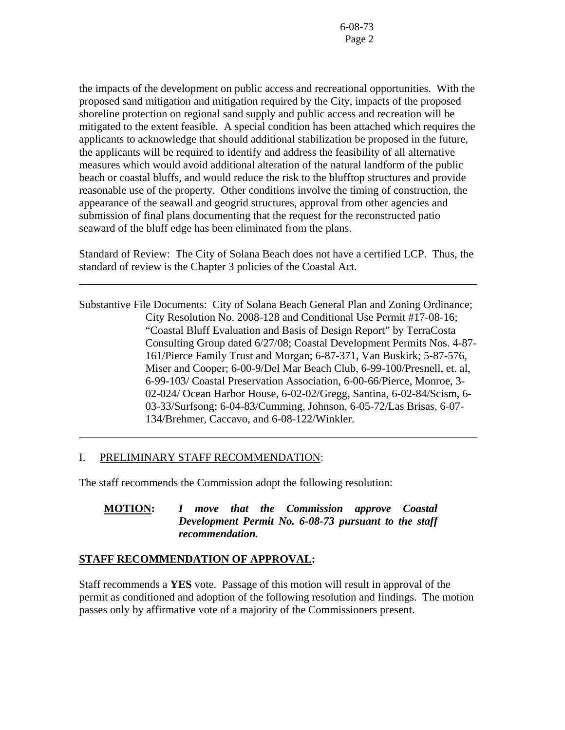the impacts of the development on public access and recreational opportunities. With the proposed sand mitigation and mitigation required by the City, impacts of the proposed shoreline protection on regional sand supply and public access and recreation will be mitigated to the extent feasible. A special condition has been attached which requires the applicants to acknowledge that should additional stabilization be proposed in the future, the applicants will be required to identify and address the feasibility of all alternative measures which would avoid additional alteration of the natural landform of the public beach or coastal bluffs, and would reduce the risk to the blufftop structures and provide reasonable use of the property. Other conditions involve the timing of construction, the appearance of the seawall and geogrid structures, approval from other agencies and submission of final plans documenting that the request for the reconstructed patio seaward of the bluff edge has been eliminated from the plans.

Standard of Review: The City of Solana Beach does not have a certified LCP. Thus, the standard of review is the Chapter 3 policies of the Coastal Act.

---

Substantive File Documents: City of Solana Beach General Plan and Zoning Ordinance; City Resolution No. 2008-128 and Conditional Use Permit #17-08-16; "Coastal Bluff Evaluation and Basis of Design Report" by TerraCosta Consulting Group dated 6/27/08; Coastal Development Permits Nos. 4-87-161/Pierce Family Trust and Morgan; 6-87-371, Van Buskirk; 5-87-576, Miser and Cooper; 6-00-9/Del Mar Beach Club, 6-99-100/Presnell, et. al, 6-99-103/ Coastal Preservation Association, 6-00-66/Pierce, Monroe, 3-02-024/ Ocean Harbor House, 6-02-02/Gregg, Santina, 6-02-84/Scism, 6-03-33/Surfsong; 6-04-83/Cumming, Johnson, 6-05-72/Las Brisas, 6-07-134/Brehmer, Caccavo, and 6-08-122/Winkler.

---

I. PRELIMINARY STAFF RECOMMENDATION:

The staff recommends the Commission adopt the following resolution:

**MOTION:** ***I move that the Commission approve Coastal Development Permit No. 6-08-73 pursuant to the staff recommendation.***

**STAFF RECOMMENDATION OF APPROVAL:**

Staff recommends a **YES** vote. Passage of this motion will result in approval of the permit as conditioned and adoption of the following resolution and findings. The motion passes only by affirmative vote of a majority of the Commissioners present.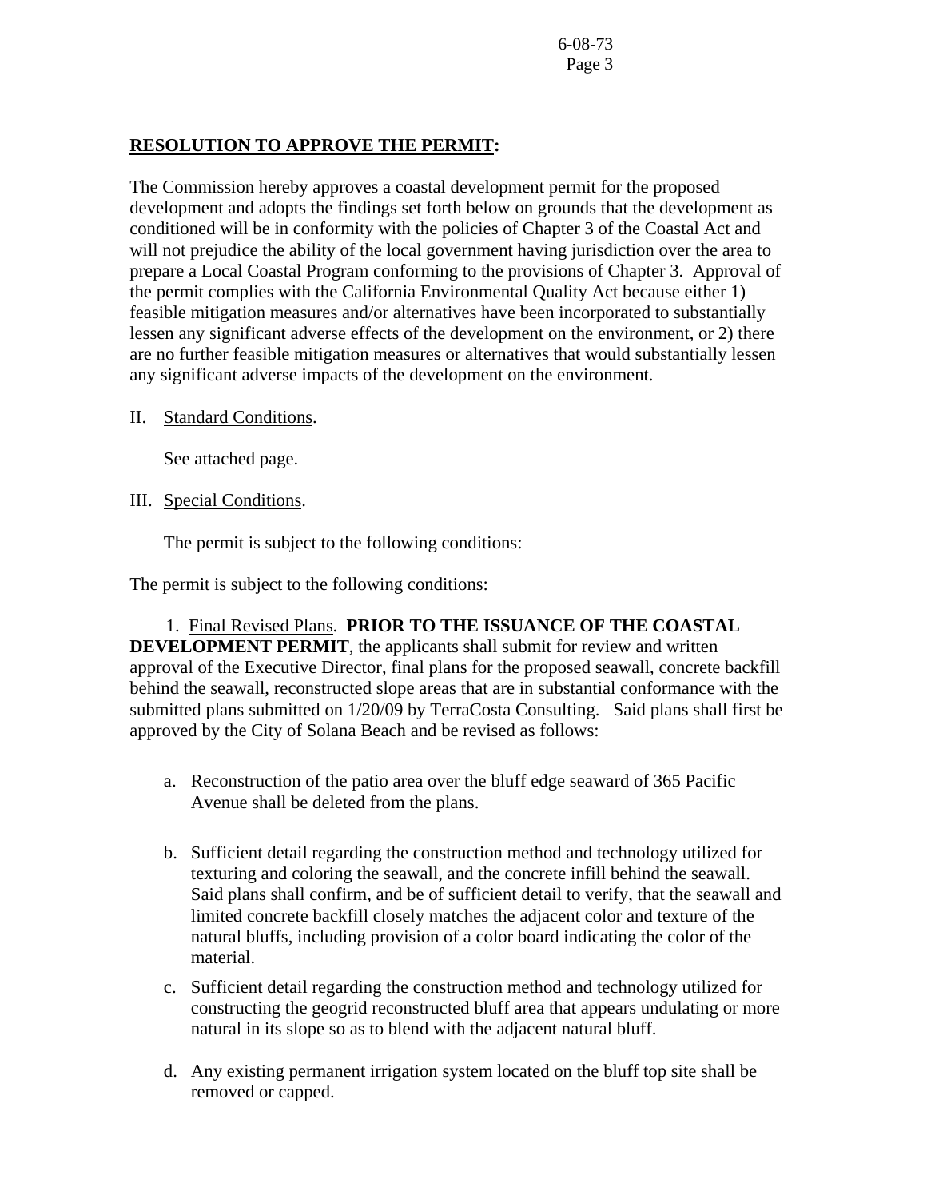**RESOLUTION TO APPROVE THE PERMIT:**

The Commission hereby approves a coastal development permit for the proposed development and adopts the findings set forth below on grounds that the development as conditioned will be in conformity with the policies of Chapter 3 of the Coastal Act and will not prejudice the ability of the local government having jurisdiction over the area to prepare a Local Coastal Program conforming to the provisions of Chapter 3. Approval of the permit complies with the California Environmental Quality Act because either 1) feasible mitigation measures and/or alternatives have been incorporated to substantially lessen any significant adverse effects of the development on the environment, or 2) there are no further feasible mitigation measures or alternatives that would substantially lessen any significant adverse impacts of the development on the environment.

II. Standard Conditions.

See attached page.

III. Special Conditions.

The permit is subject to the following conditions:

The permit is subject to the following conditions:

1. Final Revised Plans. **PRIOR TO THE ISSUANCE OF THE COASTAL DEVELOPMENT PERMIT**, the applicants shall submit for review and written approval of the Executive Director, final plans for the proposed seawall, concrete backfill behind the seawall, reconstructed slope areas that are in substantial conformance with the submitted plans submitted on 1/20/09 by TerraCosta Consulting. Said plans shall first be approved by the City of Solana Beach and be revised as follows:

   a. Reconstruction of the patio area over the bluff edge seaward of 365 Pacific Avenue shall be deleted from the plans.

   b. Sufficient detail regarding the construction method and technology utilized for texturing and coloring the seawall, and the concrete infill behind the seawall. Said plans shall confirm, and be of sufficient detail to verify, that the seawall and limited concrete backfill closely matches the adjacent color and texture of the natural bluffs, including provision of a color board indicating the color of the material.

   c. Sufficient detail regarding the construction method and technology utilized for constructing the geogrid reconstructed bluff area that appears undulating or more natural in its slope so as to blend with the adjacent natural bluff.

   d. Any existing permanent irrigation system located on the bluff top site shall be removed or capped.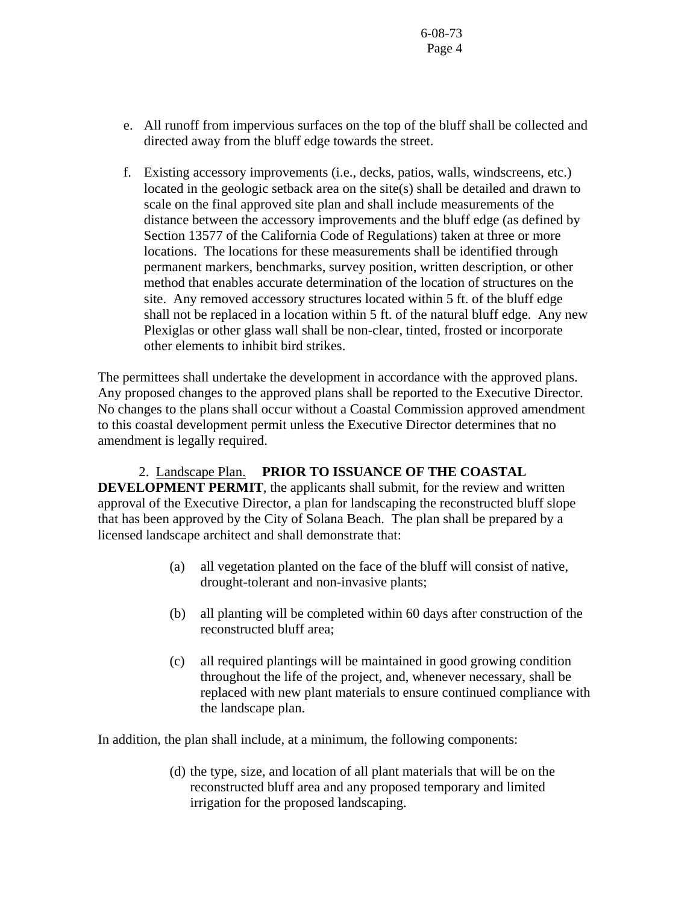e. All runoff from impervious surfaces on the top of the bluff shall be collected and directed away from the bluff edge towards the street.

f. Existing accessory improvements (i.e., decks, patios, walls, windscreens, etc.) located in the geologic setback area on the site(s) shall be detailed and drawn to scale on the final approved site plan and shall include measurements of the distance between the accessory improvements and the bluff edge (as defined by Section 13577 of the California Code of Regulations) taken at three or more locations. The locations for these measurements shall be identified through permanent markers, benchmarks, survey position, written description, or other method that enables accurate determination of the location of structures on the site. Any removed accessory structures located within 5 ft. of the bluff edge shall not be replaced in a location within 5 ft. of the natural bluff edge. Any new Plexiglas or other glass wall shall be non-clear, tinted, frosted or incorporate other elements to inhibit bird strikes.

The permittees shall undertake the development in accordance with the approved plans. Any proposed changes to the approved plans shall be reported to the Executive Director. No changes to the plans shall occur without a Coastal Commission approved amendment to this coastal development permit unless the Executive Director determines that no amendment is legally required.

2. Landscape Plan. **PRIOR TO ISSUANCE OF THE COASTAL DEVELOPMENT PERMIT**, the applicants shall submit, for the review and written approval of the Executive Director, a plan for landscaping the reconstructed bluff slope that has been approved by the City of Solana Beach. The plan shall be prepared by a licensed landscape architect and shall demonstrate that:

(a) all vegetation planted on the face of the bluff will consist of native, drought-tolerant and non-invasive plants;

(b) all planting will be completed within 60 days after construction of the reconstructed bluff area;

(c) all required plantings will be maintained in good growing condition throughout the life of the project, and, whenever necessary, shall be replaced with new plant materials to ensure continued compliance with the landscape plan.

In addition, the plan shall include, at a minimum, the following components:

(d) the type, size, and location of all plant materials that will be on the reconstructed bluff area and any proposed temporary and limited irrigation for the proposed landscaping.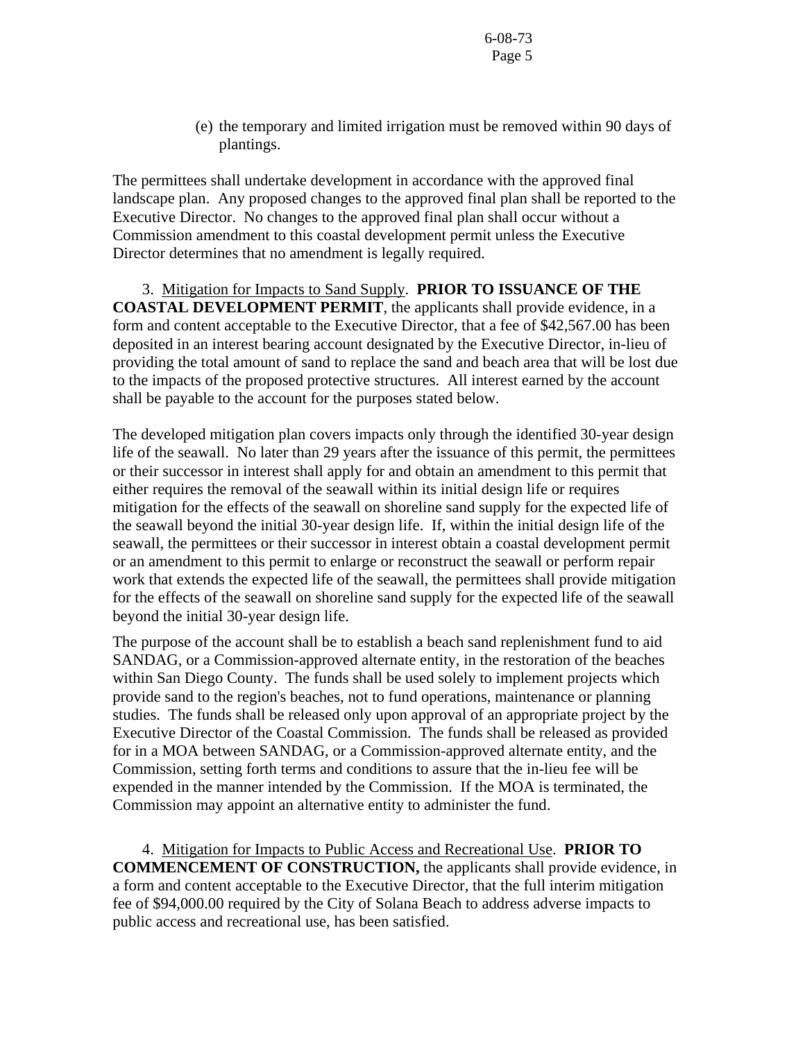(e) the temporary and limited irrigation must be removed within 90 days of plantings.

The permittees shall undertake development in accordance with the approved final landscape plan. Any proposed changes to the approved final plan shall be reported to the Executive Director. No changes to the approved final plan shall occur without a Commission amendment to this coastal development permit unless the Executive Director determines that no amendment is legally required.

3. Mitigation for Impacts to Sand Supply. **PRIOR TO ISSUANCE OF THE COASTAL DEVELOPMENT PERMIT**, the applicants shall provide evidence, in a form and content acceptable to the Executive Director, that a fee of $42,567.00 has been deposited in an interest bearing account designated by the Executive Director, in-lieu of providing the total amount of sand to replace the sand and beach area that will be lost due to the impacts of the proposed protective structures. All interest earned by the account shall be payable to the account for the purposes stated below.

The developed mitigation plan covers impacts only through the identified 30-year design life of the seawall. No later than 29 years after the issuance of this permit, the permittees or their successor in interest shall apply for and obtain an amendment to this permit that either requires the removal of the seawall within its initial design life or requires mitigation for the effects of the seawall on shoreline sand supply for the expected life of the seawall beyond the initial 30-year design life. If, within the initial design life of the seawall, the permittees or their successor in interest obtain a coastal development permit or an amendment to this permit to enlarge or reconstruct the seawall or perform repair work that extends the expected life of the seawall, the permittees shall provide mitigation for the effects of the seawall on shoreline sand supply for the expected life of the seawall beyond the initial 30-year design life.

The purpose of the account shall be to establish a beach sand replenishment fund to aid SANDAG, or a Commission-approved alternate entity, in the restoration of the beaches within San Diego County. The funds shall be used solely to implement projects which provide sand to the region's beaches, not to fund operations, maintenance or planning studies. The funds shall be released only upon approval of an appropriate project by the Executive Director of the Coastal Commission. The funds shall be released as provided for in a MOA between SANDAG, or a Commission-approved alternate entity, and the Commission, setting forth terms and conditions to assure that the in-lieu fee will be expended in the manner intended by the Commission. If the MOA is terminated, the Commission may appoint an alternative entity to administer the fund.

4. Mitigation for Impacts to Public Access and Recreational Use. **PRIOR TO COMMENCEMENT OF CONSTRUCTION,** the applicants shall provide evidence, in a form and content acceptable to the Executive Director, that the full interim mitigation fee of $94,000.00 required by the City of Solana Beach to address adverse impacts to public access and recreational use, has been satisfied.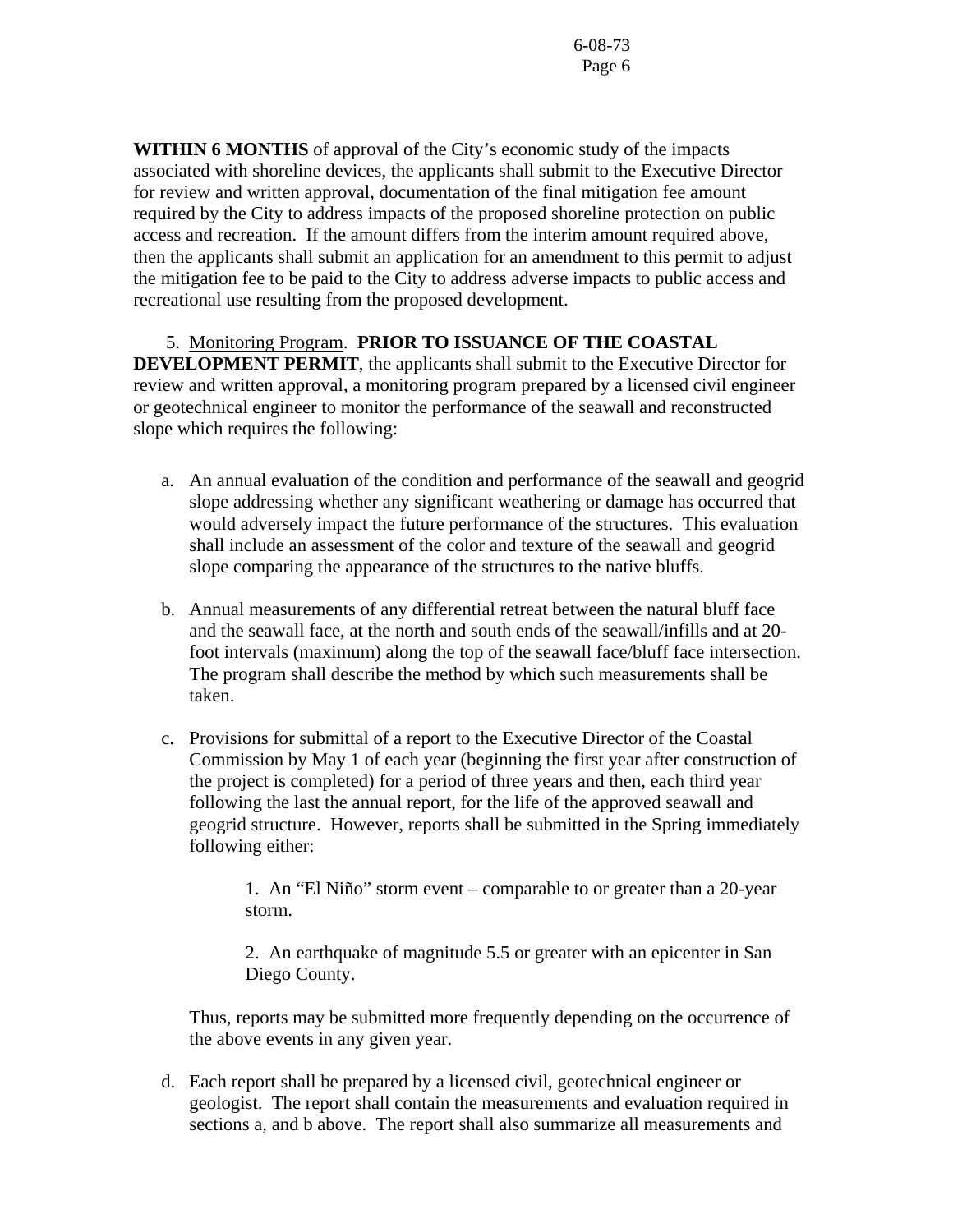**WITHIN 6 MONTHS** of approval of the City's economic study of the impacts associated with shoreline devices, the applicants shall submit to the Executive Director for review and written approval, documentation of the final mitigation fee amount required by the City to address impacts of the proposed shoreline protection on public access and recreation. If the amount differs from the interim amount required above, then the applicants shall submit an application for an amendment to this permit to adjust the mitigation fee to be paid to the City to address adverse impacts to public access and recreational use resulting from the proposed development.

5. Monitoring Program. **PRIOR TO ISSUANCE OF THE COASTAL DEVELOPMENT PERMIT**, the applicants shall submit to the Executive Director for review and written approval, a monitoring program prepared by a licensed civil engineer or geotechnical engineer to monitor the performance of the seawall and reconstructed slope which requires the following:

a. An annual evaluation of the condition and performance of the seawall and geogrid slope addressing whether any significant weathering or damage has occurred that would adversely impact the future performance of the structures. This evaluation shall include an assessment of the color and texture of the seawall and geogrid slope comparing the appearance of the structures to the native bluffs.

b. Annual measurements of any differential retreat between the natural bluff face and the seawall face, at the north and south ends of the seawall/infills and at 20-foot intervals (maximum) along the top of the seawall face/bluff face intersection. The program shall describe the method by which such measurements shall be taken.

c. Provisions for submittal of a report to the Executive Director of the Coastal Commission by May 1 of each year (beginning the first year after construction of the project is completed) for a period of three years and then, each third year following the last the annual report, for the life of the approved seawall and geogrid structure. However, reports shall be submitted in the Spring immediately following either:

   1. An "El Niño" storm event – comparable to or greater than a 20-year storm.

   2. An earthquake of magnitude 5.5 or greater with an epicenter in San Diego County.

   Thus, reports may be submitted more frequently depending on the occurrence of the above events in any given year.

d. Each report shall be prepared by a licensed civil, geotechnical engineer or geologist. The report shall contain the measurements and evaluation required in sections a, and b above. The report shall also summarize all measurements and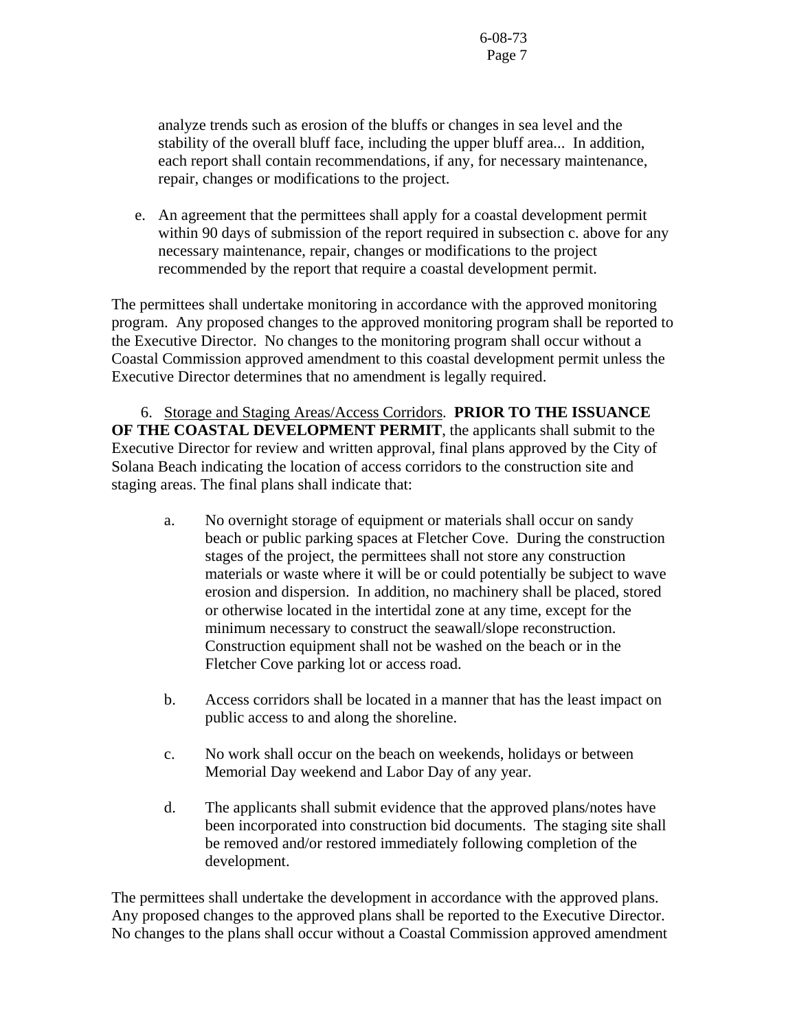analyze trends such as erosion of the bluffs or changes in sea level and the stability of the overall bluff face, including the upper bluff area... In addition, each report shall contain recommendations, if any, for necessary maintenance, repair, changes or modifications to the project.

e. An agreement that the permittees shall apply for a coastal development permit within 90 days of submission of the report required in subsection c. above for any necessary maintenance, repair, changes or modifications to the project recommended by the report that require a coastal development permit.

The permittees shall undertake monitoring in accordance with the approved monitoring program. Any proposed changes to the approved monitoring program shall be reported to the Executive Director. No changes to the monitoring program shall occur without a Coastal Commission approved amendment to this coastal development permit unless the Executive Director determines that no amendment is legally required.

6. Storage and Staging Areas/Access Corridors. **PRIOR TO THE ISSUANCE OF THE COASTAL DEVELOPMENT PERMIT**, the applicants shall submit to the Executive Director for review and written approval, final plans approved by the City of Solana Beach indicating the location of access corridors to the construction site and staging areas. The final plans shall indicate that:

a. No overnight storage of equipment or materials shall occur on sandy beach or public parking spaces at Fletcher Cove. During the construction stages of the project, the permittees shall not store any construction materials or waste where it will be or could potentially be subject to wave erosion and dispersion. In addition, no machinery shall be placed, stored or otherwise located in the intertidal zone at any time, except for the minimum necessary to construct the seawall/slope reconstruction. Construction equipment shall not be washed on the beach or in the Fletcher Cove parking lot or access road.

b. Access corridors shall be located in a manner that has the least impact on public access to and along the shoreline.

c. No work shall occur on the beach on weekends, holidays or between Memorial Day weekend and Labor Day of any year.

d. The applicants shall submit evidence that the approved plans/notes have been incorporated into construction bid documents. The staging site shall be removed and/or restored immediately following completion of the development.

The permittees shall undertake the development in accordance with the approved plans. Any proposed changes to the approved plans shall be reported to the Executive Director. No changes to the plans shall occur without a Coastal Commission approved amendment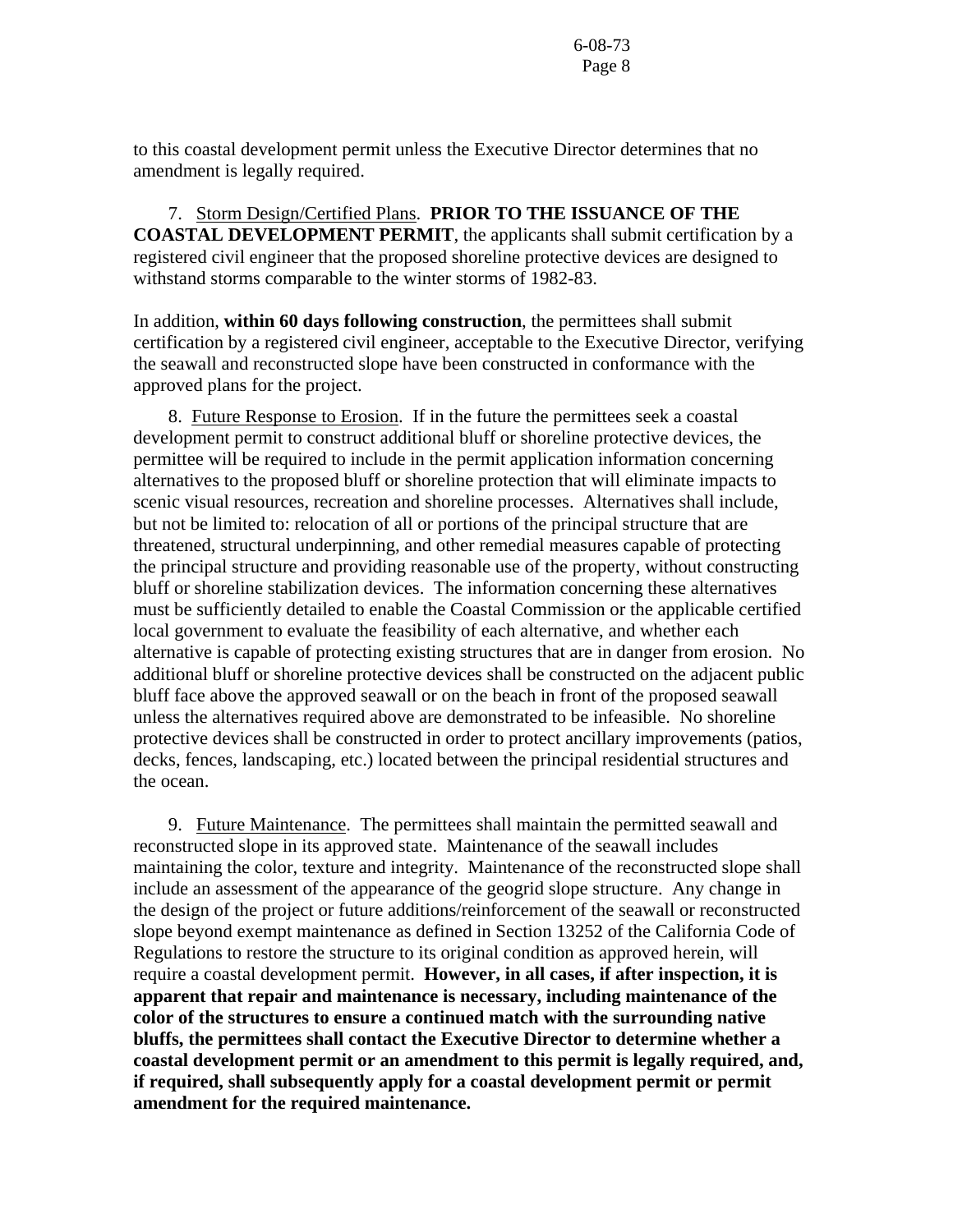to this coastal development permit unless the Executive Director determines that no amendment is legally required.

7. Storm Design/Certified Plans. **PRIOR TO THE ISSUANCE OF THE COASTAL DEVELOPMENT PERMIT**, the applicants shall submit certification by a registered civil engineer that the proposed shoreline protective devices are designed to withstand storms comparable to the winter storms of 1982-83.

In addition, **within 60 days following construction**, the permittees shall submit certification by a registered civil engineer, acceptable to the Executive Director, verifying the seawall and reconstructed slope have been constructed in conformance with the approved plans for the project.

8. Future Response to Erosion. If in the future the permittees seek a coastal development permit to construct additional bluff or shoreline protective devices, the permittee will be required to include in the permit application information concerning alternatives to the proposed bluff or shoreline protection that will eliminate impacts to scenic visual resources, recreation and shoreline processes. Alternatives shall include, but not be limited to: relocation of all or portions of the principal structure that are threatened, structural underpinning, and other remedial measures capable of protecting the principal structure and providing reasonable use of the property, without constructing bluff or shoreline stabilization devices. The information concerning these alternatives must be sufficiently detailed to enable the Coastal Commission or the applicable certified local government to evaluate the feasibility of each alternative, and whether each alternative is capable of protecting existing structures that are in danger from erosion. No additional bluff or shoreline protective devices shall be constructed on the adjacent public bluff face above the approved seawall or on the beach in front of the proposed seawall unless the alternatives required above are demonstrated to be infeasible. No shoreline protective devices shall be constructed in order to protect ancillary improvements (patios, decks, fences, landscaping, etc.) located between the principal residential structures and the ocean.

9. Future Maintenance. The permittees shall maintain the permitted seawall and reconstructed slope in its approved state. Maintenance of the seawall includes maintaining the color, texture and integrity. Maintenance of the reconstructed slope shall include an assessment of the appearance of the geogrid slope structure. Any change in the design of the project or future additions/reinforcement of the seawall or reconstructed slope beyond exempt maintenance as defined in Section 13252 of the California Code of Regulations to restore the structure to its original condition as approved herein, will require a coastal development permit. **However, in all cases, if after inspection, it is apparent that repair and maintenance is necessary, including maintenance of the color of the structures to ensure a continued match with the surrounding native bluffs, the permittees shall contact the Executive Director to determine whether a coastal development permit or an amendment to this permit is legally required, and, if required, shall subsequently apply for a coastal development permit or permit amendment for the required maintenance.**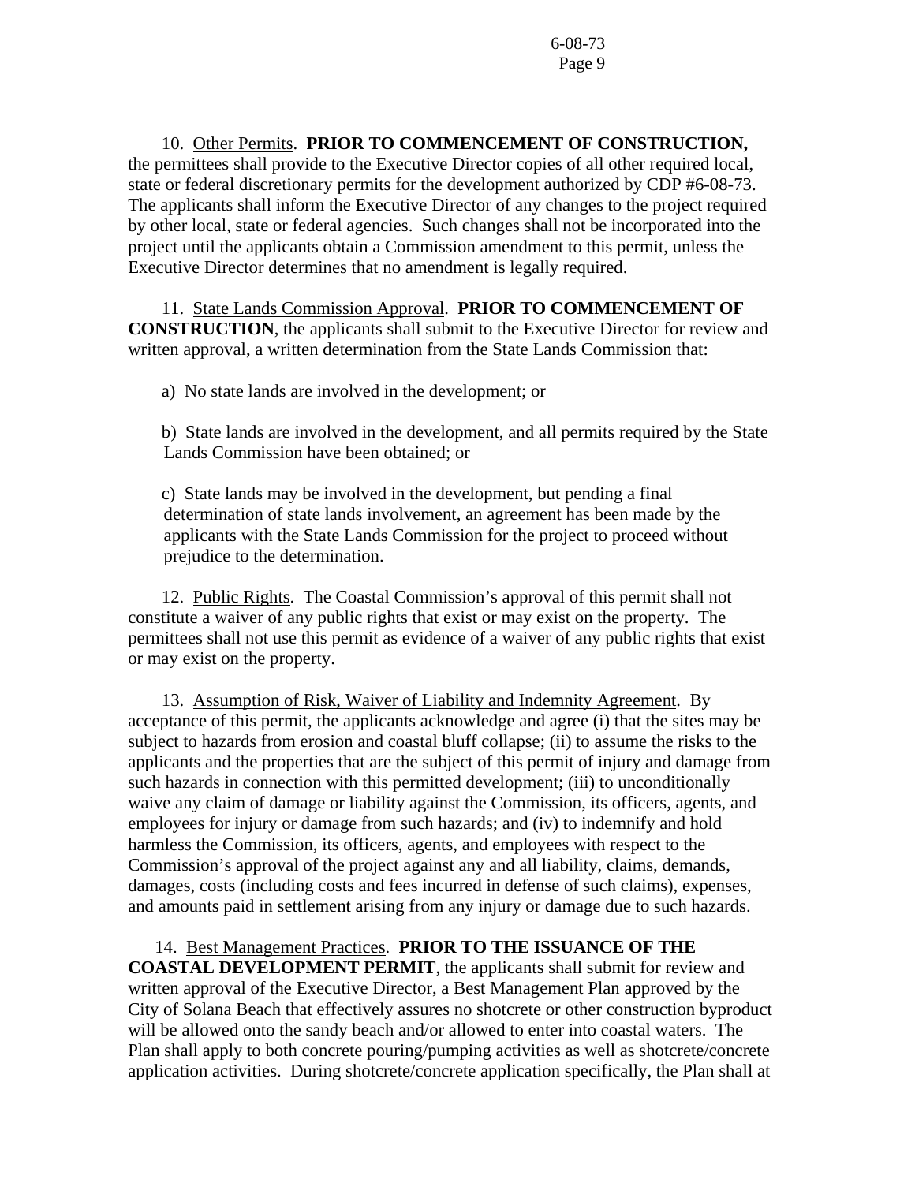10. Other Permits. **PRIOR TO COMMENCEMENT OF CONSTRUCTION,** the permittees shall provide to the Executive Director copies of all other required local, state or federal discretionary permits for the development authorized by CDP #6-08-73. The applicants shall inform the Executive Director of any changes to the project required by other local, state or federal agencies. Such changes shall not be incorporated into the project until the applicants obtain a Commission amendment to this permit, unless the Executive Director determines that no amendment is legally required.

11. State Lands Commission Approval. **PRIOR TO COMMENCEMENT OF CONSTRUCTION**, the applicants shall submit to the Executive Director for review and written approval, a written determination from the State Lands Commission that:

a) No state lands are involved in the development; or

b) State lands are involved in the development, and all permits required by the State Lands Commission have been obtained; or

c) State lands may be involved in the development, but pending a final determination of state lands involvement, an agreement has been made by the applicants with the State Lands Commission for the project to proceed without prejudice to the determination.

12. Public Rights. The Coastal Commission's approval of this permit shall not constitute a waiver of any public rights that exist or may exist on the property. The permittees shall not use this permit as evidence of a waiver of any public rights that exist or may exist on the property.

13. Assumption of Risk, Waiver of Liability and Indemnity Agreement. By acceptance of this permit, the applicants acknowledge and agree (i) that the sites may be subject to hazards from erosion and coastal bluff collapse; (ii) to assume the risks to the applicants and the properties that are the subject of this permit of injury and damage from such hazards in connection with this permitted development; (iii) to unconditionally waive any claim of damage or liability against the Commission, its officers, agents, and employees for injury or damage from such hazards; and (iv) to indemnify and hold harmless the Commission, its officers, agents, and employees with respect to the Commission's approval of the project against any and all liability, claims, demands, damages, costs (including costs and fees incurred in defense of such claims), expenses, and amounts paid in settlement arising from any injury or damage due to such hazards.

14. Best Management Practices. **PRIOR TO THE ISSUANCE OF THE COASTAL DEVELOPMENT PERMIT**, the applicants shall submit for review and written approval of the Executive Director, a Best Management Plan approved by the City of Solana Beach that effectively assures no shotcrete or other construction byproduct will be allowed onto the sandy beach and/or allowed to enter into coastal waters. The Plan shall apply to both concrete pouring/pumping activities as well as shotcrete/concrete application activities. During shotcrete/concrete application specifically, the Plan shall at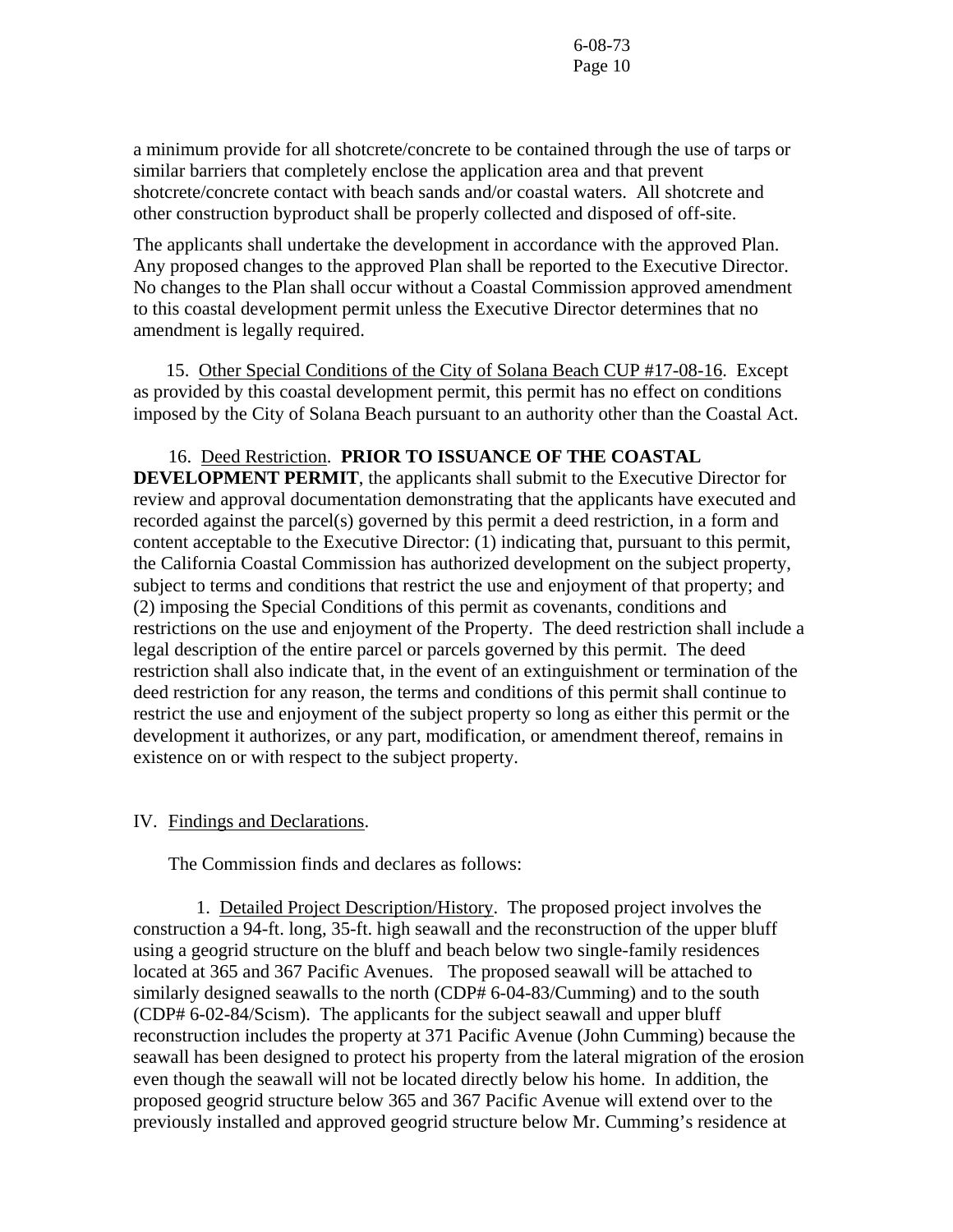a minimum provide for all shotcrete/concrete to be contained through the use of tarps or similar barriers that completely enclose the application area and that prevent shotcrete/concrete contact with beach sands and/or coastal waters. All shotcrete and other construction byproduct shall be properly collected and disposed of off-site.

The applicants shall undertake the development in accordance with the approved Plan. Any proposed changes to the approved Plan shall be reported to the Executive Director. No changes to the Plan shall occur without a Coastal Commission approved amendment to this coastal development permit unless the Executive Director determines that no amendment is legally required.

15. Other Special Conditions of the City of Solana Beach CUP #17-08-16. Except as provided by this coastal development permit, this permit has no effect on conditions imposed by the City of Solana Beach pursuant to an authority other than the Coastal Act.

16. Deed Restriction. **PRIOR TO ISSUANCE OF THE COASTAL DEVELOPMENT PERMIT**, the applicants shall submit to the Executive Director for review and approval documentation demonstrating that the applicants have executed and recorded against the parcel(s) governed by this permit a deed restriction, in a form and content acceptable to the Executive Director: (1) indicating that, pursuant to this permit, the California Coastal Commission has authorized development on the subject property, subject to terms and conditions that restrict the use and enjoyment of that property; and (2) imposing the Special Conditions of this permit as covenants, conditions and restrictions on the use and enjoyment of the Property. The deed restriction shall include a legal description of the entire parcel or parcels governed by this permit. The deed restriction shall also indicate that, in the event of an extinguishment or termination of the deed restriction for any reason, the terms and conditions of this permit shall continue to restrict the use and enjoyment of the subject property so long as either this permit or the development it authorizes, or any part, modification, or amendment thereof, remains in existence on or with respect to the subject property.

## IV. Findings and Declarations.

The Commission finds and declares as follows:

1. Detailed Project Description/History. The proposed project involves the construction a 94-ft. long, 35-ft. high seawall and the reconstruction of the upper bluff using a geogrid structure on the bluff and beach below two single-family residences located at 365 and 367 Pacific Avenues. The proposed seawall will be attached to similarly designed seawalls to the north (CDP# 6-04-83/Cumming) and to the south (CDP# 6-02-84/Scism). The applicants for the subject seawall and upper bluff reconstruction includes the property at 371 Pacific Avenue (John Cumming) because the seawall has been designed to protect his property from the lateral migration of the erosion even though the seawall will not be located directly below his home. In addition, the proposed geogrid structure below 365 and 367 Pacific Avenue will extend over to the previously installed and approved geogrid structure below Mr. Cumming's residence at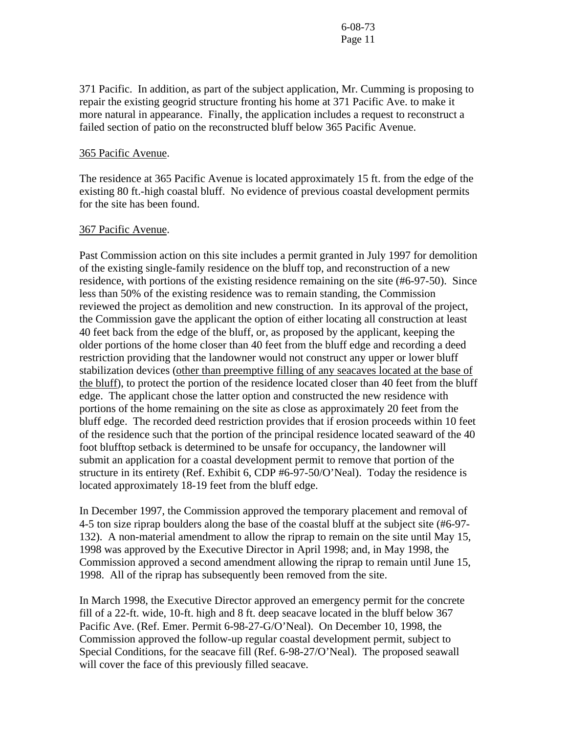371 Pacific. In addition, as part of the subject application, Mr. Cumming is proposing to repair the existing geogrid structure fronting his home at 371 Pacific Ave. to make it more natural in appearance. Finally, the application includes a request to reconstruct a failed section of patio on the reconstructed bluff below 365 Pacific Avenue.

<u>365 Pacific Avenue</u>.

The residence at 365 Pacific Avenue is located approximately 15 ft. from the edge of the existing 80 ft.-high coastal bluff. No evidence of previous coastal development permits for the site has been found.

<u>367 Pacific Avenue</u>.

Past Commission action on this site includes a permit granted in July 1997 for demolition of the existing single-family residence on the bluff top, and reconstruction of a new residence, with portions of the existing residence remaining on the site (#6-97-50). Since less than 50% of the existing residence was to remain standing, the Commission reviewed the project as demolition and new construction. In its approval of the project, the Commission gave the applicant the option of either locating all construction at least 40 feet back from the edge of the bluff, or, as proposed by the applicant, keeping the older portions of the home closer than 40 feet from the bluff edge and recording a deed restriction providing that the landowner would not construct any upper or lower bluff stabilization devices (<u>other than preemptive filling of any seacaves located at the base of the bluff</u>), to protect the portion of the residence located closer than 40 feet from the bluff edge. The applicant chose the latter option and constructed the new residence with portions of the home remaining on the site as close as approximately 20 feet from the bluff edge. The recorded deed restriction provides that if erosion proceeds within 10 feet of the residence such that the portion of the principal residence located seaward of the 40 foot blufftop setback is determined to be unsafe for occupancy, the landowner will submit an application for a coastal development permit to remove that portion of the structure in its entirety (Ref. Exhibit 6, CDP #6-97-50/O'Neal). Today the residence is located approximately 18-19 feet from the bluff edge.

In December 1997, the Commission approved the temporary placement and removal of 4-5 ton size riprap boulders along the base of the coastal bluff at the subject site (#6-97-132). A non-material amendment to allow the riprap to remain on the site until May 15, 1998 was approved by the Executive Director in April 1998; and, in May 1998, the Commission approved a second amendment allowing the riprap to remain until June 15, 1998. All of the riprap has subsequently been removed from the site.

In March 1998, the Executive Director approved an emergency permit for the concrete fill of a 22-ft. wide, 10-ft. high and 8 ft. deep seacave located in the bluff below 367 Pacific Ave. (Ref. Emer. Permit 6-98-27-G/O'Neal). On December 10, 1998, the Commission approved the follow-up regular coastal development permit, subject to Special Conditions, for the seacave fill (Ref. 6-98-27/O'Neal). The proposed seawall will cover the face of this previously filled seacave.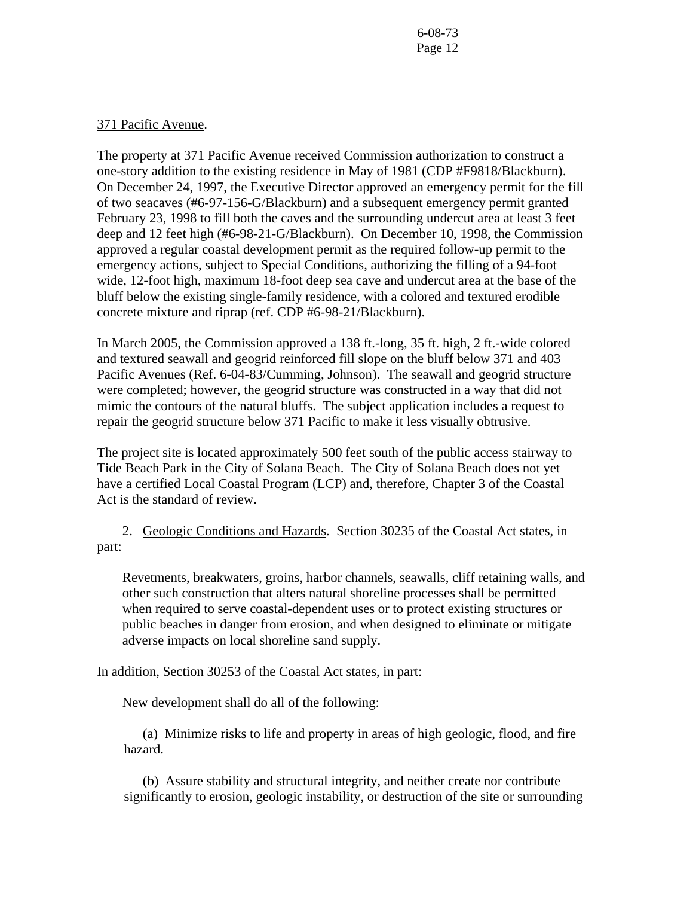371 Pacific Avenue.

The property at 371 Pacific Avenue received Commission authorization to construct a one-story addition to the existing residence in May of 1981 (CDP #F9818/Blackburn). On December 24, 1997, the Executive Director approved an emergency permit for the fill of two seacaves (#6-97-156-G/Blackburn) and a subsequent emergency permit granted February 23, 1998 to fill both the caves and the surrounding undercut area at least 3 feet deep and 12 feet high (#6-98-21-G/Blackburn). On December 10, 1998, the Commission approved a regular coastal development permit as the required follow-up permit to the emergency actions, subject to Special Conditions, authorizing the filling of a 94-foot wide, 12-foot high, maximum 18-foot deep sea cave and undercut area at the base of the bluff below the existing single-family residence, with a colored and textured erodible concrete mixture and riprap (ref. CDP #6-98-21/Blackburn).

In March 2005, the Commission approved a 138 ft.-long, 35 ft. high, 2 ft.-wide colored and textured seawall and geogrid reinforced fill slope on the bluff below 371 and 403 Pacific Avenues (Ref. 6-04-83/Cumming, Johnson). The seawall and geogrid structure were completed; however, the geogrid structure was constructed in a way that did not mimic the contours of the natural bluffs. The subject application includes a request to repair the geogrid structure below 371 Pacific to make it less visually obtrusive.

The project site is located approximately 500 feet south of the public access stairway to Tide Beach Park in the City of Solana Beach. The City of Solana Beach does not yet have a certified Local Coastal Program (LCP) and, therefore, Chapter 3 of the Coastal Act is the standard of review.

2. Geologic Conditions and Hazards. Section 30235 of the Coastal Act states, in part:

> Revetments, breakwaters, groins, harbor channels, seawalls, cliff retaining walls, and other such construction that alters natural shoreline processes shall be permitted when required to serve coastal-dependent uses or to protect existing structures or public beaches in danger from erosion, and when designed to eliminate or mitigate adverse impacts on local shoreline sand supply.

In addition, Section 30253 of the Coastal Act states, in part:

> New development shall do all of the following:
>
> (a) Minimize risks to life and property in areas of high geologic, flood, and fire hazard.
>
> (b) Assure stability and structural integrity, and neither create nor contribute significantly to erosion, geologic instability, or destruction of the site or surrounding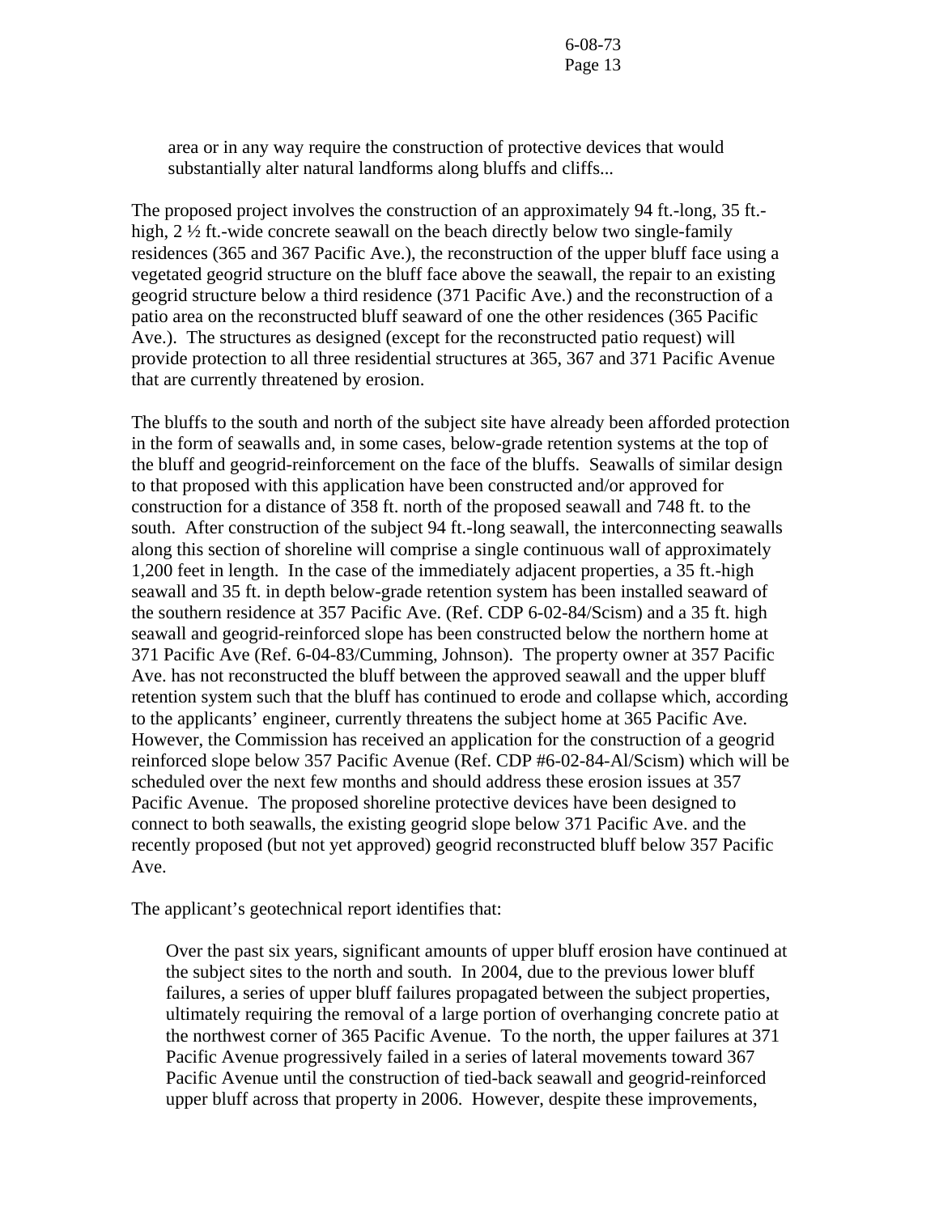area or in any way require the construction of protective devices that would substantially alter natural landforms along bluffs and cliffs...

The proposed project involves the construction of an approximately 94 ft.-long, 35 ft.-high, 2 ½ ft.-wide concrete seawall on the beach directly below two single-family residences (365 and 367 Pacific Ave.), the reconstruction of the upper bluff face using a vegetated geogrid structure on the bluff face above the seawall, the repair to an existing geogrid structure below a third residence (371 Pacific Ave.) and the reconstruction of a patio area on the reconstructed bluff seaward of one the other residences (365 Pacific Ave.). The structures as designed (except for the reconstructed patio request) will provide protection to all three residential structures at 365, 367 and 371 Pacific Avenue that are currently threatened by erosion.

The bluffs to the south and north of the subject site have already been afforded protection in the form of seawalls and, in some cases, below-grade retention systems at the top of the bluff and geogrid-reinforcement on the face of the bluffs. Seawalls of similar design to that proposed with this application have been constructed and/or approved for construction for a distance of 358 ft. north of the proposed seawall and 748 ft. to the south. After construction of the subject 94 ft.-long seawall, the interconnecting seawalls along this section of shoreline will comprise a single continuous wall of approximately 1,200 feet in length. In the case of the immediately adjacent properties, a 35 ft.-high seawall and 35 ft. in depth below-grade retention system has been installed seaward of the southern residence at 357 Pacific Ave. (Ref. CDP 6-02-84/Scism) and a 35 ft. high seawall and geogrid-reinforced slope has been constructed below the northern home at 371 Pacific Ave (Ref. 6-04-83/Cumming, Johnson). The property owner at 357 Pacific Ave. has not reconstructed the bluff between the approved seawall and the upper bluff retention system such that the bluff has continued to erode and collapse which, according to the applicants' engineer, currently threatens the subject home at 365 Pacific Ave. However, the Commission has received an application for the construction of a geogrid reinforced slope below 357 Pacific Avenue (Ref. CDP #6-02-84-A1/Scism) which will be scheduled over the next few months and should address these erosion issues at 357 Pacific Avenue. The proposed shoreline protective devices have been designed to connect to both seawalls, the existing geogrid slope below 371 Pacific Ave. and the recently proposed (but not yet approved) geogrid reconstructed bluff below 357 Pacific Ave.

The applicant's geotechnical report identifies that:

> Over the past six years, significant amounts of upper bluff erosion have continued at the subject sites to the north and south. In 2004, due to the previous lower bluff failures, a series of upper bluff failures propagated between the subject properties, ultimately requiring the removal of a large portion of overhanging concrete patio at the northwest corner of 365 Pacific Avenue. To the north, the upper failures at 371 Pacific Avenue progressively failed in a series of lateral movements toward 367 Pacific Avenue until the construction of tied-back seawall and geogrid-reinforced upper bluff across that property in 2006. However, despite these improvements,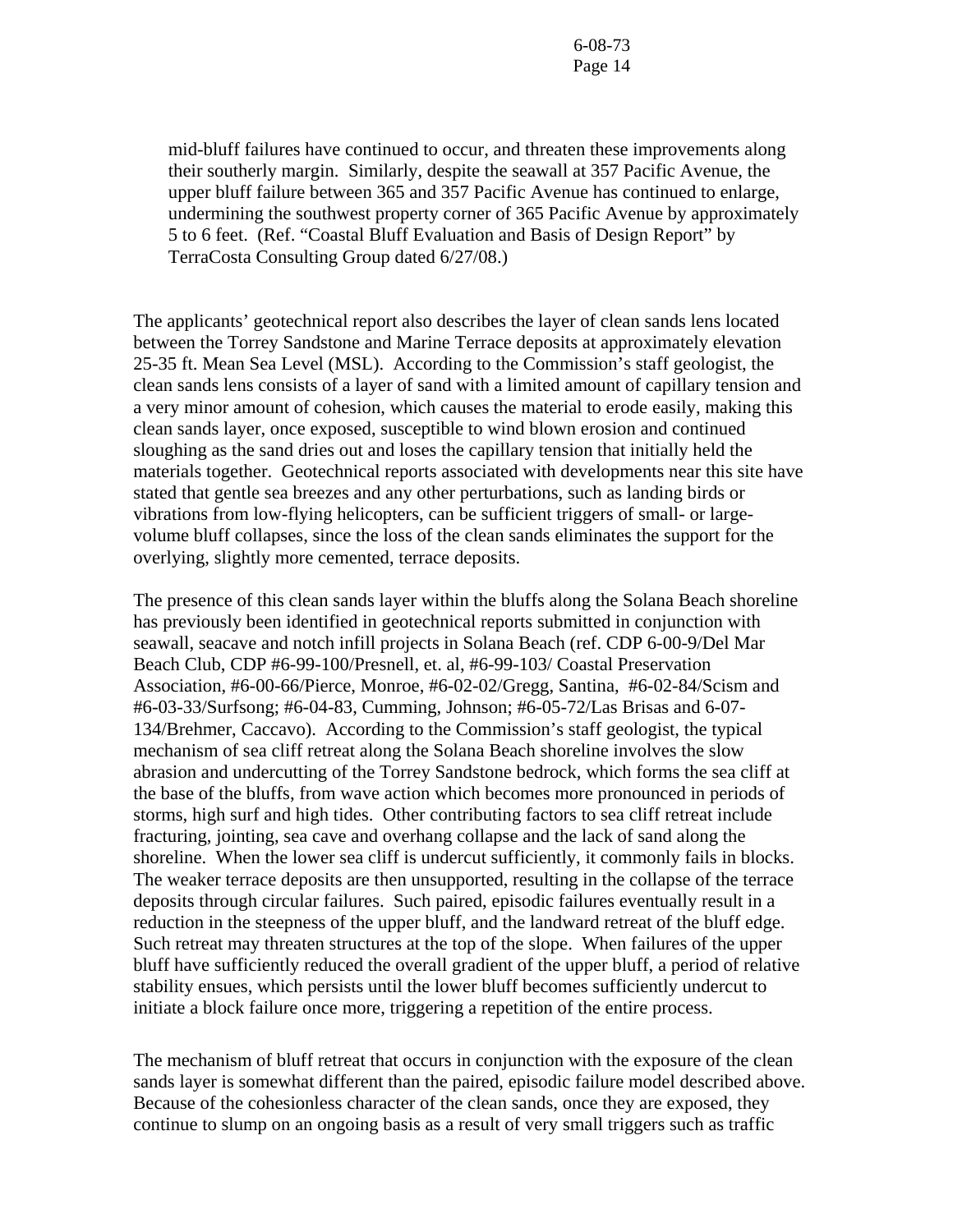mid-bluff failures have continued to occur, and threaten these improvements along their southerly margin. Similarly, despite the seawall at 357 Pacific Avenue, the upper bluff failure between 365 and 357 Pacific Avenue has continued to enlarge, undermining the southwest property corner of 365 Pacific Avenue by approximately 5 to 6 feet. (Ref. "Coastal Bluff Evaluation and Basis of Design Report" by TerraCosta Consulting Group dated 6/27/08.)

The applicants' geotechnical report also describes the layer of clean sands lens located between the Torrey Sandstone and Marine Terrace deposits at approximately elevation 25-35 ft. Mean Sea Level (MSL). According to the Commission's staff geologist, the clean sands lens consists of a layer of sand with a limited amount of capillary tension and a very minor amount of cohesion, which causes the material to erode easily, making this clean sands layer, once exposed, susceptible to wind blown erosion and continued sloughing as the sand dries out and loses the capillary tension that initially held the materials together. Geotechnical reports associated with developments near this site have stated that gentle sea breezes and any other perturbations, such as landing birds or vibrations from low-flying helicopters, can be sufficient triggers of small- or large-volume bluff collapses, since the loss of the clean sands eliminates the support for the overlying, slightly more cemented, terrace deposits.

The presence of this clean sands layer within the bluffs along the Solana Beach shoreline has previously been identified in geotechnical reports submitted in conjunction with seawall, seacave and notch infill projects in Solana Beach (ref. CDP 6-00-9/Del Mar Beach Club, CDP #6-99-100/Presnell, et. al, #6-99-103/ Coastal Preservation Association, #6-00-66/Pierce, Monroe, #6-02-02/Gregg, Santina, #6-02-84/Scism and #6-03-33/Surfsong; #6-04-83, Cumming, Johnson; #6-05-72/Las Brisas and 6-07-134/Brehmer, Caccavo). According to the Commission's staff geologist, the typical mechanism of sea cliff retreat along the Solana Beach shoreline involves the slow abrasion and undercutting of the Torrey Sandstone bedrock, which forms the sea cliff at the base of the bluffs, from wave action which becomes more pronounced in periods of storms, high surf and high tides. Other contributing factors to sea cliff retreat include fracturing, jointing, sea cave and overhang collapse and the lack of sand along the shoreline. When the lower sea cliff is undercut sufficiently, it commonly fails in blocks. The weaker terrace deposits are then unsupported, resulting in the collapse of the terrace deposits through circular failures. Such paired, episodic failures eventually result in a reduction in the steepness of the upper bluff, and the landward retreat of the bluff edge. Such retreat may threaten structures at the top of the slope. When failures of the upper bluff have sufficiently reduced the overall gradient of the upper bluff, a period of relative stability ensues, which persists until the lower bluff becomes sufficiently undercut to initiate a block failure once more, triggering a repetition of the entire process.

The mechanism of bluff retreat that occurs in conjunction with the exposure of the clean sands layer is somewhat different than the paired, episodic failure model described above. Because of the cohesionless character of the clean sands, once they are exposed, they continue to slump on an ongoing basis as a result of very small triggers such as traffic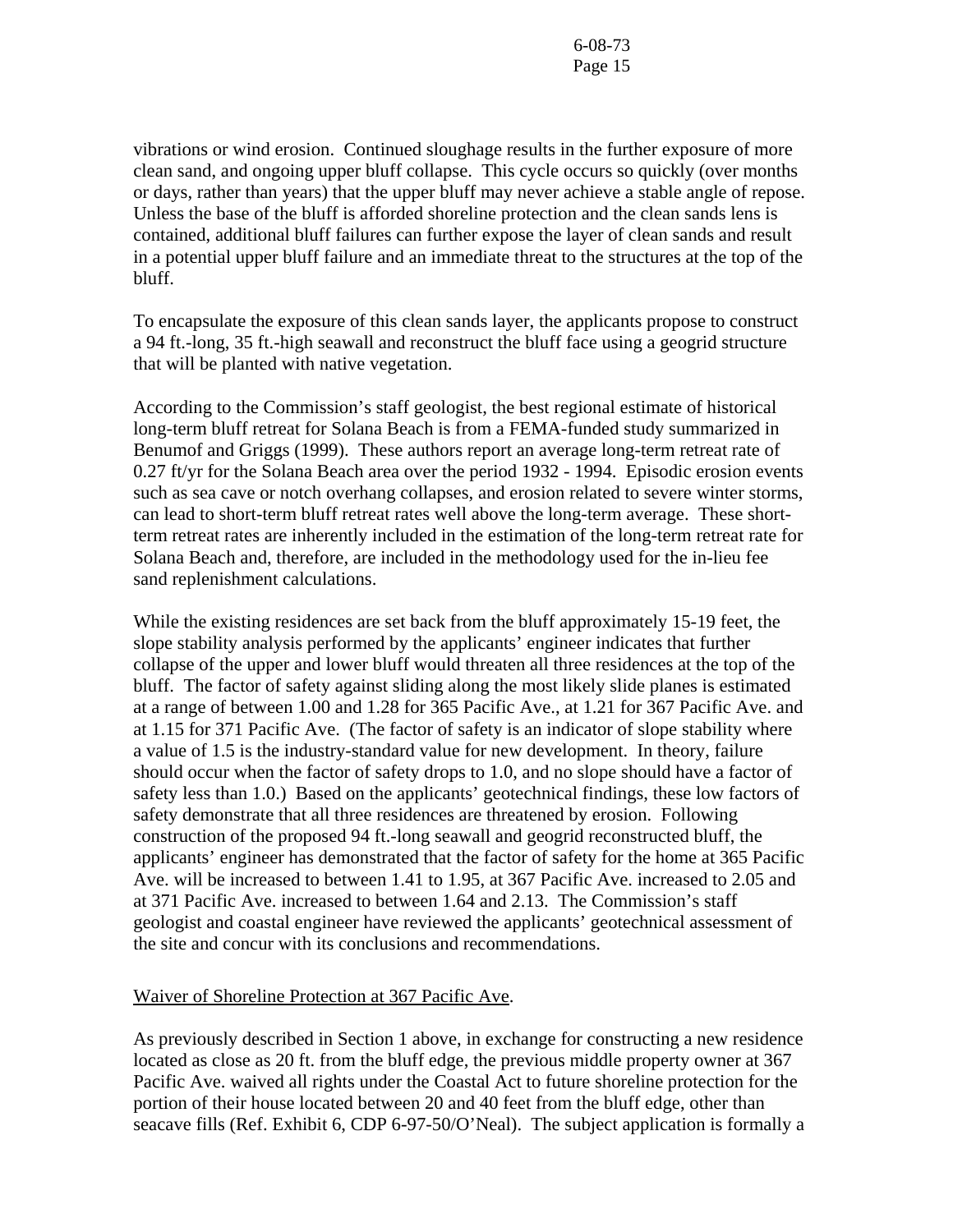vibrations or wind erosion. Continued sloughage results in the further exposure of more clean sand, and ongoing upper bluff collapse. This cycle occurs so quickly (over months or days, rather than years) that the upper bluff may never achieve a stable angle of repose. Unless the base of the bluff is afforded shoreline protection and the clean sands lens is contained, additional bluff failures can further expose the layer of clean sands and result in a potential upper bluff failure and an immediate threat to the structures at the top of the bluff.

To encapsulate the exposure of this clean sands layer, the applicants propose to construct a 94 ft.-long, 35 ft.-high seawall and reconstruct the bluff face using a geogrid structure that will be planted with native vegetation.

According to the Commission's staff geologist, the best regional estimate of historical long-term bluff retreat for Solana Beach is from a FEMA-funded study summarized in Benumof and Griggs (1999). These authors report an average long-term retreat rate of 0.27 ft/yr for the Solana Beach area over the period 1932 - 1994. Episodic erosion events such as sea cave or notch overhang collapses, and erosion related to severe winter storms, can lead to short-term bluff retreat rates well above the long-term average. These short-term retreat rates are inherently included in the estimation of the long-term retreat rate for Solana Beach and, therefore, are included in the methodology used for the in-lieu fee sand replenishment calculations.

While the existing residences are set back from the bluff approximately 15-19 feet, the slope stability analysis performed by the applicants' engineer indicates that further collapse of the upper and lower bluff would threaten all three residences at the top of the bluff. The factor of safety against sliding along the most likely slide planes is estimated at a range of between 1.00 and 1.28 for 365 Pacific Ave., at 1.21 for 367 Pacific Ave. and at 1.15 for 371 Pacific Ave. (The factor of safety is an indicator of slope stability where a value of 1.5 is the industry-standard value for new development. In theory, failure should occur when the factor of safety drops to 1.0, and no slope should have a factor of safety less than 1.0.) Based on the applicants' geotechnical findings, these low factors of safety demonstrate that all three residences are threatened by erosion. Following construction of the proposed 94 ft.-long seawall and geogrid reconstructed bluff, the applicants' engineer has demonstrated that the factor of safety for the home at 365 Pacific Ave. will be increased to between 1.41 to 1.95, at 367 Pacific Ave. increased to 2.05 and at 371 Pacific Ave. increased to between 1.64 and 2.13. The Commission's staff geologist and coastal engineer have reviewed the applicants' geotechnical assessment of the site and concur with its conclusions and recommendations.

<u>Waiver of Shoreline Protection at 367 Pacific Ave</u>.

As previously described in Section 1 above, in exchange for constructing a new residence located as close as 20 ft. from the bluff edge, the previous middle property owner at 367 Pacific Ave. waived all rights under the Coastal Act to future shoreline protection for the portion of their house located between 20 and 40 feet from the bluff edge, other than seacave fills (Ref. Exhibit 6, CDP 6-97-50/O'Neal). The subject application is formally a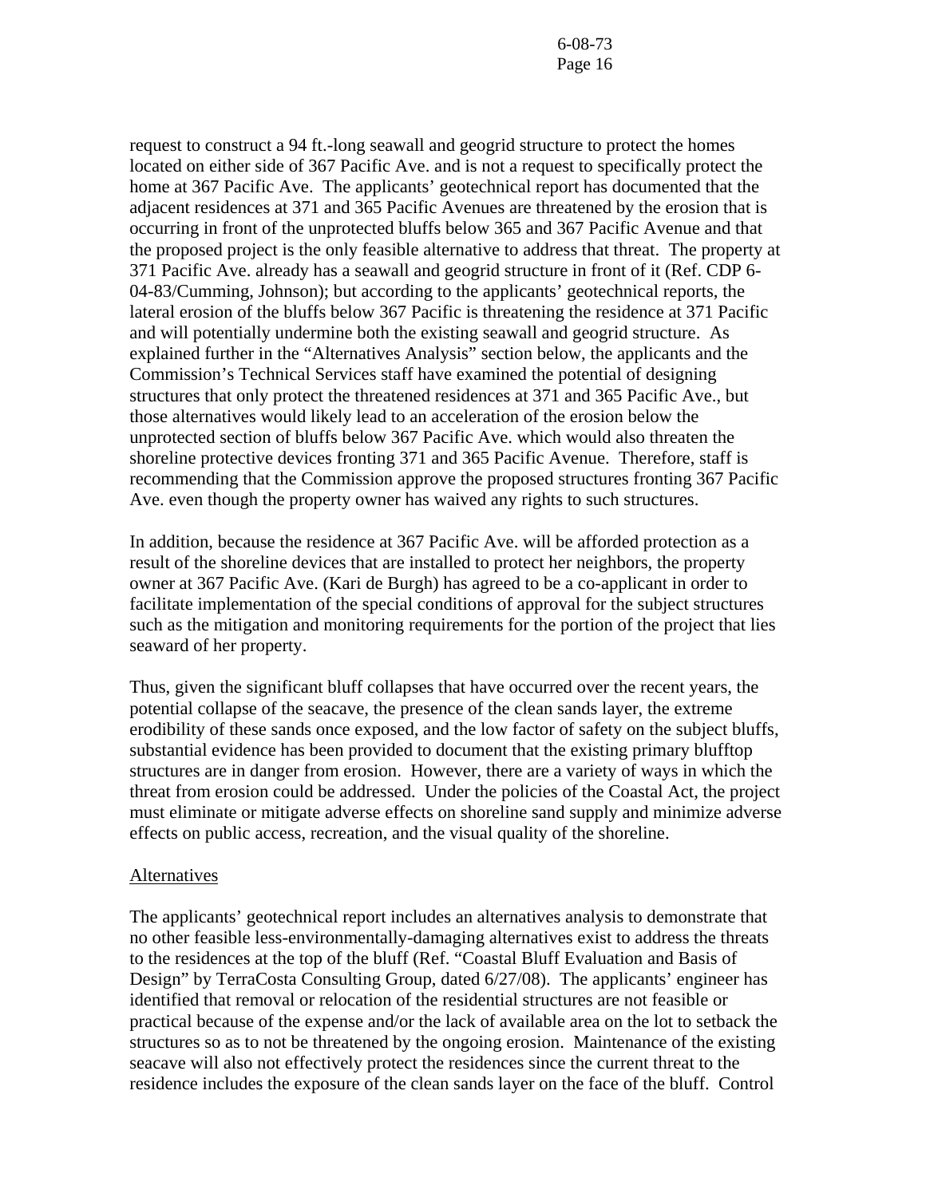request to construct a 94 ft.-long seawall and geogrid structure to protect the homes located on either side of 367 Pacific Ave. and is not a request to specifically protect the home at 367 Pacific Ave. The applicants' geotechnical report has documented that the adjacent residences at 371 and 365 Pacific Avenues are threatened by the erosion that is occurring in front of the unprotected bluffs below 365 and 367 Pacific Avenue and that the proposed project is the only feasible alternative to address that threat. The property at 371 Pacific Ave. already has a seawall and geogrid structure in front of it (Ref. CDP 6-04-83/Cumming, Johnson); but according to the applicants' geotechnical reports, the lateral erosion of the bluffs below 367 Pacific is threatening the residence at 371 Pacific and will potentially undermine both the existing seawall and geogrid structure. As explained further in the "Alternatives Analysis" section below, the applicants and the Commission's Technical Services staff have examined the potential of designing structures that only protect the threatened residences at 371 and 365 Pacific Ave., but those alternatives would likely lead to an acceleration of the erosion below the unprotected section of bluffs below 367 Pacific Ave. which would also threaten the shoreline protective devices fronting 371 and 365 Pacific Avenue. Therefore, staff is recommending that the Commission approve the proposed structures fronting 367 Pacific Ave. even though the property owner has waived any rights to such structures.

In addition, because the residence at 367 Pacific Ave. will be afforded protection as a result of the shoreline devices that are installed to protect her neighbors, the property owner at 367 Pacific Ave. (Kari de Burgh) has agreed to be a co-applicant in order to facilitate implementation of the special conditions of approval for the subject structures such as the mitigation and monitoring requirements for the portion of the project that lies seaward of her property.

Thus, given the significant bluff collapses that have occurred over the recent years, the potential collapse of the seacave, the presence of the clean sands layer, the extreme erodibility of these sands once exposed, and the low factor of safety on the subject bluffs, substantial evidence has been provided to document that the existing primary blufftop structures are in danger from erosion. However, there are a variety of ways in which the threat from erosion could be addressed. Under the policies of the Coastal Act, the project must eliminate or mitigate adverse effects on shoreline sand supply and minimize adverse effects on public access, recreation, and the visual quality of the shoreline.

<u>Alternatives</u>

The applicants' geotechnical report includes an alternatives analysis to demonstrate that no other feasible less-environmentally-damaging alternatives exist to address the threats to the residences at the top of the bluff (Ref. "Coastal Bluff Evaluation and Basis of Design" by TerraCosta Consulting Group, dated 6/27/08). The applicants' engineer has identified that removal or relocation of the residential structures are not feasible or practical because of the expense and/or the lack of available area on the lot to setback the structures so as to not be threatened by the ongoing erosion. Maintenance of the existing seacave will also not effectively protect the residences since the current threat to the residence includes the exposure of the clean sands layer on the face of the bluff. Control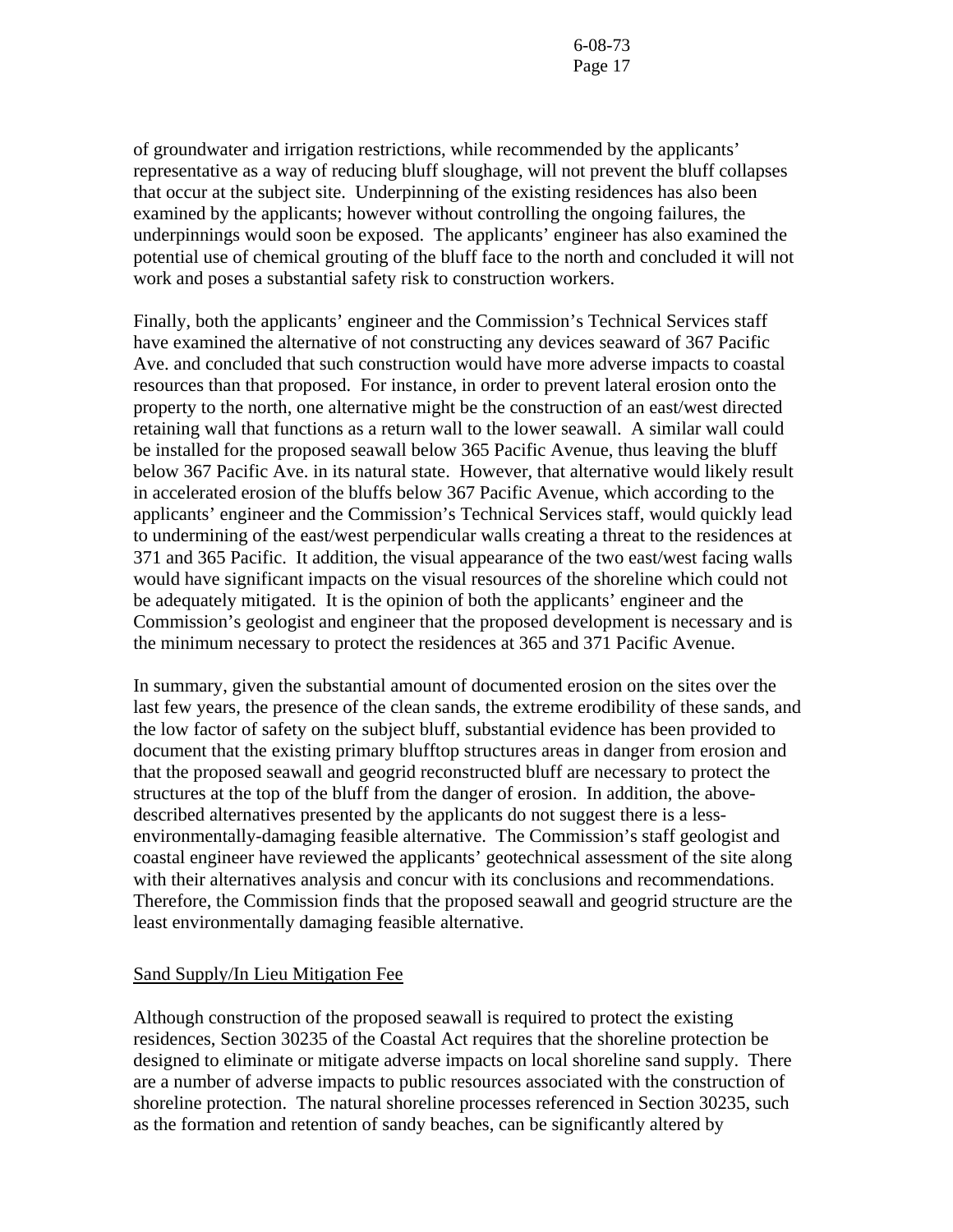of groundwater and irrigation restrictions, while recommended by the applicants' representative as a way of reducing bluff sloughage, will not prevent the bluff collapses that occur at the subject site. Underpinning of the existing residences has also been examined by the applicants; however without controlling the ongoing failures, the underpinnings would soon be exposed. The applicants' engineer has also examined the potential use of chemical grouting of the bluff face to the north and concluded it will not work and poses a substantial safety risk to construction workers.

Finally, both the applicants' engineer and the Commission's Technical Services staff have examined the alternative of not constructing any devices seaward of 367 Pacific Ave. and concluded that such construction would have more adverse impacts to coastal resources than that proposed. For instance, in order to prevent lateral erosion onto the property to the north, one alternative might be the construction of an east/west directed retaining wall that functions as a return wall to the lower seawall. A similar wall could be installed for the proposed seawall below 365 Pacific Avenue, thus leaving the bluff below 367 Pacific Ave. in its natural state. However, that alternative would likely result in accelerated erosion of the bluffs below 367 Pacific Avenue, which according to the applicants' engineer and the Commission's Technical Services staff, would quickly lead to undermining of the east/west perpendicular walls creating a threat to the residences at 371 and 365 Pacific. It addition, the visual appearance of the two east/west facing walls would have significant impacts on the visual resources of the shoreline which could not be adequately mitigated. It is the opinion of both the applicants' engineer and the Commission's geologist and engineer that the proposed development is necessary and is the minimum necessary to protect the residences at 365 and 371 Pacific Avenue.

In summary, given the substantial amount of documented erosion on the sites over the last few years, the presence of the clean sands, the extreme erodibility of these sands, and the low factor of safety on the subject bluff, substantial evidence has been provided to document that the existing primary blufftop structures areas in danger from erosion and that the proposed seawall and geogrid reconstructed bluff are necessary to protect the structures at the top of the bluff from the danger of erosion. In addition, the above-described alternatives presented by the applicants do not suggest there is a less-environmentally-damaging feasible alternative. The Commission's staff geologist and coastal engineer have reviewed the applicants' geotechnical assessment of the site along with their alternatives analysis and concur with its conclusions and recommendations. Therefore, the Commission finds that the proposed seawall and geogrid structure are the least environmentally damaging feasible alternative.

Sand Supply/In Lieu Mitigation Fee

Although construction of the proposed seawall is required to protect the existing residences, Section 30235 of the Coastal Act requires that the shoreline protection be designed to eliminate or mitigate adverse impacts on local shoreline sand supply. There are a number of adverse impacts to public resources associated with the construction of shoreline protection. The natural shoreline processes referenced in Section 30235, such as the formation and retention of sandy beaches, can be significantly altered by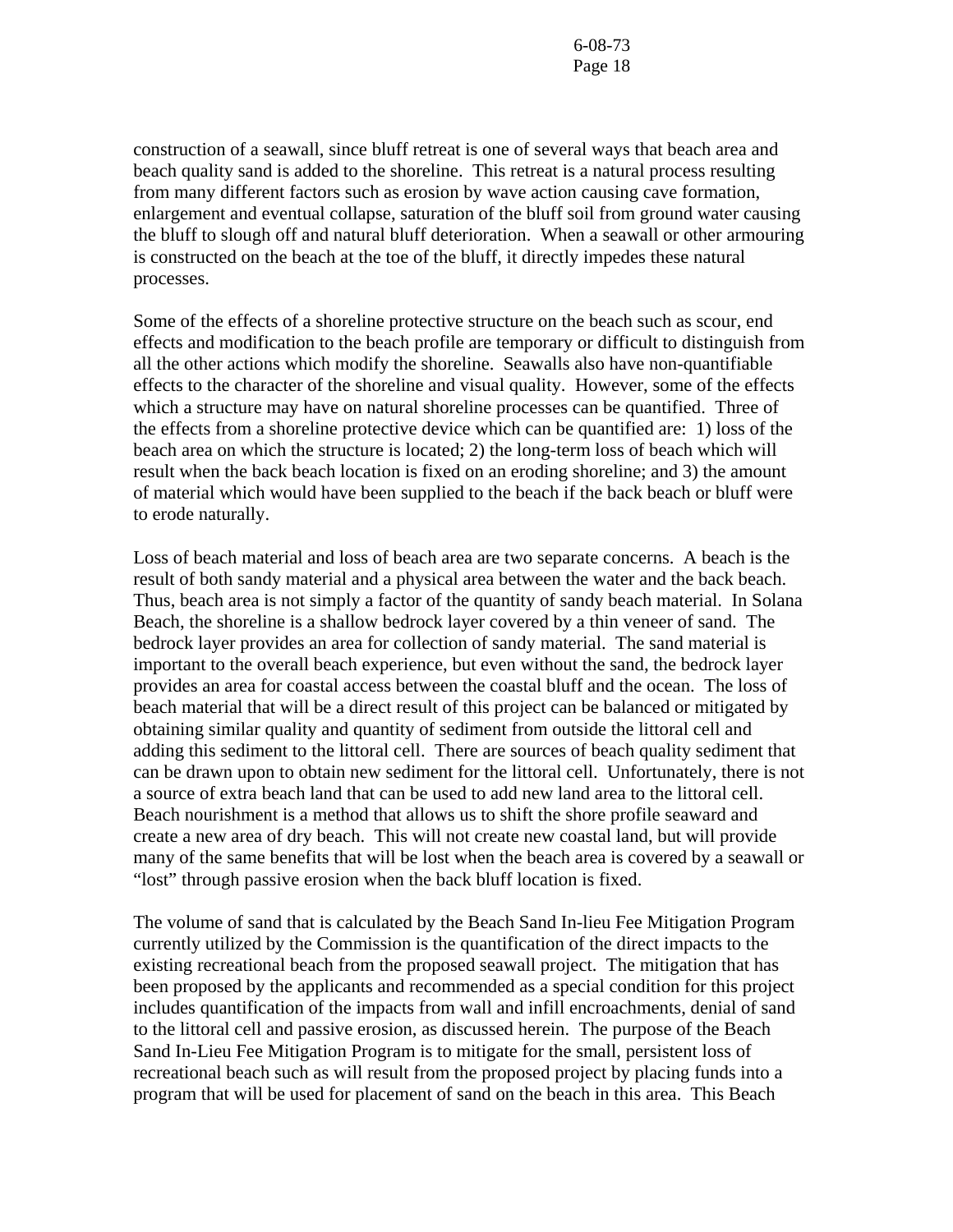construction of a seawall, since bluff retreat is one of several ways that beach area and beach quality sand is added to the shoreline. This retreat is a natural process resulting from many different factors such as erosion by wave action causing cave formation, enlargement and eventual collapse, saturation of the bluff soil from ground water causing the bluff to slough off and natural bluff deterioration. When a seawall or other armouring is constructed on the beach at the toe of the bluff, it directly impedes these natural processes.

Some of the effects of a shoreline protective structure on the beach such as scour, end effects and modification to the beach profile are temporary or difficult to distinguish from all the other actions which modify the shoreline. Seawalls also have non-quantifiable effects to the character of the shoreline and visual quality. However, some of the effects which a structure may have on natural shoreline processes can be quantified. Three of the effects from a shoreline protective device which can be quantified are: 1) loss of the beach area on which the structure is located; 2) the long-term loss of beach which will result when the back beach location is fixed on an eroding shoreline; and 3) the amount of material which would have been supplied to the beach if the back beach or bluff were to erode naturally.

Loss of beach material and loss of beach area are two separate concerns. A beach is the result of both sandy material and a physical area between the water and the back beach. Thus, beach area is not simply a factor of the quantity of sandy beach material. In Solana Beach, the shoreline is a shallow bedrock layer covered by a thin veneer of sand. The bedrock layer provides an area for collection of sandy material. The sand material is important to the overall beach experience, but even without the sand, the bedrock layer provides an area for coastal access between the coastal bluff and the ocean. The loss of beach material that will be a direct result of this project can be balanced or mitigated by obtaining similar quality and quantity of sediment from outside the littoral cell and adding this sediment to the littoral cell. There are sources of beach quality sediment that can be drawn upon to obtain new sediment for the littoral cell. Unfortunately, there is not a source of extra beach land that can be used to add new land area to the littoral cell. Beach nourishment is a method that allows us to shift the shore profile seaward and create a new area of dry beach. This will not create new coastal land, but will provide many of the same benefits that will be lost when the beach area is covered by a seawall or "lost" through passive erosion when the back bluff location is fixed.

The volume of sand that is calculated by the Beach Sand In-lieu Fee Mitigation Program currently utilized by the Commission is the quantification of the direct impacts to the existing recreational beach from the proposed seawall project. The mitigation that has been proposed by the applicants and recommended as a special condition for this project includes quantification of the impacts from wall and infill encroachments, denial of sand to the littoral cell and passive erosion, as discussed herein. The purpose of the Beach Sand In-Lieu Fee Mitigation Program is to mitigate for the small, persistent loss of recreational beach such as will result from the proposed project by placing funds into a program that will be used for placement of sand on the beach in this area. This Beach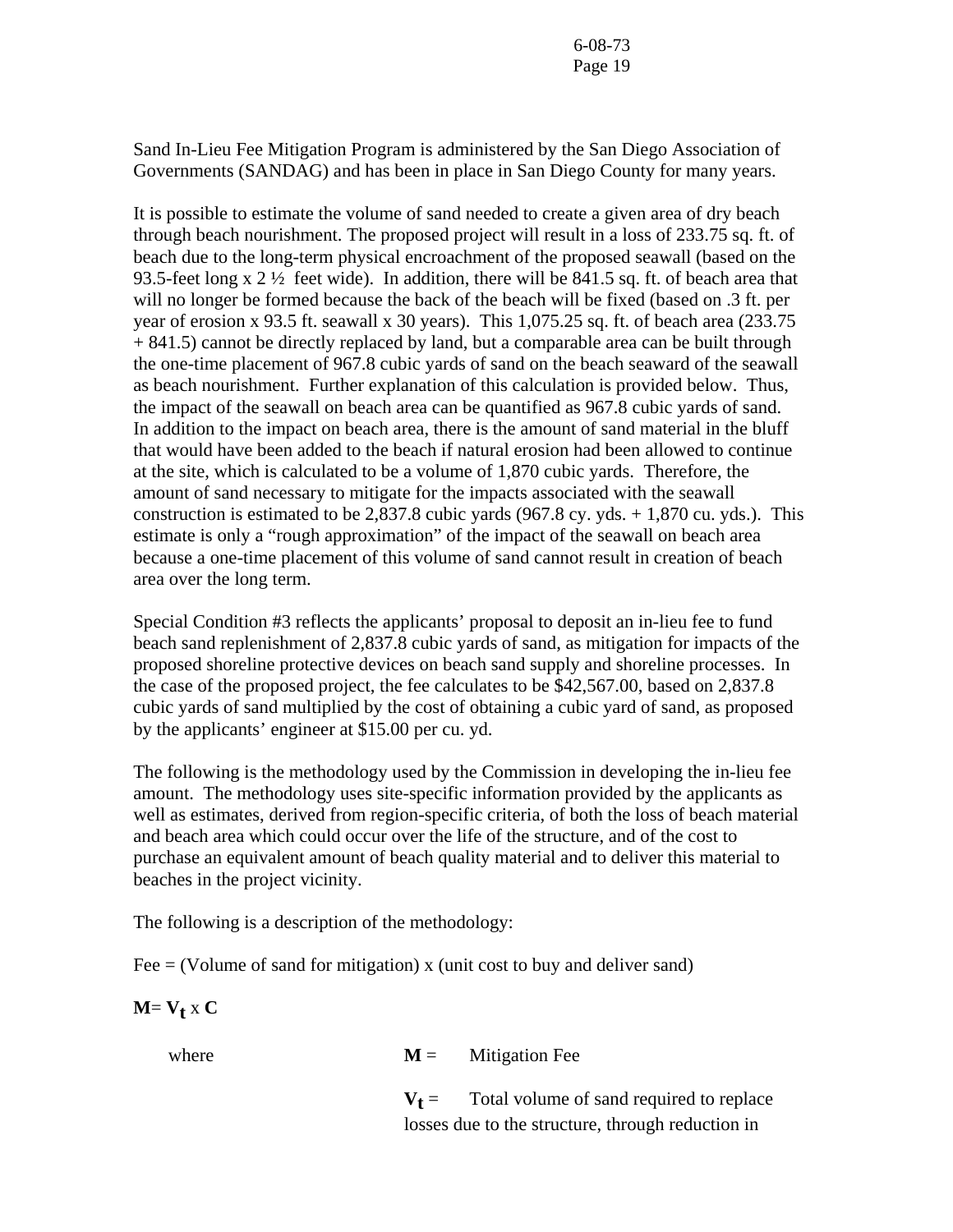Sand In-Lieu Fee Mitigation Program is administered by the San Diego Association of Governments (SANDAG) and has been in place in San Diego County for many years.

It is possible to estimate the volume of sand needed to create a given area of dry beach through beach nourishment. The proposed project will result in a loss of 233.75 sq. ft. of beach due to the long-term physical encroachment of the proposed seawall (based on the 93.5-feet long x 2 ½ feet wide). In addition, there will be 841.5 sq. ft. of beach area that will no longer be formed because the back of the beach will be fixed (based on .3 ft. per year of erosion x 93.5 ft. seawall x 30 years). This 1,075.25 sq. ft. of beach area (233.75 + 841.5) cannot be directly replaced by land, but a comparable area can be built through the one-time placement of 967.8 cubic yards of sand on the beach seaward of the seawall as beach nourishment. Further explanation of this calculation is provided below. Thus, the impact of the seawall on beach area can be quantified as 967.8 cubic yards of sand. In addition to the impact on beach area, there is the amount of sand material in the bluff that would have been added to the beach if natural erosion had been allowed to continue at the site, which is calculated to be a volume of 1,870 cubic yards. Therefore, the amount of sand necessary to mitigate for the impacts associated with the seawall construction is estimated to be 2,837.8 cubic yards (967.8 cy. yds. + 1,870 cu. yds.). This estimate is only a "rough approximation" of the impact of the seawall on beach area because a one-time placement of this volume of sand cannot result in creation of beach area over the long term.

Special Condition #3 reflects the applicants' proposal to deposit an in-lieu fee to fund beach sand replenishment of 2,837.8 cubic yards of sand, as mitigation for impacts of the proposed shoreline protective devices on beach sand supply and shoreline processes. In the case of the proposed project, the fee calculates to be $42,567.00, based on 2,837.8 cubic yards of sand multiplied by the cost of obtaining a cubic yard of sand, as proposed by the applicants' engineer at $15.00 per cu. yd.

The following is the methodology used by the Commission in developing the in-lieu fee amount. The methodology uses site-specific information provided by the applicants as well as estimates, derived from region-specific criteria, of both the loss of beach material and beach area which could occur over the life of the structure, and of the cost to purchase an equivalent amount of beach quality material and to deliver this material to beaches in the project vicinity.

The following is a description of the methodology:

Fee = (Volume of sand for mitigation) x (unit cost to buy and deliver sand)

$$\mathbf{M} = \mathbf{V_t} \times \mathbf{C}$$

where

$\mathbf{M}$ = Mitigation Fee

$\mathbf{V_t}$ = Total volume of sand required to replace losses due to the structure, through reduction in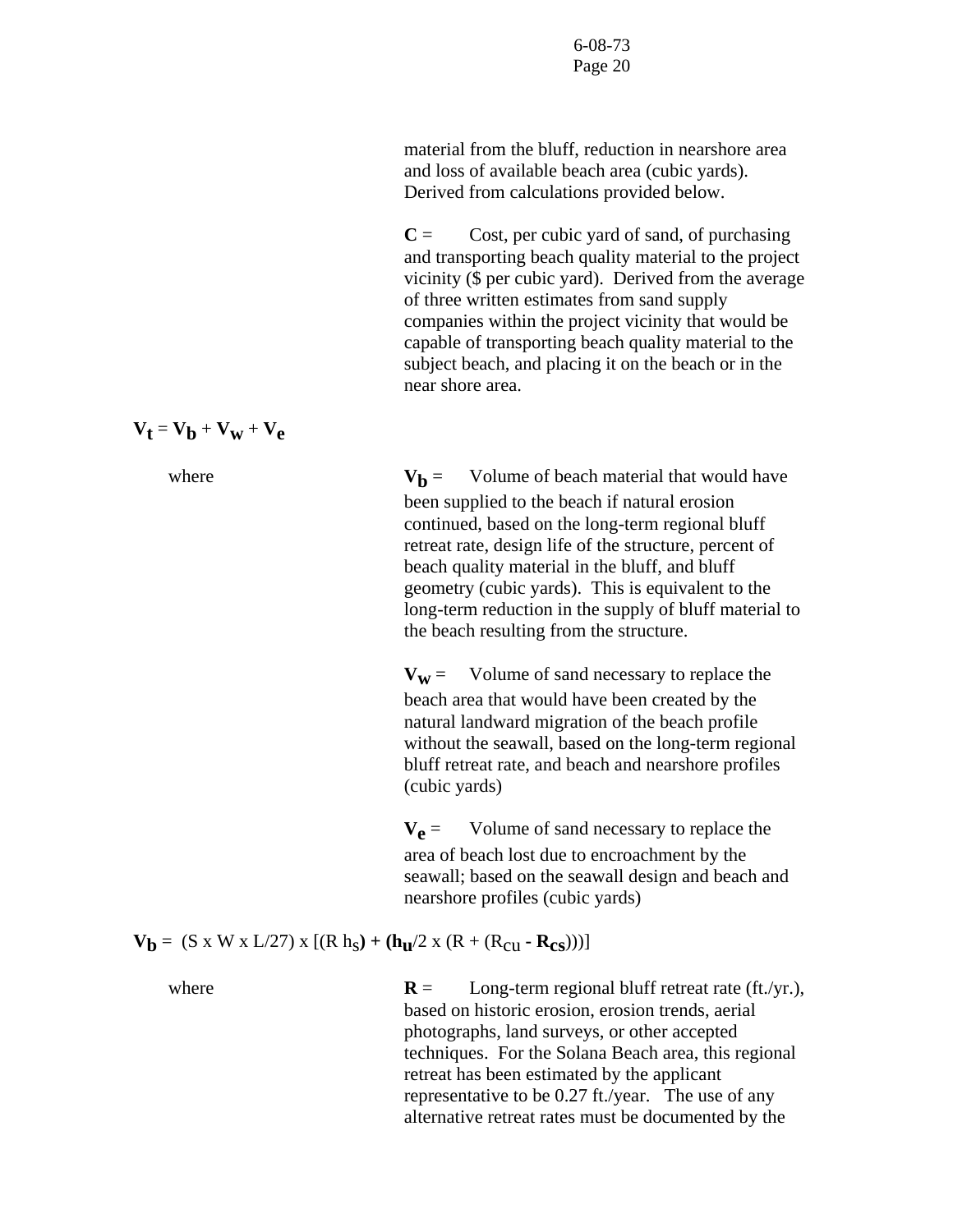material from the bluff, reduction in nearshore area and loss of available beach area (cubic yards). Derived from calculations provided below.

**C** = Cost, per cubic yard of sand, of purchasing and transporting beach quality material to the project vicinity ($ per cubic yard). Derived from the average of three written estimates from sand supply companies within the project vicinity that would be capable of transporting beach quality material to the subject beach, and placing it on the beach or in the near shore area.

$$\mathbf{V_t = V_b + V_w + V_e}$$

where

$\mathbf{V_b}$ = Volume of beach material that would have been supplied to the beach if natural erosion continued, based on the long-term regional bluff retreat rate, design life of the structure, percent of beach quality material in the bluff, and bluff geometry (cubic yards). This is equivalent to the long-term reduction in the supply of bluff material to the beach resulting from the structure.

$\mathbf{V_w}$ = Volume of sand necessary to replace the beach area that would have been created by the natural landward migration of the beach profile without the seawall, based on the long-term regional bluff retreat rate, and beach and nearshore profiles (cubic yards)

$\mathbf{V_e}$ = Volume of sand necessary to replace the area of beach lost due to encroachment by the seawall; based on the seawall design and beach and nearshore profiles (cubic yards)

$$\mathbf{V_b} = (S \times W \times L/27) \times [(R\ h_s) + (h_u/2 \times (R + (R_{cu} - R_{cs})))]$$

where

**R** = Long-term regional bluff retreat rate (ft./yr.), based on historic erosion, erosion trends, aerial photographs, land surveys, or other accepted techniques. For the Solana Beach area, this regional retreat has been estimated by the applicant representative to be 0.27 ft./year. The use of any alternative retreat rates must be documented by the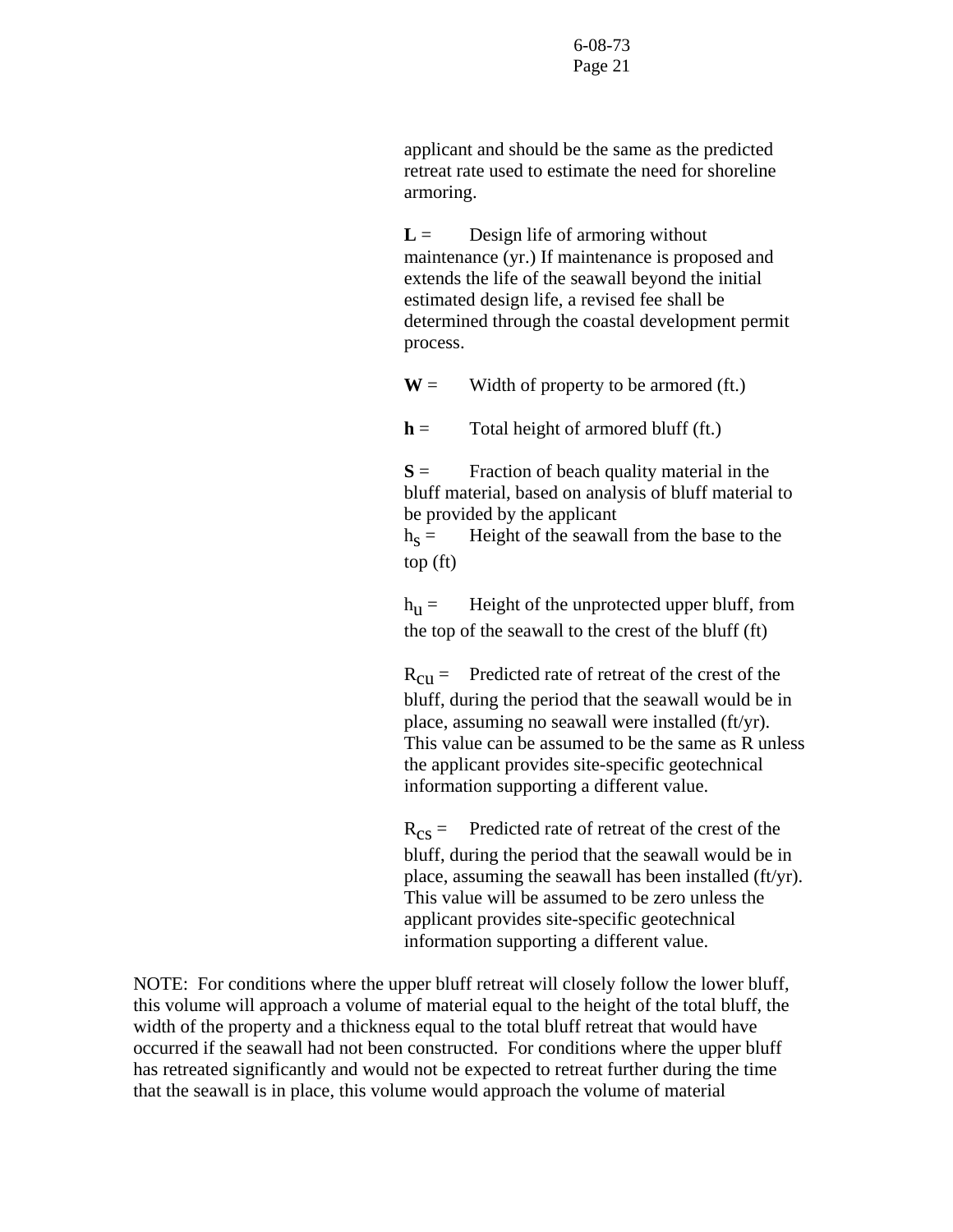applicant and should be the same as the predicted retreat rate used to estimate the need for shoreline armoring.

**L** = Design life of armoring without maintenance (yr.) If maintenance is proposed and extends the life of the seawall beyond the initial estimated design life, a revised fee shall be determined through the coastal development permit process.

**W** = Width of property to be armored (ft.)

**h** = Total height of armored bluff (ft.)

**S** = Fraction of beach quality material in the bluff material, based on analysis of bluff material to be provided by the applicant

$h_s$ = Height of the seawall from the base to the top (ft)

$h_u$ = Height of the unprotected upper bluff, from the top of the seawall to the crest of the bluff (ft)

$R_{cu}$ = Predicted rate of retreat of the crest of the bluff, during the period that the seawall would be in place, assuming no seawall were installed (ft/yr). This value can be assumed to be the same as R unless the applicant provides site-specific geotechnical information supporting a different value.

$R_{cs}$ = Predicted rate of retreat of the crest of the bluff, during the period that the seawall would be in place, assuming the seawall has been installed (ft/yr). This value will be assumed to be zero unless the applicant provides site-specific geotechnical information supporting a different value.

NOTE: For conditions where the upper bluff retreat will closely follow the lower bluff, this volume will approach a volume of material equal to the height of the total bluff, the width of the property and a thickness equal to the total bluff retreat that would have occurred if the seawall had not been constructed. For conditions where the upper bluff has retreated significantly and would not be expected to retreat further during the time that the seawall is in place, this volume would approach the volume of material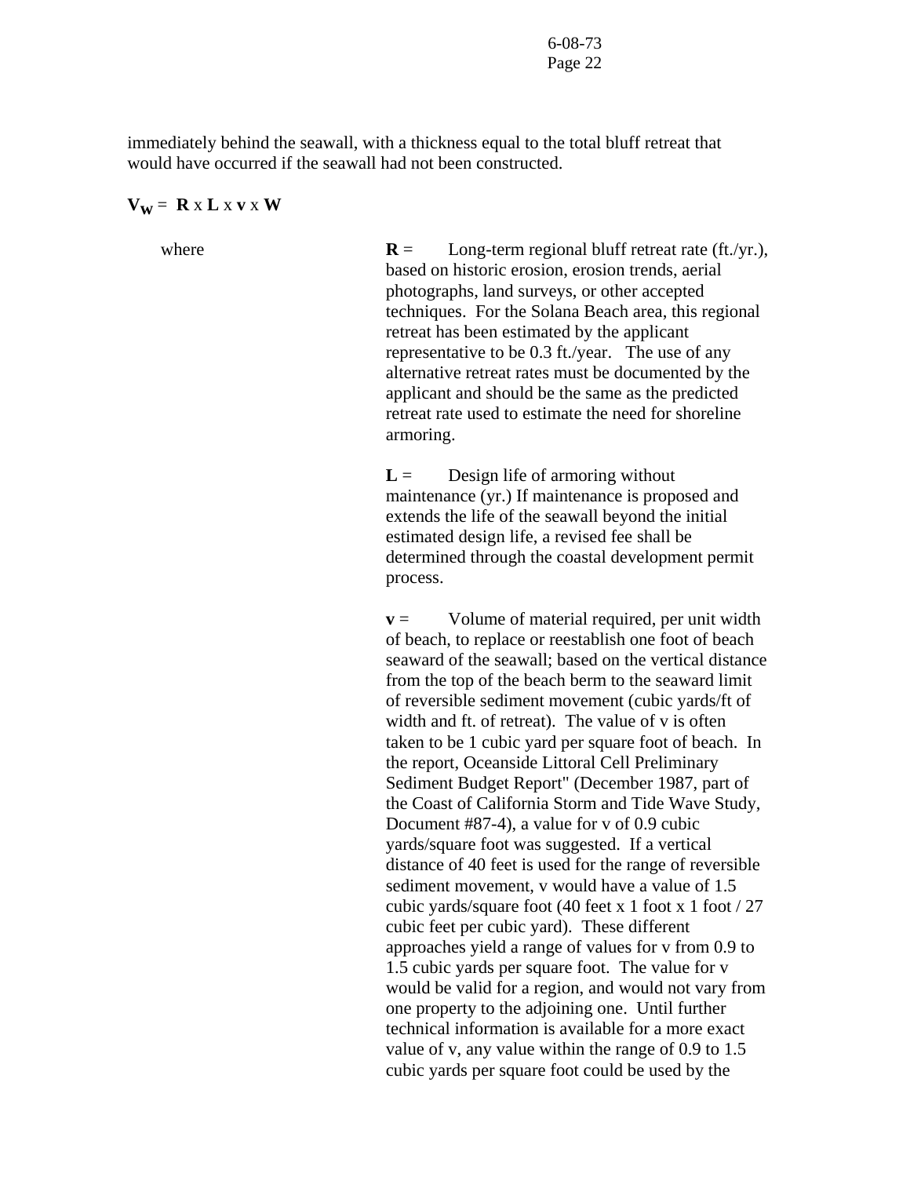immediately behind the seawall, with a thickness equal to the total bluff retreat that would have occurred if the seawall had not been constructed.

$$V_W = R \times L \times v \times W$$

where

**R** = Long-term regional bluff retreat rate (ft./yr.), based on historic erosion, erosion trends, aerial photographs, land surveys, or other accepted techniques. For the Solana Beach area, this regional retreat has been estimated by the applicant representative to be 0.3 ft./year. The use of any alternative retreat rates must be documented by the applicant and should be the same as the predicted retreat rate used to estimate the need for shoreline armoring.

**L** = Design life of armoring without maintenance (yr.) If maintenance is proposed and extends the life of the seawall beyond the initial estimated design life, a revised fee shall be determined through the coastal development permit process.

**v** = Volume of material required, per unit width of beach, to replace or reestablish one foot of beach seaward of the seawall; based on the vertical distance from the top of the beach berm to the seaward limit of reversible sediment movement (cubic yards/ft of width and ft. of retreat). The value of v is often taken to be 1 cubic yard per square foot of beach. In the report, Oceanside Littoral Cell Preliminary Sediment Budget Report" (December 1987, part of the Coast of California Storm and Tide Wave Study, Document #87-4), a value for v of 0.9 cubic yards/square foot was suggested. If a vertical distance of 40 feet is used for the range of reversible sediment movement, v would have a value of 1.5 cubic yards/square foot (40 feet x 1 foot x 1 foot / 27 cubic feet per cubic yard). These different approaches yield a range of values for v from 0.9 to 1.5 cubic yards per square foot. The value for v would be valid for a region, and would not vary from one property to the adjoining one. Until further technical information is available for a more exact value of v, any value within the range of 0.9 to 1.5 cubic yards per square foot could be used by the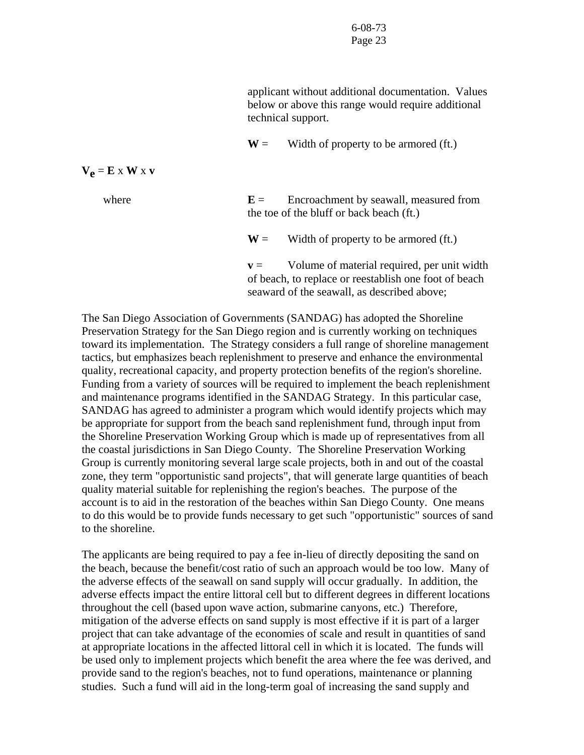applicant without additional documentation. Values below or above this range would require additional technical support.

**W** = Width of property to be armored (ft.)

$\mathbf{V_e} = \mathbf{E} \times \mathbf{W} \times \mathbf{v}$

where

**E** = Encroachment by seawall, measured from the toe of the bluff or back beach (ft.)

**W** = Width of property to be armored (ft.)

**v** = Volume of material required, per unit width of beach, to replace or reestablish one foot of beach seaward of the seawall, as described above;

The San Diego Association of Governments (SANDAG) has adopted the Shoreline Preservation Strategy for the San Diego region and is currently working on techniques toward its implementation. The Strategy considers a full range of shoreline management tactics, but emphasizes beach replenishment to preserve and enhance the environmental quality, recreational capacity, and property protection benefits of the region's shoreline. Funding from a variety of sources will be required to implement the beach replenishment and maintenance programs identified in the SANDAG Strategy. In this particular case, SANDAG has agreed to administer a program which would identify projects which may be appropriate for support from the beach sand replenishment fund, through input from the Shoreline Preservation Working Group which is made up of representatives from all the coastal jurisdictions in San Diego County. The Shoreline Preservation Working Group is currently monitoring several large scale projects, both in and out of the coastal zone, they term "opportunistic sand projects", that will generate large quantities of beach quality material suitable for replenishing the region's beaches. The purpose of the account is to aid in the restoration of the beaches within San Diego County. One means to do this would be to provide funds necessary to get such "opportunistic" sources of sand to the shoreline.

The applicants are being required to pay a fee in-lieu of directly depositing the sand on the beach, because the benefit/cost ratio of such an approach would be too low. Many of the adverse effects of the seawall on sand supply will occur gradually. In addition, the adverse effects impact the entire littoral cell but to different degrees in different locations throughout the cell (based upon wave action, submarine canyons, etc.) Therefore, mitigation of the adverse effects on sand supply is most effective if it is part of a larger project that can take advantage of the economies of scale and result in quantities of sand at appropriate locations in the affected littoral cell in which it is located. The funds will be used only to implement projects which benefit the area where the fee was derived, and provide sand to the region's beaches, not to fund operations, maintenance or planning studies. Such a fund will aid in the long-term goal of increasing the sand supply and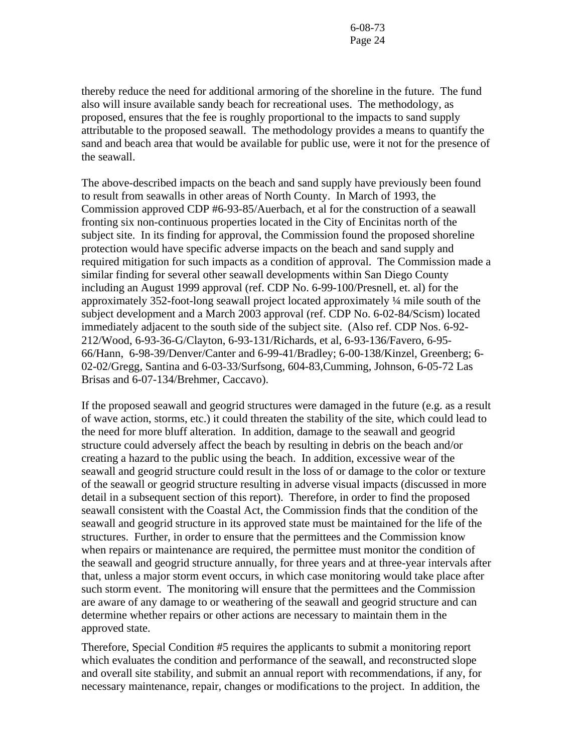thereby reduce the need for additional armoring of the shoreline in the future. The fund also will insure available sandy beach for recreational uses. The methodology, as proposed, ensures that the fee is roughly proportional to the impacts to sand supply attributable to the proposed seawall. The methodology provides a means to quantify the sand and beach area that would be available for public use, were it not for the presence of the seawall.

The above-described impacts on the beach and sand supply have previously been found to result from seawalls in other areas of North County. In March of 1993, the Commission approved CDP #6-93-85/Auerbach, et al for the construction of a seawall fronting six non-continuous properties located in the City of Encinitas north of the subject site. In its finding for approval, the Commission found the proposed shoreline protection would have specific adverse impacts on the beach and sand supply and required mitigation for such impacts as a condition of approval. The Commission made a similar finding for several other seawall developments within San Diego County including an August 1999 approval (ref. CDP No. 6-99-100/Presnell, et. al) for the approximately 352-foot-long seawall project located approximately ¼ mile south of the subject development and a March 2003 approval (ref. CDP No. 6-02-84/Scism) located immediately adjacent to the south side of the subject site. (Also ref. CDP Nos. 6-92-212/Wood, 6-93-36-G/Clayton, 6-93-131/Richards, et al, 6-93-136/Favero, 6-95-66/Hann, 6-98-39/Denver/Canter and 6-99-41/Bradley; 6-00-138/Kinzel, Greenberg; 6-02-02/Gregg, Santina and 6-03-33/Surfsong, 604-83,Cumming, Johnson, 6-05-72 Las Brisas and 6-07-134/Brehmer, Caccavo).

If the proposed seawall and geogrid structures were damaged in the future (e.g. as a result of wave action, storms, etc.) it could threaten the stability of the site, which could lead to the need for more bluff alteration. In addition, damage to the seawall and geogrid structure could adversely affect the beach by resulting in debris on the beach and/or creating a hazard to the public using the beach. In addition, excessive wear of the seawall and geogrid structure could result in the loss of or damage to the color or texture of the seawall or geogrid structure resulting in adverse visual impacts (discussed in more detail in a subsequent section of this report). Therefore, in order to find the proposed seawall consistent with the Coastal Act, the Commission finds that the condition of the seawall and geogrid structure in its approved state must be maintained for the life of the structures. Further, in order to ensure that the permittees and the Commission know when repairs or maintenance are required, the permittee must monitor the condition of the seawall and geogrid structure annually, for three years and at three-year intervals after that, unless a major storm event occurs, in which case monitoring would take place after such storm event. The monitoring will ensure that the permittees and the Commission are aware of any damage to or weathering of the seawall and geogrid structure and can determine whether repairs or other actions are necessary to maintain them in the approved state.

Therefore, Special Condition #5 requires the applicants to submit a monitoring report which evaluates the condition and performance of the seawall, and reconstructed slope and overall site stability, and submit an annual report with recommendations, if any, for necessary maintenance, repair, changes or modifications to the project. In addition, the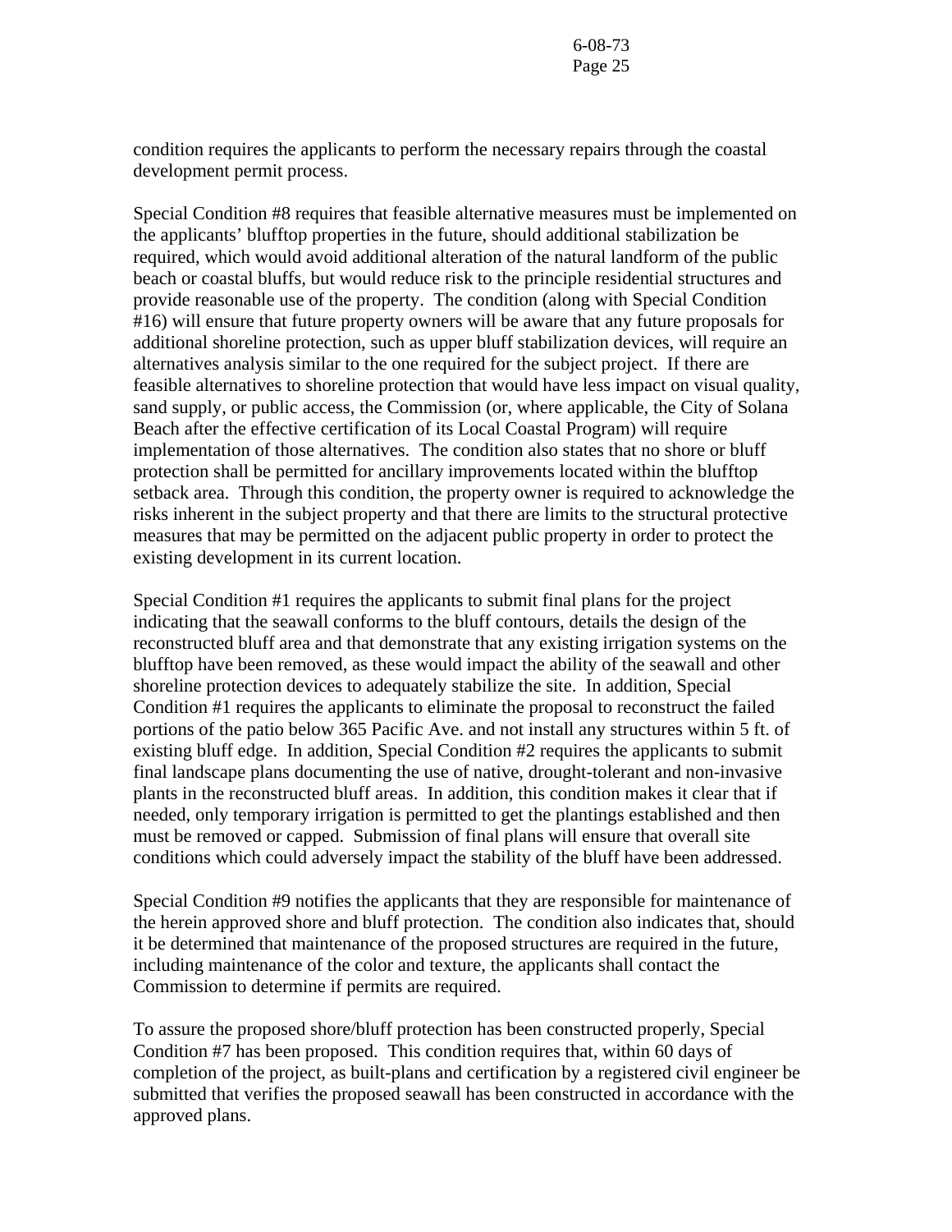condition requires the applicants to perform the necessary repairs through the coastal development permit process.

Special Condition #8 requires that feasible alternative measures must be implemented on the applicants' blufftop properties in the future, should additional stabilization be required, which would avoid additional alteration of the natural landform of the public beach or coastal bluffs, but would reduce risk to the principle residential structures and provide reasonable use of the property. The condition (along with Special Condition #16) will ensure that future property owners will be aware that any future proposals for additional shoreline protection, such as upper bluff stabilization devices, will require an alternatives analysis similar to the one required for the subject project. If there are feasible alternatives to shoreline protection that would have less impact on visual quality, sand supply, or public access, the Commission (or, where applicable, the City of Solana Beach after the effective certification of its Local Coastal Program) will require implementation of those alternatives. The condition also states that no shore or bluff protection shall be permitted for ancillary improvements located within the blufftop setback area. Through this condition, the property owner is required to acknowledge the risks inherent in the subject property and that there are limits to the structural protective measures that may be permitted on the adjacent public property in order to protect the existing development in its current location.

Special Condition #1 requires the applicants to submit final plans for the project indicating that the seawall conforms to the bluff contours, details the design of the reconstructed bluff area and that demonstrate that any existing irrigation systems on the blufftop have been removed, as these would impact the ability of the seawall and other shoreline protection devices to adequately stabilize the site. In addition, Special Condition #1 requires the applicants to eliminate the proposal to reconstruct the failed portions of the patio below 365 Pacific Ave. and not install any structures within 5 ft. of existing bluff edge. In addition, Special Condition #2 requires the applicants to submit final landscape plans documenting the use of native, drought-tolerant and non-invasive plants in the reconstructed bluff areas. In addition, this condition makes it clear that if needed, only temporary irrigation is permitted to get the plantings established and then must be removed or capped. Submission of final plans will ensure that overall site conditions which could adversely impact the stability of the bluff have been addressed.

Special Condition #9 notifies the applicants that they are responsible for maintenance of the herein approved shore and bluff protection. The condition also indicates that, should it be determined that maintenance of the proposed structures are required in the future, including maintenance of the color and texture, the applicants shall contact the Commission to determine if permits are required.

To assure the proposed shore/bluff protection has been constructed properly, Special Condition #7 has been proposed. This condition requires that, within 60 days of completion of the project, as built-plans and certification by a registered civil engineer be submitted that verifies the proposed seawall has been constructed in accordance with the approved plans.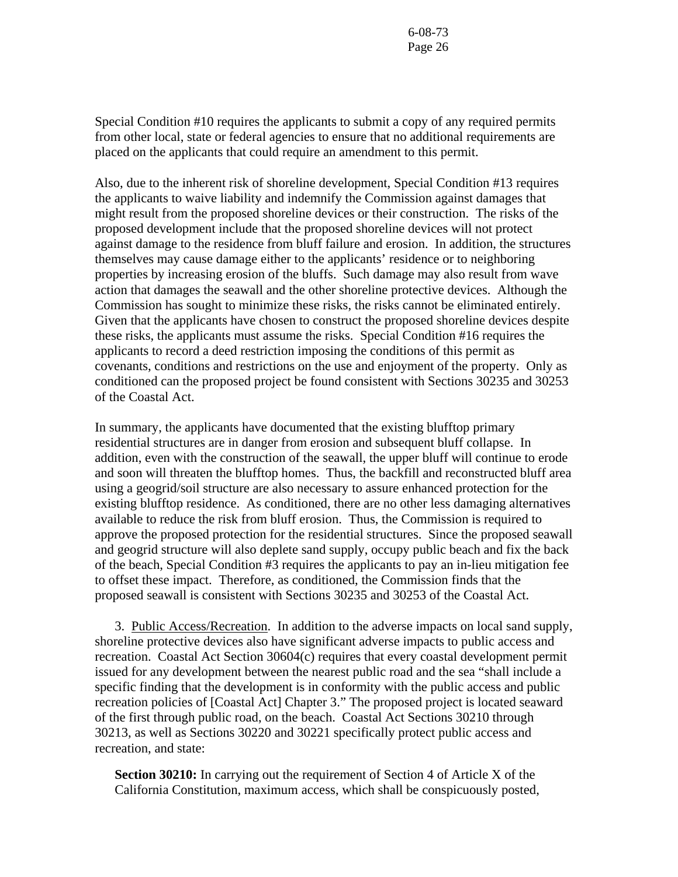Special Condition #10 requires the applicants to submit a copy of any required permits from other local, state or federal agencies to ensure that no additional requirements are placed on the applicants that could require an amendment to this permit.

Also, due to the inherent risk of shoreline development, Special Condition #13 requires the applicants to waive liability and indemnify the Commission against damages that might result from the proposed shoreline devices or their construction. The risks of the proposed development include that the proposed shoreline devices will not protect against damage to the residence from bluff failure and erosion. In addition, the structures themselves may cause damage either to the applicants' residence or to neighboring properties by increasing erosion of the bluffs. Such damage may also result from wave action that damages the seawall and the other shoreline protective devices. Although the Commission has sought to minimize these risks, the risks cannot be eliminated entirely. Given that the applicants have chosen to construct the proposed shoreline devices despite these risks, the applicants must assume the risks. Special Condition #16 requires the applicants to record a deed restriction imposing the conditions of this permit as covenants, conditions and restrictions on the use and enjoyment of the property. Only as conditioned can the proposed project be found consistent with Sections 30235 and 30253 of the Coastal Act.

In summary, the applicants have documented that the existing blufftop primary residential structures are in danger from erosion and subsequent bluff collapse. In addition, even with the construction of the seawall, the upper bluff will continue to erode and soon will threaten the blufftop homes. Thus, the backfill and reconstructed bluff area using a geogrid/soil structure are also necessary to assure enhanced protection for the existing blufftop residence. As conditioned, there are no other less damaging alternatives available to reduce the risk from bluff erosion. Thus, the Commission is required to approve the proposed protection for the residential structures. Since the proposed seawall and geogrid structure will also deplete sand supply, occupy public beach and fix the back of the beach, Special Condition #3 requires the applicants to pay an in-lieu mitigation fee to offset these impact. Therefore, as conditioned, the Commission finds that the proposed seawall is consistent with Sections 30235 and 30253 of the Coastal Act.

3. Public Access/Recreation. In addition to the adverse impacts on local sand supply, shoreline protective devices also have significant adverse impacts to public access and recreation. Coastal Act Section 30604(c) requires that every coastal development permit issued for any development between the nearest public road and the sea "shall include a specific finding that the development is in conformity with the public access and public recreation policies of [Coastal Act] Chapter 3." The proposed project is located seaward of the first through public road, on the beach. Coastal Act Sections 30210 through 30213, as well as Sections 30220 and 30221 specifically protect public access and recreation, and state:

**Section 30210:** In carrying out the requirement of Section 4 of Article X of the California Constitution, maximum access, which shall be conspicuously posted,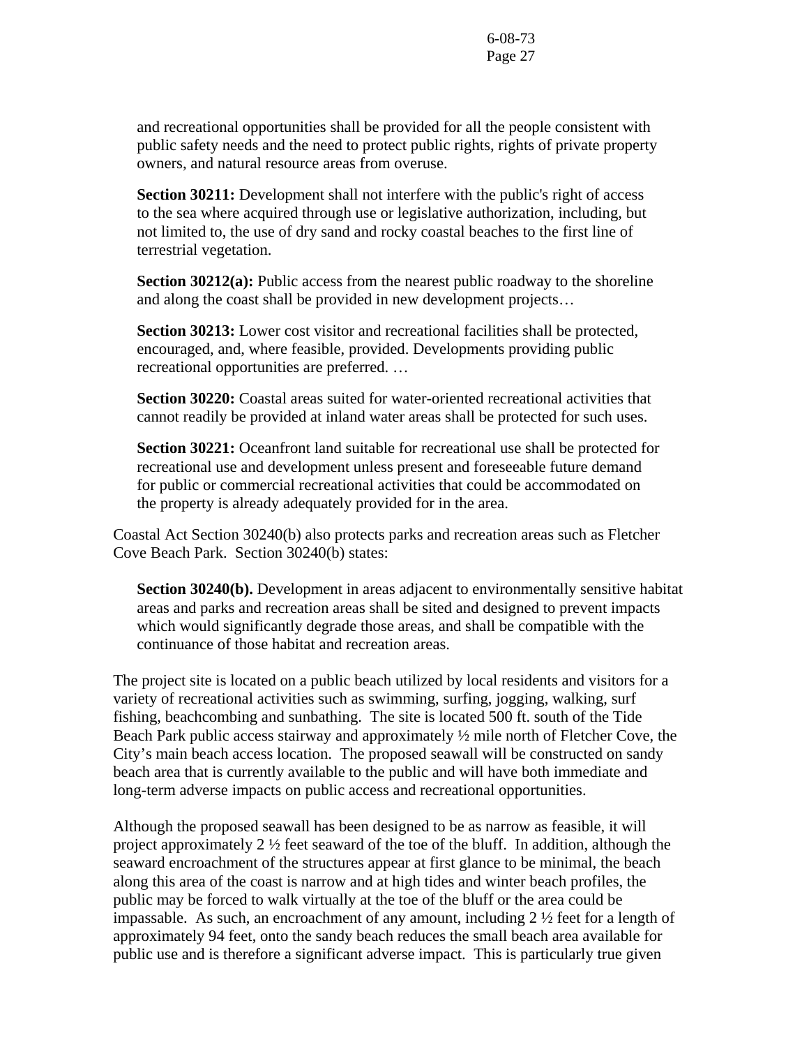and recreational opportunities shall be provided for all the people consistent with public safety needs and the need to protect public rights, rights of private property owners, and natural resource areas from overuse.

**Section 30211:** Development shall not interfere with the public's right of access to the sea where acquired through use or legislative authorization, including, but not limited to, the use of dry sand and rocky coastal beaches to the first line of terrestrial vegetation.

**Section 30212(a):** Public access from the nearest public roadway to the shoreline and along the coast shall be provided in new development projects…

**Section 30213:** Lower cost visitor and recreational facilities shall be protected, encouraged, and, where feasible, provided. Developments providing public recreational opportunities are preferred. …

**Section 30220:** Coastal areas suited for water-oriented recreational activities that cannot readily be provided at inland water areas shall be protected for such uses.

**Section 30221:** Oceanfront land suitable for recreational use shall be protected for recreational use and development unless present and foreseeable future demand for public or commercial recreational activities that could be accommodated on the property is already adequately provided for in the area.

Coastal Act Section 30240(b) also protects parks and recreation areas such as Fletcher Cove Beach Park. Section 30240(b) states:

**Section 30240(b).** Development in areas adjacent to environmentally sensitive habitat areas and parks and recreation areas shall be sited and designed to prevent impacts which would significantly degrade those areas, and shall be compatible with the continuance of those habitat and recreation areas.

The project site is located on a public beach utilized by local residents and visitors for a variety of recreational activities such as swimming, surfing, jogging, walking, surf fishing, beachcombing and sunbathing. The site is located 500 ft. south of the Tide Beach Park public access stairway and approximately ½ mile north of Fletcher Cove, the City's main beach access location. The proposed seawall will be constructed on sandy beach area that is currently available to the public and will have both immediate and long-term adverse impacts on public access and recreational opportunities.

Although the proposed seawall has been designed to be as narrow as feasible, it will project approximately 2 ½ feet seaward of the toe of the bluff. In addition, although the seaward encroachment of the structures appear at first glance to be minimal, the beach along this area of the coast is narrow and at high tides and winter beach profiles, the public may be forced to walk virtually at the toe of the bluff or the area could be impassable. As such, an encroachment of any amount, including 2 ½ feet for a length of approximately 94 feet, onto the sandy beach reduces the small beach area available for public use and is therefore a significant adverse impact. This is particularly true given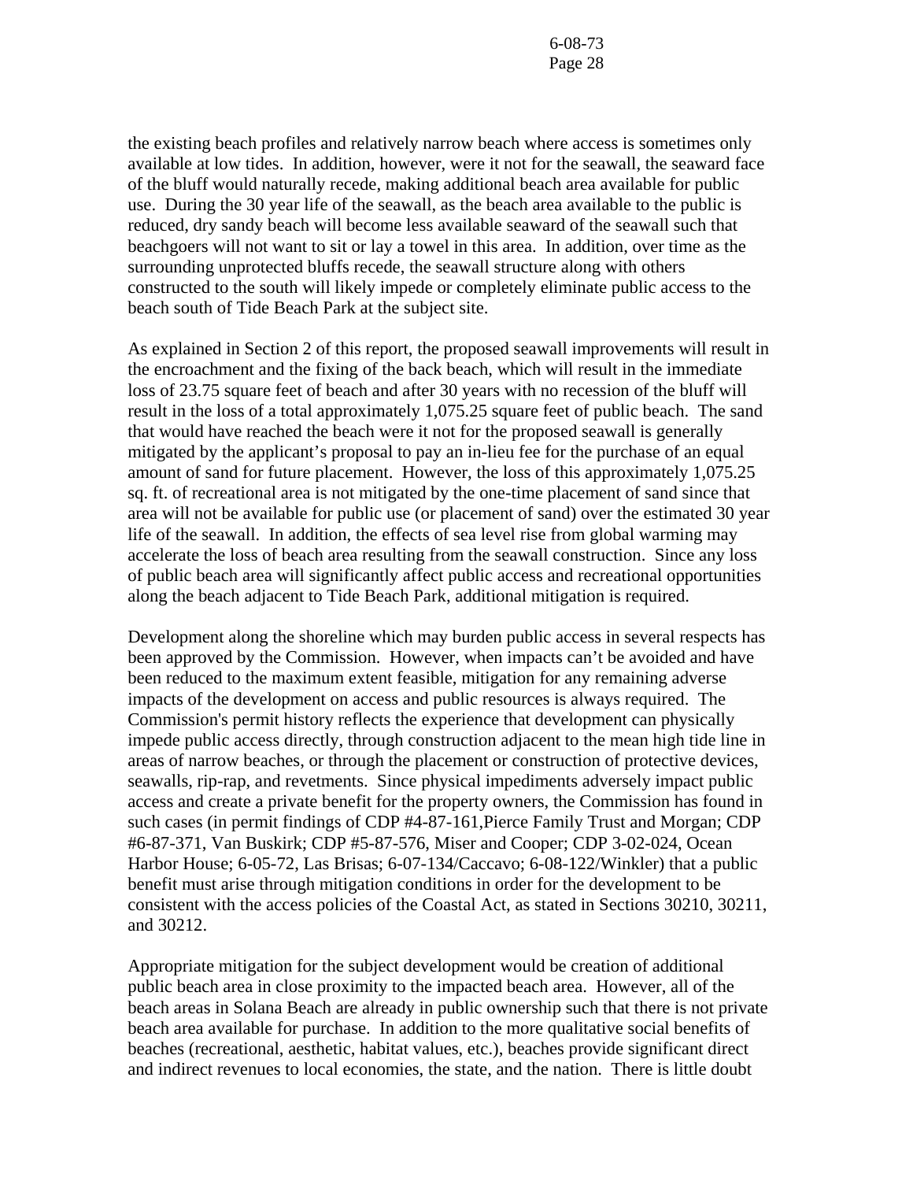the existing beach profiles and relatively narrow beach where access is sometimes only available at low tides. In addition, however, were it not for the seawall, the seaward face of the bluff would naturally recede, making additional beach area available for public use. During the 30 year life of the seawall, as the beach area available to the public is reduced, dry sandy beach will become less available seaward of the seawall such that beachgoers will not want to sit or lay a towel in this area. In addition, over time as the surrounding unprotected bluffs recede, the seawall structure along with others constructed to the south will likely impede or completely eliminate public access to the beach south of Tide Beach Park at the subject site.

As explained in Section 2 of this report, the proposed seawall improvements will result in the encroachment and the fixing of the back beach, which will result in the immediate loss of 23.75 square feet of beach and after 30 years with no recession of the bluff will result in the loss of a total approximately 1,075.25 square feet of public beach. The sand that would have reached the beach were it not for the proposed seawall is generally mitigated by the applicant's proposal to pay an in-lieu fee for the purchase of an equal amount of sand for future placement. However, the loss of this approximately 1,075.25 sq. ft. of recreational area is not mitigated by the one-time placement of sand since that area will not be available for public use (or placement of sand) over the estimated 30 year life of the seawall. In addition, the effects of sea level rise from global warming may accelerate the loss of beach area resulting from the seawall construction. Since any loss of public beach area will significantly affect public access and recreational opportunities along the beach adjacent to Tide Beach Park, additional mitigation is required.

Development along the shoreline which may burden public access in several respects has been approved by the Commission. However, when impacts can't be avoided and have been reduced to the maximum extent feasible, mitigation for any remaining adverse impacts of the development on access and public resources is always required. The Commission's permit history reflects the experience that development can physically impede public access directly, through construction adjacent to the mean high tide line in areas of narrow beaches, or through the placement or construction of protective devices, seawalls, rip-rap, and revetments. Since physical impediments adversely impact public access and create a private benefit for the property owners, the Commission has found in such cases (in permit findings of CDP #4-87-161,Pierce Family Trust and Morgan; CDP #6-87-371, Van Buskirk; CDP #5-87-576, Miser and Cooper; CDP 3-02-024, Ocean Harbor House; 6-05-72, Las Brisas; 6-07-134/Caccavo; 6-08-122/Winkler) that a public benefit must arise through mitigation conditions in order for the development to be consistent with the access policies of the Coastal Act, as stated in Sections 30210, 30211, and 30212.

Appropriate mitigation for the subject development would be creation of additional public beach area in close proximity to the impacted beach area. However, all of the beach areas in Solana Beach are already in public ownership such that there is not private beach area available for purchase. In addition to the more qualitative social benefits of beaches (recreational, aesthetic, habitat values, etc.), beaches provide significant direct and indirect revenues to local economies, the state, and the nation. There is little doubt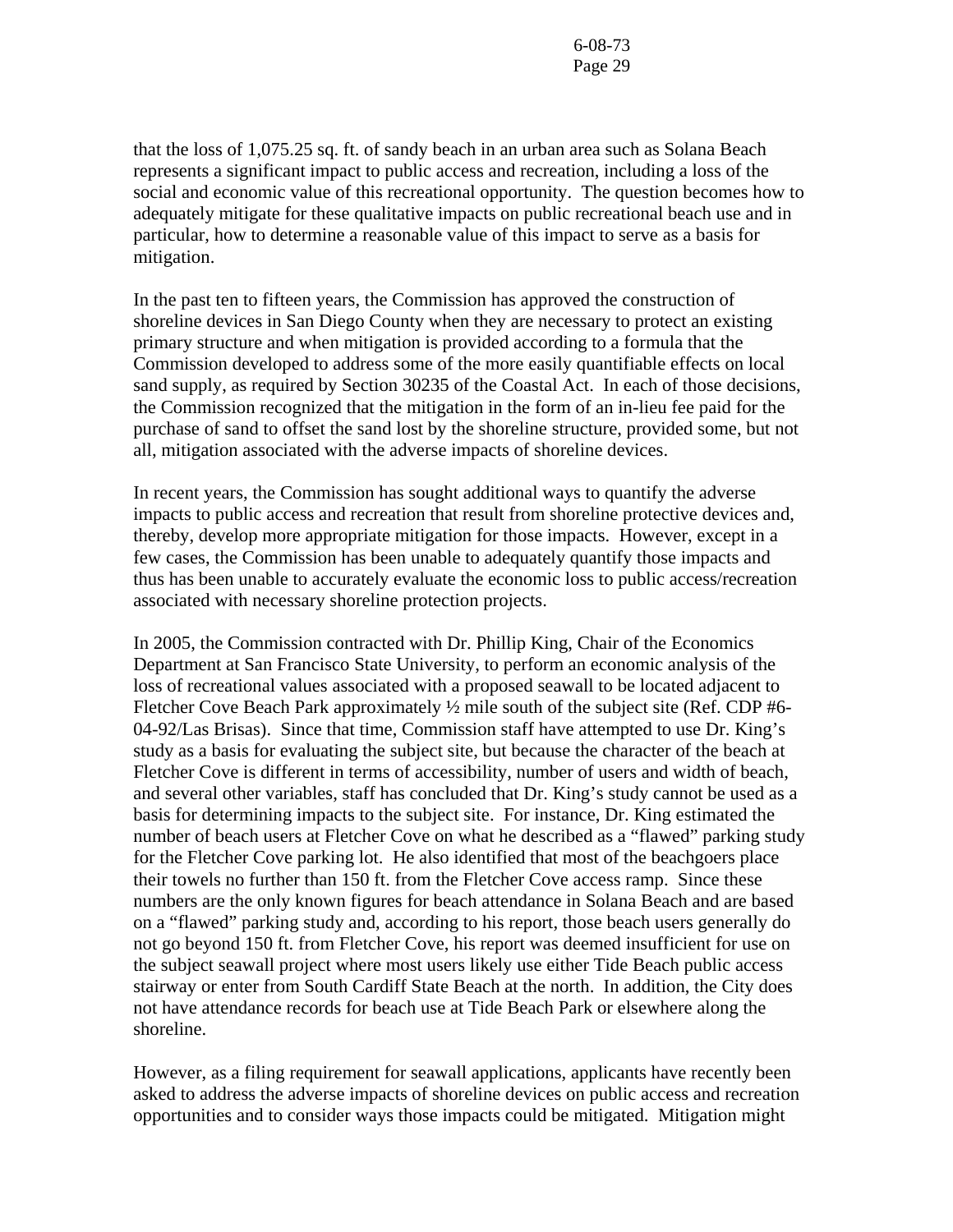that the loss of 1,075.25 sq. ft. of sandy beach in an urban area such as Solana Beach represents a significant impact to public access and recreation, including a loss of the social and economic value of this recreational opportunity. The question becomes how to adequately mitigate for these qualitative impacts on public recreational beach use and in particular, how to determine a reasonable value of this impact to serve as a basis for mitigation.

In the past ten to fifteen years, the Commission has approved the construction of shoreline devices in San Diego County when they are necessary to protect an existing primary structure and when mitigation is provided according to a formula that the Commission developed to address some of the more easily quantifiable effects on local sand supply, as required by Section 30235 of the Coastal Act. In each of those decisions, the Commission recognized that the mitigation in the form of an in-lieu fee paid for the purchase of sand to offset the sand lost by the shoreline structure, provided some, but not all, mitigation associated with the adverse impacts of shoreline devices.

In recent years, the Commission has sought additional ways to quantify the adverse impacts to public access and recreation that result from shoreline protective devices and, thereby, develop more appropriate mitigation for those impacts. However, except in a few cases, the Commission has been unable to adequately quantify those impacts and thus has been unable to accurately evaluate the economic loss to public access/recreation associated with necessary shoreline protection projects.

In 2005, the Commission contracted with Dr. Phillip King, Chair of the Economics Department at San Francisco State University, to perform an economic analysis of the loss of recreational values associated with a proposed seawall to be located adjacent to Fletcher Cove Beach Park approximately ½ mile south of the subject site (Ref. CDP #6-04-92/Las Brisas). Since that time, Commission staff have attempted to use Dr. King's study as a basis for evaluating the subject site, but because the character of the beach at Fletcher Cove is different in terms of accessibility, number of users and width of beach, and several other variables, staff has concluded that Dr. King's study cannot be used as a basis for determining impacts to the subject site. For instance, Dr. King estimated the number of beach users at Fletcher Cove on what he described as a "flawed" parking study for the Fletcher Cove parking lot. He also identified that most of the beachgoers place their towels no further than 150 ft. from the Fletcher Cove access ramp. Since these numbers are the only known figures for beach attendance in Solana Beach and are based on a "flawed" parking study and, according to his report, those beach users generally do not go beyond 150 ft. from Fletcher Cove, his report was deemed insufficient for use on the subject seawall project where most users likely use either Tide Beach public access stairway or enter from South Cardiff State Beach at the north. In addition, the City does not have attendance records for beach use at Tide Beach Park or elsewhere along the shoreline.

However, as a filing requirement for seawall applications, applicants have recently been asked to address the adverse impacts of shoreline devices on public access and recreation opportunities and to consider ways those impacts could be mitigated. Mitigation might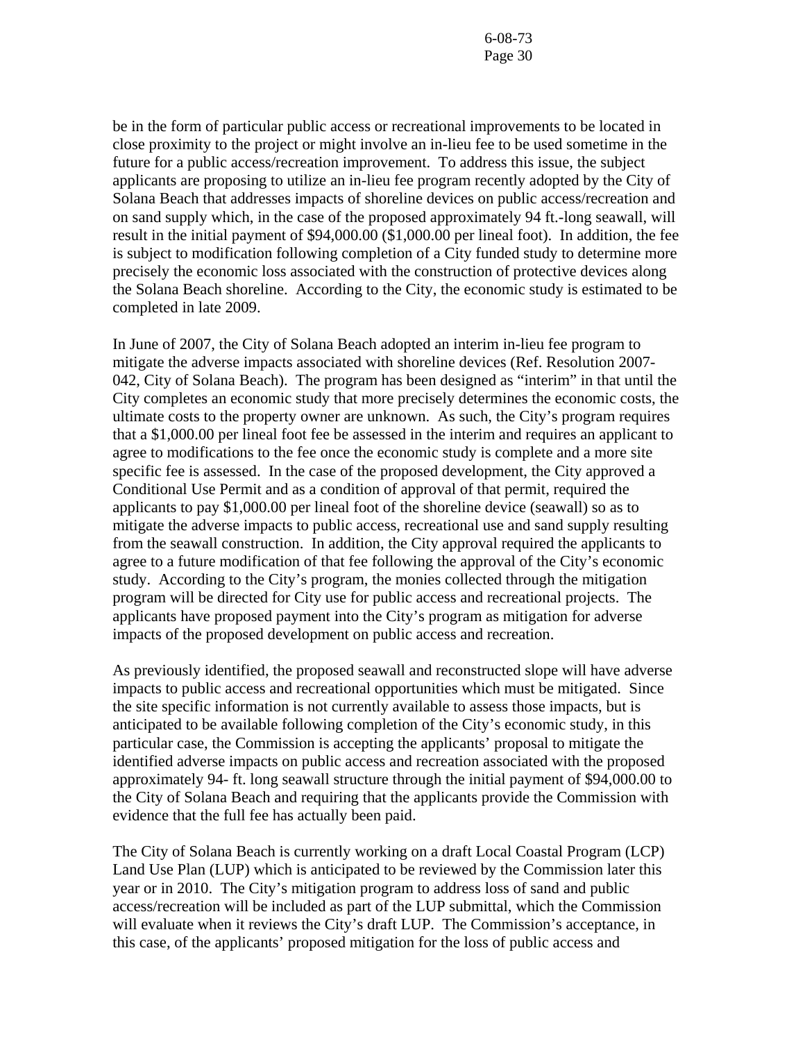be in the form of particular public access or recreational improvements to be located in close proximity to the project or might involve an in-lieu fee to be used sometime in the future for a public access/recreation improvement. To address this issue, the subject applicants are proposing to utilize an in-lieu fee program recently adopted by the City of Solana Beach that addresses impacts of shoreline devices on public access/recreation and on sand supply which, in the case of the proposed approximately 94 ft.-long seawall, will result in the initial payment of $94,000.00 ($1,000.00 per lineal foot). In addition, the fee is subject to modification following completion of a City funded study to determine more precisely the economic loss associated with the construction of protective devices along the Solana Beach shoreline. According to the City, the economic study is estimated to be completed in late 2009.

In June of 2007, the City of Solana Beach adopted an interim in-lieu fee program to mitigate the adverse impacts associated with shoreline devices (Ref. Resolution 2007-042, City of Solana Beach). The program has been designed as "interim" in that until the City completes an economic study that more precisely determines the economic costs, the ultimate costs to the property owner are unknown. As such, the City's program requires that a $1,000.00 per lineal foot fee be assessed in the interim and requires an applicant to agree to modifications to the fee once the economic study is complete and a more site specific fee is assessed. In the case of the proposed development, the City approved a Conditional Use Permit and as a condition of approval of that permit, required the applicants to pay $1,000.00 per lineal foot of the shoreline device (seawall) so as to mitigate the adverse impacts to public access, recreational use and sand supply resulting from the seawall construction. In addition, the City approval required the applicants to agree to a future modification of that fee following the approval of the City's economic study. According to the City's program, the monies collected through the mitigation program will be directed for City use for public access and recreational projects. The applicants have proposed payment into the City's program as mitigation for adverse impacts of the proposed development on public access and recreation.

As previously identified, the proposed seawall and reconstructed slope will have adverse impacts to public access and recreational opportunities which must be mitigated. Since the site specific information is not currently available to assess those impacts, but is anticipated to be available following completion of the City's economic study, in this particular case, the Commission is accepting the applicants' proposal to mitigate the identified adverse impacts on public access and recreation associated with the proposed approximately 94- ft. long seawall structure through the initial payment of $94,000.00 to the City of Solana Beach and requiring that the applicants provide the Commission with evidence that the full fee has actually been paid.

The City of Solana Beach is currently working on a draft Local Coastal Program (LCP) Land Use Plan (LUP) which is anticipated to be reviewed by the Commission later this year or in 2010. The City's mitigation program to address loss of sand and public access/recreation will be included as part of the LUP submittal, which the Commission will evaluate when it reviews the City's draft LUP. The Commission's acceptance, in this case, of the applicants' proposed mitigation for the loss of public access and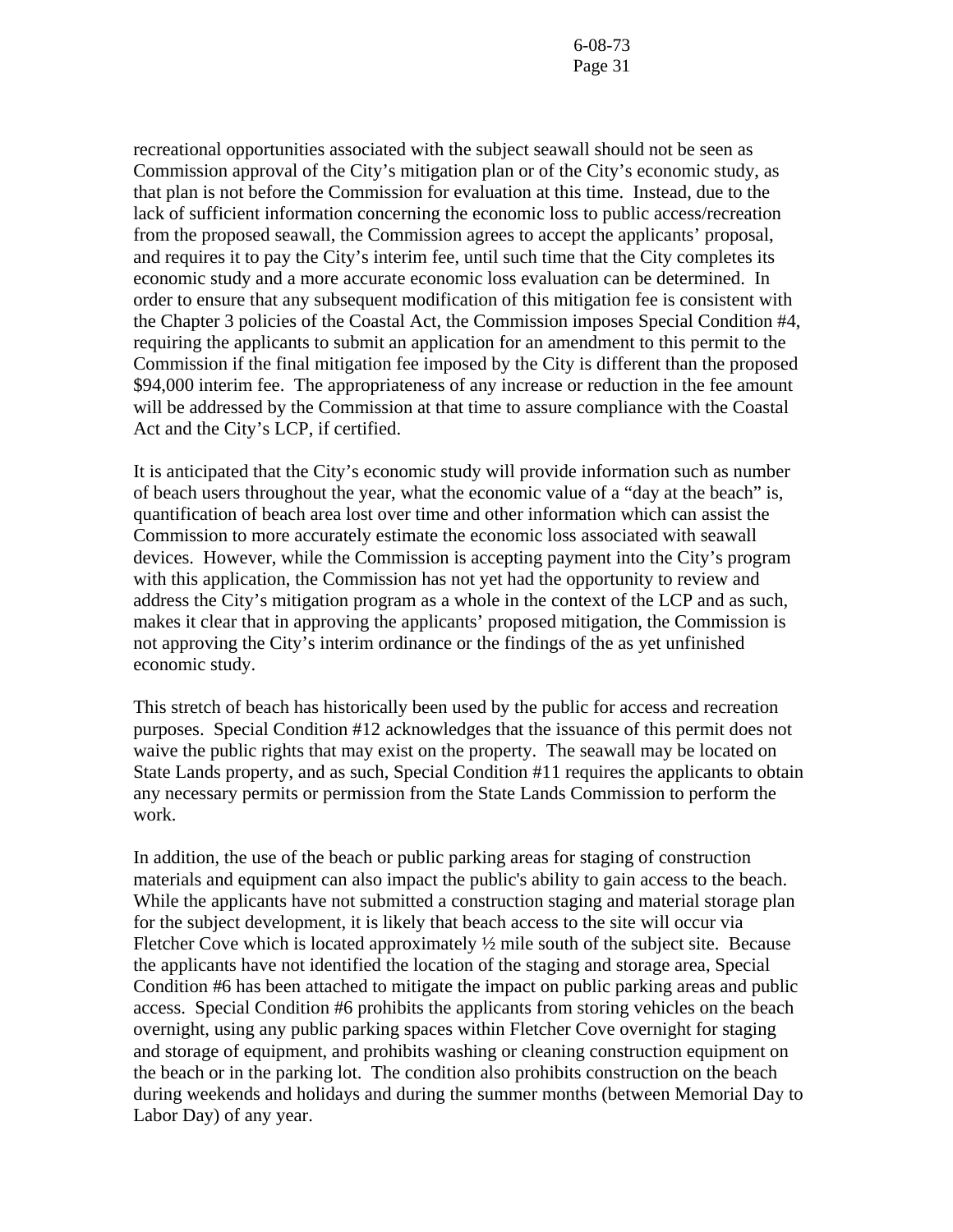recreational opportunities associated with the subject seawall should not be seen as Commission approval of the City's mitigation plan or of the City's economic study, as that plan is not before the Commission for evaluation at this time. Instead, due to the lack of sufficient information concerning the economic loss to public access/recreation from the proposed seawall, the Commission agrees to accept the applicants' proposal, and requires it to pay the City's interim fee, until such time that the City completes its economic study and a more accurate economic loss evaluation can be determined. In order to ensure that any subsequent modification of this mitigation fee is consistent with the Chapter 3 policies of the Coastal Act, the Commission imposes Special Condition #4, requiring the applicants to submit an application for an amendment to this permit to the Commission if the final mitigation fee imposed by the City is different than the proposed $94,000 interim fee. The appropriateness of any increase or reduction in the fee amount will be addressed by the Commission at that time to assure compliance with the Coastal Act and the City's LCP, if certified.

It is anticipated that the City's economic study will provide information such as number of beach users throughout the year, what the economic value of a "day at the beach" is, quantification of beach area lost over time and other information which can assist the Commission to more accurately estimate the economic loss associated with seawall devices. However, while the Commission is accepting payment into the City's program with this application, the Commission has not yet had the opportunity to review and address the City's mitigation program as a whole in the context of the LCP and as such, makes it clear that in approving the applicants' proposed mitigation, the Commission is not approving the City's interim ordinance or the findings of the as yet unfinished economic study.

This stretch of beach has historically been used by the public for access and recreation purposes. Special Condition #12 acknowledges that the issuance of this permit does not waive the public rights that may exist on the property. The seawall may be located on State Lands property, and as such, Special Condition #11 requires the applicants to obtain any necessary permits or permission from the State Lands Commission to perform the work.

In addition, the use of the beach or public parking areas for staging of construction materials and equipment can also impact the public's ability to gain access to the beach. While the applicants have not submitted a construction staging and material storage plan for the subject development, it is likely that beach access to the site will occur via Fletcher Cove which is located approximately ½ mile south of the subject site. Because the applicants have not identified the location of the staging and storage area, Special Condition #6 has been attached to mitigate the impact on public parking areas and public access. Special Condition #6 prohibits the applicants from storing vehicles on the beach overnight, using any public parking spaces within Fletcher Cove overnight for staging and storage of equipment, and prohibits washing or cleaning construction equipment on the beach or in the parking lot. The condition also prohibits construction on the beach during weekends and holidays and during the summer months (between Memorial Day to Labor Day) of any year.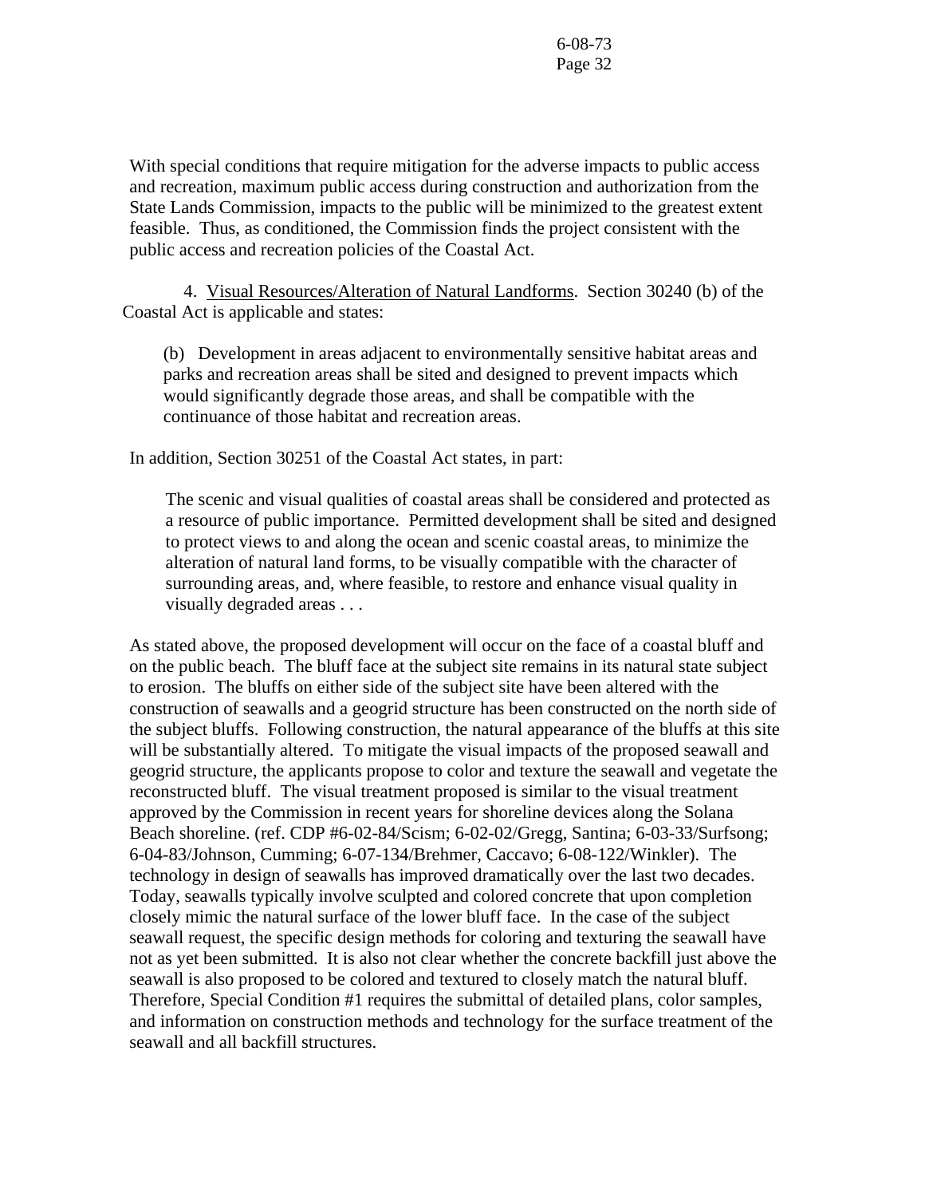With special conditions that require mitigation for the adverse impacts to public access and recreation, maximum public access during construction and authorization from the State Lands Commission, impacts to the public will be minimized to the greatest extent feasible. Thus, as conditioned, the Commission finds the project consistent with the public access and recreation policies of the Coastal Act.

4. Visual Resources/Alteration of Natural Landforms. Section 30240 (b) of the Coastal Act is applicable and states:

> (b) Development in areas adjacent to environmentally sensitive habitat areas and parks and recreation areas shall be sited and designed to prevent impacts which would significantly degrade those areas, and shall be compatible with the continuance of those habitat and recreation areas.

In addition, Section 30251 of the Coastal Act states, in part:

> The scenic and visual qualities of coastal areas shall be considered and protected as a resource of public importance. Permitted development shall be sited and designed to protect views to and along the ocean and scenic coastal areas, to minimize the alteration of natural land forms, to be visually compatible with the character of surrounding areas, and, where feasible, to restore and enhance visual quality in visually degraded areas . . .

As stated above, the proposed development will occur on the face of a coastal bluff and on the public beach. The bluff face at the subject site remains in its natural state subject to erosion. The bluffs on either side of the subject site have been altered with the construction of seawalls and a geogrid structure has been constructed on the north side of the subject bluffs. Following construction, the natural appearance of the bluffs at this site will be substantially altered. To mitigate the visual impacts of the proposed seawall and geogrid structure, the applicants propose to color and texture the seawall and vegetate the reconstructed bluff. The visual treatment proposed is similar to the visual treatment approved by the Commission in recent years for shoreline devices along the Solana Beach shoreline. (ref. CDP #6-02-84/Scism; 6-02-02/Gregg, Santina; 6-03-33/Surfsong; 6-04-83/Johnson, Cumming; 6-07-134/Brehmer, Caccavo; 6-08-122/Winkler). The technology in design of seawalls has improved dramatically over the last two decades. Today, seawalls typically involve sculpted and colored concrete that upon completion closely mimic the natural surface of the lower bluff face. In the case of the subject seawall request, the specific design methods for coloring and texturing the seawall have not as yet been submitted. It is also not clear whether the concrete backfill just above the seawall is also proposed to be colored and textured to closely match the natural bluff. Therefore, Special Condition #1 requires the submittal of detailed plans, color samples, and information on construction methods and technology for the surface treatment of the seawall and all backfill structures.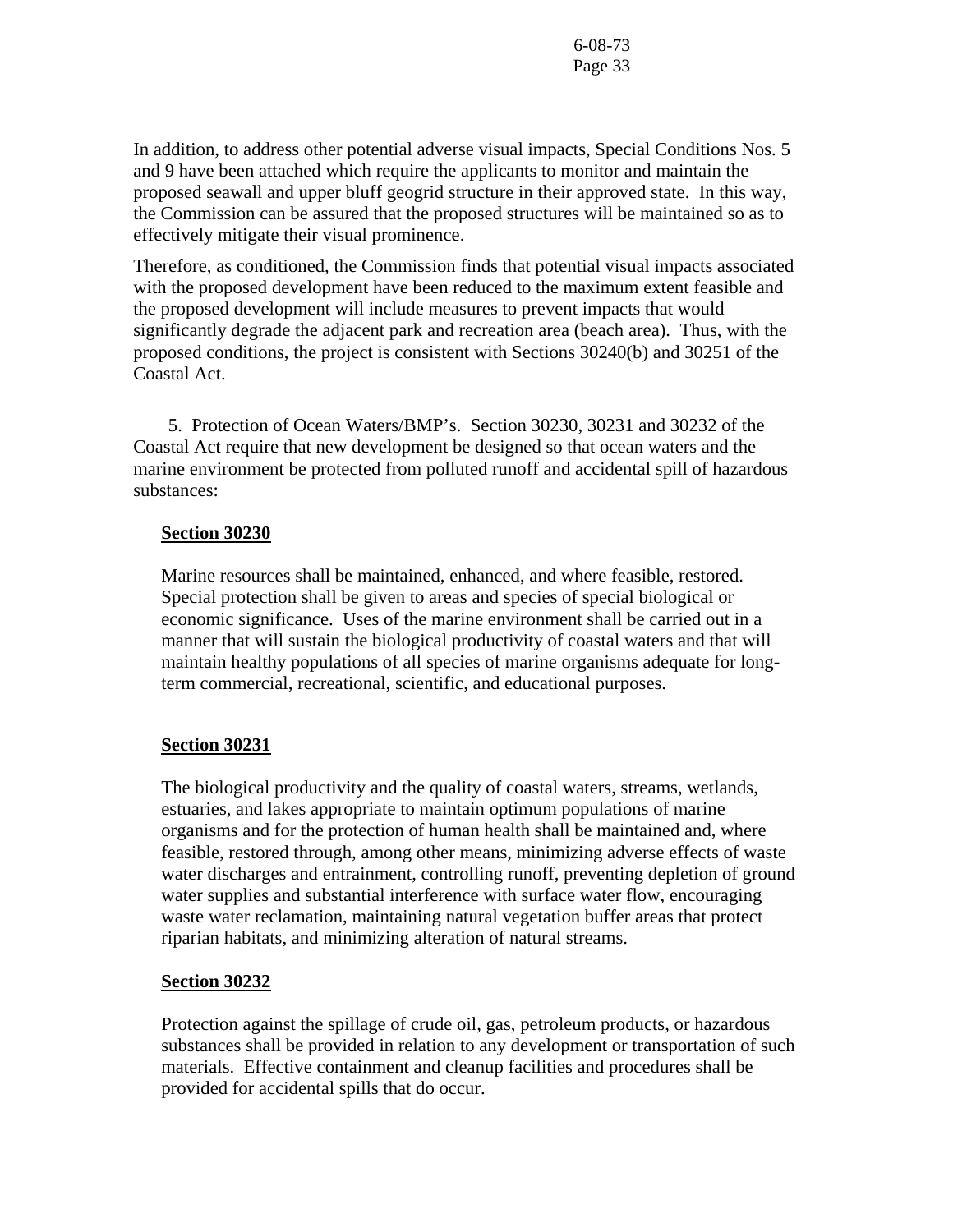In addition, to address other potential adverse visual impacts, Special Conditions Nos. 5 and 9 have been attached which require the applicants to monitor and maintain the proposed seawall and upper bluff geogrid structure in their approved state. In this way, the Commission can be assured that the proposed structures will be maintained so as to effectively mitigate their visual prominence.

Therefore, as conditioned, the Commission finds that potential visual impacts associated with the proposed development have been reduced to the maximum extent feasible and the proposed development will include measures to prevent impacts that would significantly degrade the adjacent park and recreation area (beach area). Thus, with the proposed conditions, the project is consistent with Sections 30240(b) and 30251 of the Coastal Act.

5. Protection of Ocean Waters/BMP's. Section 30230, 30231 and 30232 of the Coastal Act require that new development be designed so that ocean waters and the marine environment be protected from polluted runoff and accidental spill of hazardous substances:

**Section 30230**

Marine resources shall be maintained, enhanced, and where feasible, restored. Special protection shall be given to areas and species of special biological or economic significance. Uses of the marine environment shall be carried out in a manner that will sustain the biological productivity of coastal waters and that will maintain healthy populations of all species of marine organisms adequate for long-term commercial, recreational, scientific, and educational purposes.

**Section 30231**

The biological productivity and the quality of coastal waters, streams, wetlands, estuaries, and lakes appropriate to maintain optimum populations of marine organisms and for the protection of human health shall be maintained and, where feasible, restored through, among other means, minimizing adverse effects of waste water discharges and entrainment, controlling runoff, preventing depletion of ground water supplies and substantial interference with surface water flow, encouraging waste water reclamation, maintaining natural vegetation buffer areas that protect riparian habitats, and minimizing alteration of natural streams.

**Section 30232**

Protection against the spillage of crude oil, gas, petroleum products, or hazardous substances shall be provided in relation to any development or transportation of such materials. Effective containment and cleanup facilities and procedures shall be provided for accidental spills that do occur.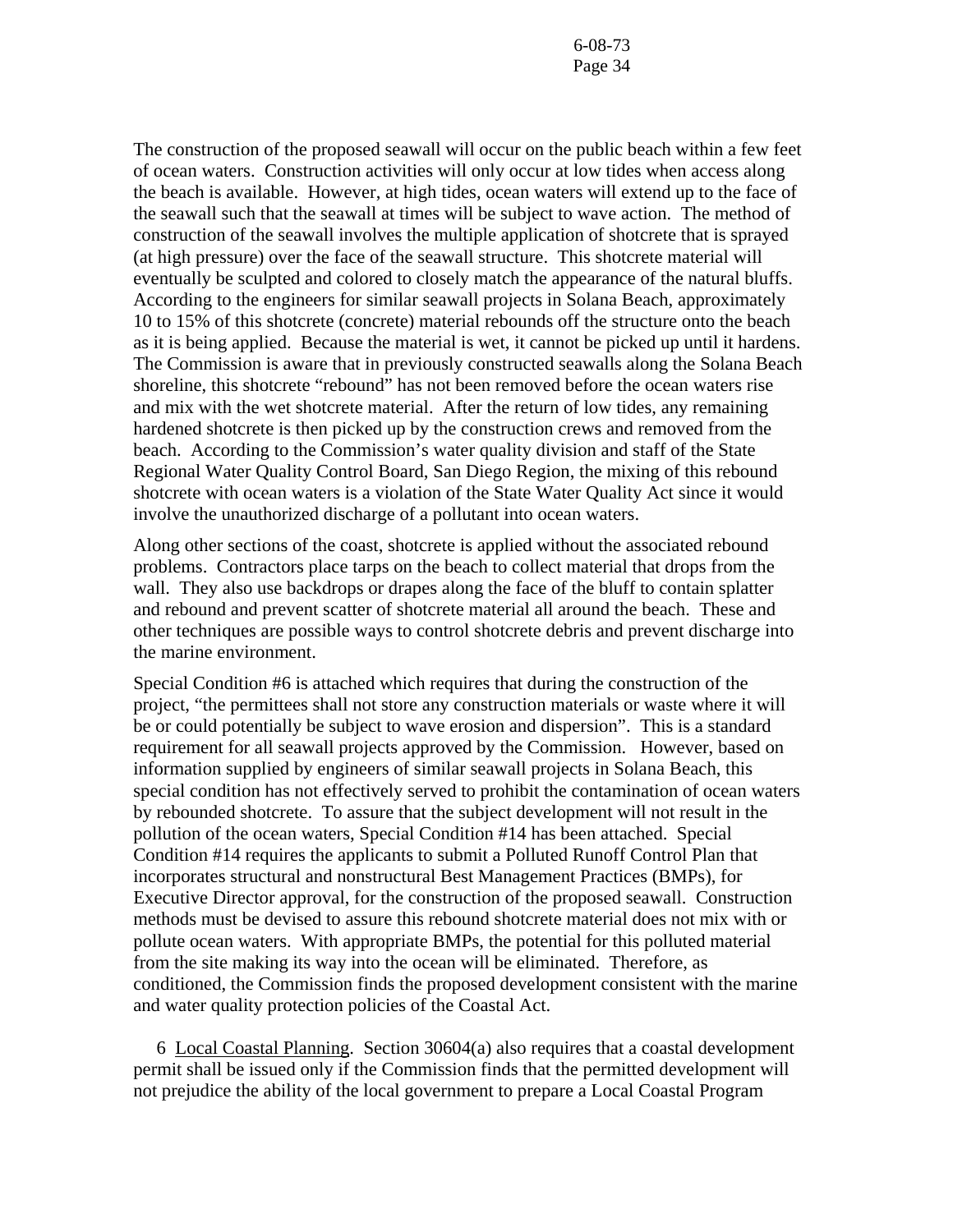The construction of the proposed seawall will occur on the public beach within a few feet of ocean waters. Construction activities will only occur at low tides when access along the beach is available. However, at high tides, ocean waters will extend up to the face of the seawall such that the seawall at times will be subject to wave action. The method of construction of the seawall involves the multiple application of shotcrete that is sprayed (at high pressure) over the face of the seawall structure. This shotcrete material will eventually be sculpted and colored to closely match the appearance of the natural bluffs. According to the engineers for similar seawall projects in Solana Beach, approximately 10 to 15% of this shotcrete (concrete) material rebounds off the structure onto the beach as it is being applied. Because the material is wet, it cannot be picked up until it hardens. The Commission is aware that in previously constructed seawalls along the Solana Beach shoreline, this shotcrete "rebound" has not been removed before the ocean waters rise and mix with the wet shotcrete material. After the return of low tides, any remaining hardened shotcrete is then picked up by the construction crews and removed from the beach. According to the Commission's water quality division and staff of the State Regional Water Quality Control Board, San Diego Region, the mixing of this rebound shotcrete with ocean waters is a violation of the State Water Quality Act since it would involve the unauthorized discharge of a pollutant into ocean waters.

Along other sections of the coast, shotcrete is applied without the associated rebound problems. Contractors place tarps on the beach to collect material that drops from the wall. They also use backdrops or drapes along the face of the bluff to contain splatter and rebound and prevent scatter of shotcrete material all around the beach. These and other techniques are possible ways to control shotcrete debris and prevent discharge into the marine environment.

Special Condition #6 is attached which requires that during the construction of the project, "the permittees shall not store any construction materials or waste where it will be or could potentially be subject to wave erosion and dispersion". This is a standard requirement for all seawall projects approved by the Commission. However, based on information supplied by engineers of similar seawall projects in Solana Beach, this special condition has not effectively served to prohibit the contamination of ocean waters by rebounded shotcrete. To assure that the subject development will not result in the pollution of the ocean waters, Special Condition #14 has been attached. Special Condition #14 requires the applicants to submit a Polluted Runoff Control Plan that incorporates structural and nonstructural Best Management Practices (BMPs), for Executive Director approval, for the construction of the proposed seawall. Construction methods must be devised to assure this rebound shotcrete material does not mix with or pollute ocean waters. With appropriate BMPs, the potential for this polluted material from the site making its way into the ocean will be eliminated. Therefore, as conditioned, the Commission finds the proposed development consistent with the marine and water quality protection policies of the Coastal Act.

6 Local Coastal Planning. Section 30604(a) also requires that a coastal development permit shall be issued only if the Commission finds that the permitted development will not prejudice the ability of the local government to prepare a Local Coastal Program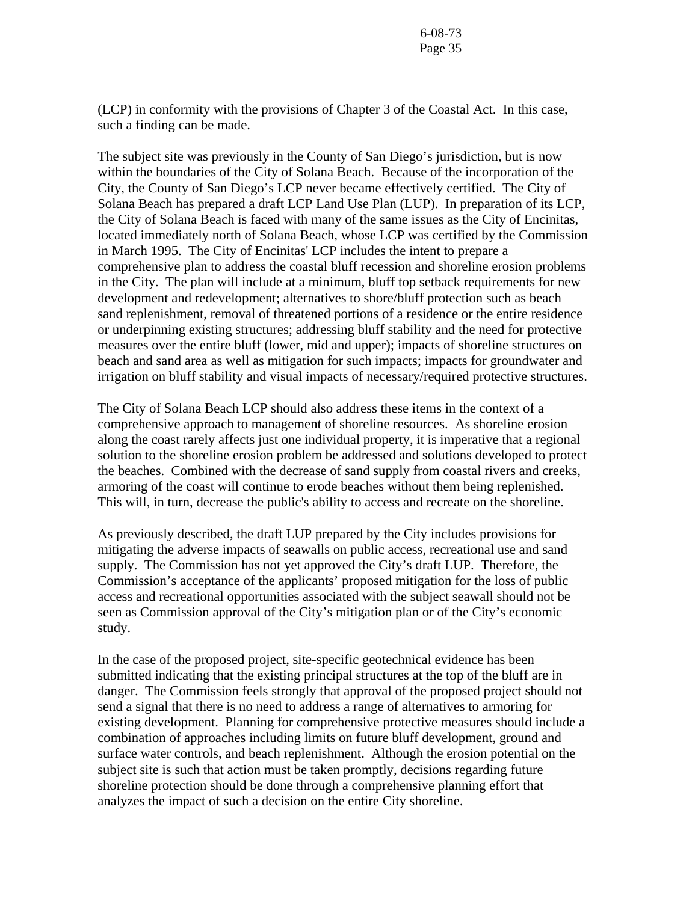(LCP) in conformity with the provisions of Chapter 3 of the Coastal Act. In this case, such a finding can be made.

The subject site was previously in the County of San Diego's jurisdiction, but is now within the boundaries of the City of Solana Beach. Because of the incorporation of the City, the County of San Diego's LCP never became effectively certified. The City of Solana Beach has prepared a draft LCP Land Use Plan (LUP). In preparation of its LCP, the City of Solana Beach is faced with many of the same issues as the City of Encinitas, located immediately north of Solana Beach, whose LCP was certified by the Commission in March 1995. The City of Encinitas' LCP includes the intent to prepare a comprehensive plan to address the coastal bluff recession and shoreline erosion problems in the City. The plan will include at a minimum, bluff top setback requirements for new development and redevelopment; alternatives to shore/bluff protection such as beach sand replenishment, removal of threatened portions of a residence or the entire residence or underpinning existing structures; addressing bluff stability and the need for protective measures over the entire bluff (lower, mid and upper); impacts of shoreline structures on beach and sand area as well as mitigation for such impacts; impacts for groundwater and irrigation on bluff stability and visual impacts of necessary/required protective structures.

The City of Solana Beach LCP should also address these items in the context of a comprehensive approach to management of shoreline resources. As shoreline erosion along the coast rarely affects just one individual property, it is imperative that a regional solution to the shoreline erosion problem be addressed and solutions developed to protect the beaches. Combined with the decrease of sand supply from coastal rivers and creeks, armoring of the coast will continue to erode beaches without them being replenished. This will, in turn, decrease the public's ability to access and recreate on the shoreline.

As previously described, the draft LUP prepared by the City includes provisions for mitigating the adverse impacts of seawalls on public access, recreational use and sand supply. The Commission has not yet approved the City's draft LUP. Therefore, the Commission's acceptance of the applicants' proposed mitigation for the loss of public access and recreational opportunities associated with the subject seawall should not be seen as Commission approval of the City's mitigation plan or of the City's economic study.

In the case of the proposed project, site-specific geotechnical evidence has been submitted indicating that the existing principal structures at the top of the bluff are in danger. The Commission feels strongly that approval of the proposed project should not send a signal that there is no need to address a range of alternatives to armoring for existing development. Planning for comprehensive protective measures should include a combination of approaches including limits on future bluff development, ground and surface water controls, and beach replenishment. Although the erosion potential on the subject site is such that action must be taken promptly, decisions regarding future shoreline protection should be done through a comprehensive planning effort that analyzes the impact of such a decision on the entire City shoreline.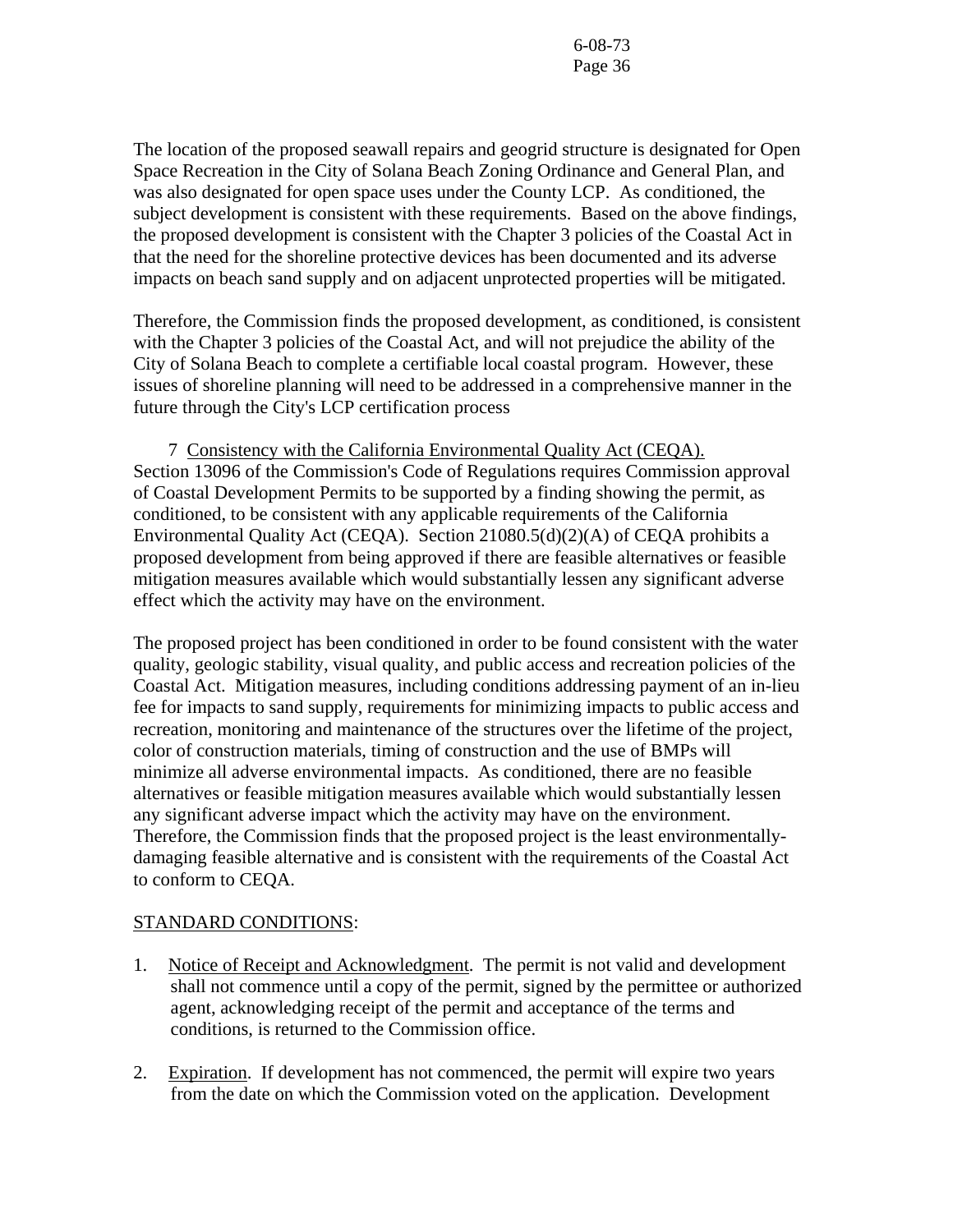The location of the proposed seawall repairs and geogrid structure is designated for Open Space Recreation in the City of Solana Beach Zoning Ordinance and General Plan, and was also designated for open space uses under the County LCP. As conditioned, the subject development is consistent with these requirements. Based on the above findings, the proposed development is consistent with the Chapter 3 policies of the Coastal Act in that the need for the shoreline protective devices has been documented and its adverse impacts on beach sand supply and on adjacent unprotected properties will be mitigated.

Therefore, the Commission finds the proposed development, as conditioned, is consistent with the Chapter 3 policies of the Coastal Act, and will not prejudice the ability of the City of Solana Beach to complete a certifiable local coastal program. However, these issues of shoreline planning will need to be addressed in a comprehensive manner in the future through the City's LCP certification process

7 Consistency with the California Environmental Quality Act (CEQA). Section 13096 of the Commission's Code of Regulations requires Commission approval of Coastal Development Permits to be supported by a finding showing the permit, as conditioned, to be consistent with any applicable requirements of the California Environmental Quality Act (CEQA). Section 21080.5(d)(2)(A) of CEQA prohibits a proposed development from being approved if there are feasible alternatives or feasible mitigation measures available which would substantially lessen any significant adverse effect which the activity may have on the environment.

The proposed project has been conditioned in order to be found consistent with the water quality, geologic stability, visual quality, and public access and recreation policies of the Coastal Act. Mitigation measures, including conditions addressing payment of an in-lieu fee for impacts to sand supply, requirements for minimizing impacts to public access and recreation, monitoring and maintenance of the structures over the lifetime of the project, color of construction materials, timing of construction and the use of BMPs will minimize all adverse environmental impacts. As conditioned, there are no feasible alternatives or feasible mitigation measures available which would substantially lessen any significant adverse impact which the activity may have on the environment. Therefore, the Commission finds that the proposed project is the least environmentally-damaging feasible alternative and is consistent with the requirements of the Coastal Act to conform to CEQA.

STANDARD CONDITIONS:

1. Notice of Receipt and Acknowledgment. The permit is not valid and development shall not commence until a copy of the permit, signed by the permittee or authorized agent, acknowledging receipt of the permit and acceptance of the terms and conditions, is returned to the Commission office.

2. Expiration. If development has not commenced, the permit will expire two years from the date on which the Commission voted on the application. Development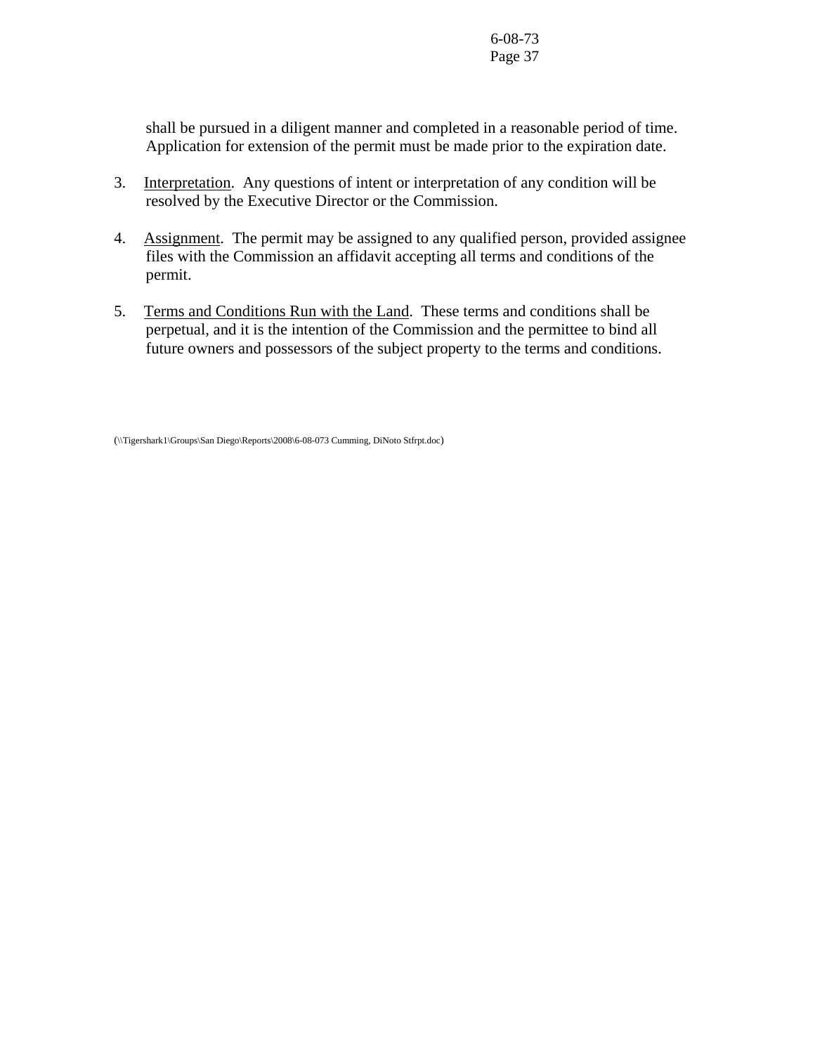shall be pursued in a diligent manner and completed in a reasonable period of time. Application for extension of the permit must be made prior to the expiration date.

3. Interpretation. Any questions of intent or interpretation of any condition will be resolved by the Executive Director or the Commission.

4. Assignment. The permit may be assigned to any qualified person, provided assignee files with the Commission an affidavit accepting all terms and conditions of the permit.

5. Terms and Conditions Run with the Land. These terms and conditions shall be perpetual, and it is the intention of the Commission and the permittee to bind all future owners and possessors of the subject property to the terms and conditions.

(\\Tigershark1\Groups\San Diego\Reports\2008\6-08-073 Cumming, DiNoto Stfrpt.doc)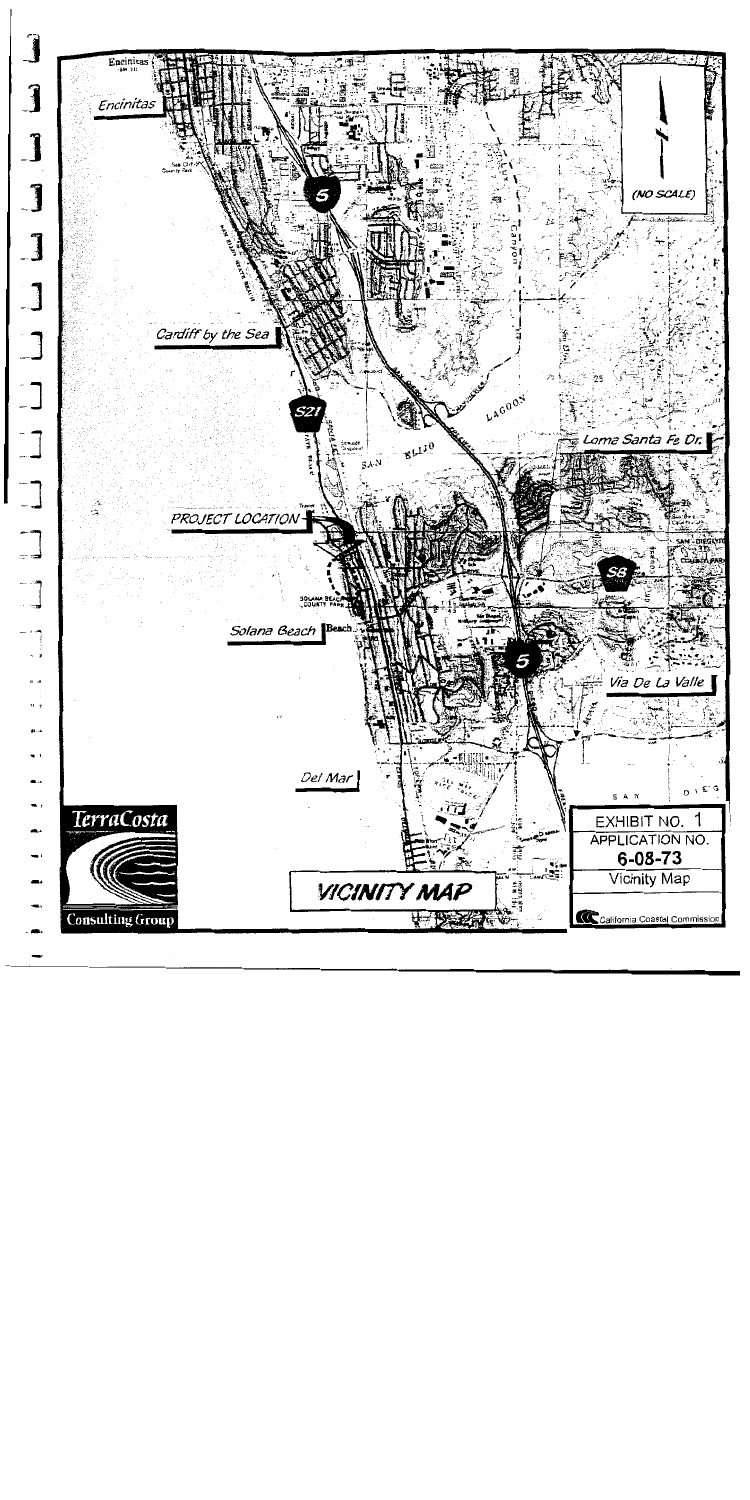EXHIBIT NO. 1
APPLICATION NO.
6-08-73
Vicinity Map

California Coastal Commission

VICINITY MAP

TerraCosta Consulting Group

(NO SCALE)

Encinitas

Cardiff by the Sea

PROJECT LOCATION

Solana Beach

Del Mar

Lome Santa Fe Dr.

Via De La Valle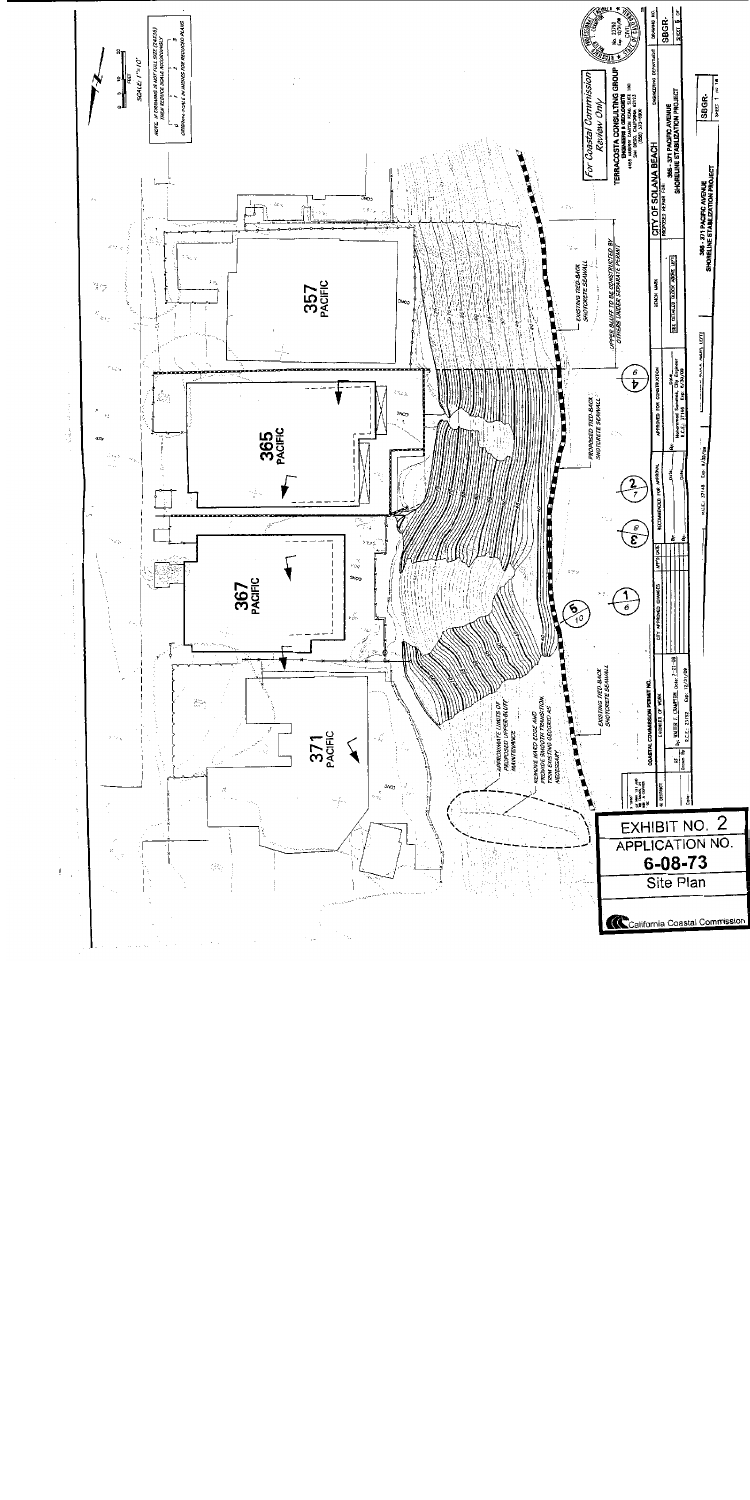# EXHIBIT NO. 2

**APPLICATION NO.**

**6-08-73**

**Site Plan**

California Coastal Commission

For Coastal Commission Review Only

SCALE: 1" = 10'

357 PACIFIC

365 PACIFIC

367 PACIFIC

371 PACIFIC

EXISTING TIED-BACK SHOTCRETE SEAWALL

UPPER BLUFF TO BE CONSTRUCTED BY OTHERS UNDER SEPARATE PERMIT

PROPOSED TIED-BACK SHOTCRETE SEAWALL

EXISTING TIED-BACK SHOTCRETE SEAWALL

APPROXIMATE LIMITS OF PROPOSED UPPER BLUFF MAINTENANCE

REMOVE SANDY SOILS AND PROVIDE SMOOTH TRANSITION FROM EXISTING GEOGRID AS NECESSARY

TERRACOSTA CONSULTING GROUP

CITY OF SOLANA BEACH

365 - 371 PACIFIC AVENUE SHORELINE STABILIZATION PROJECT

SBGR-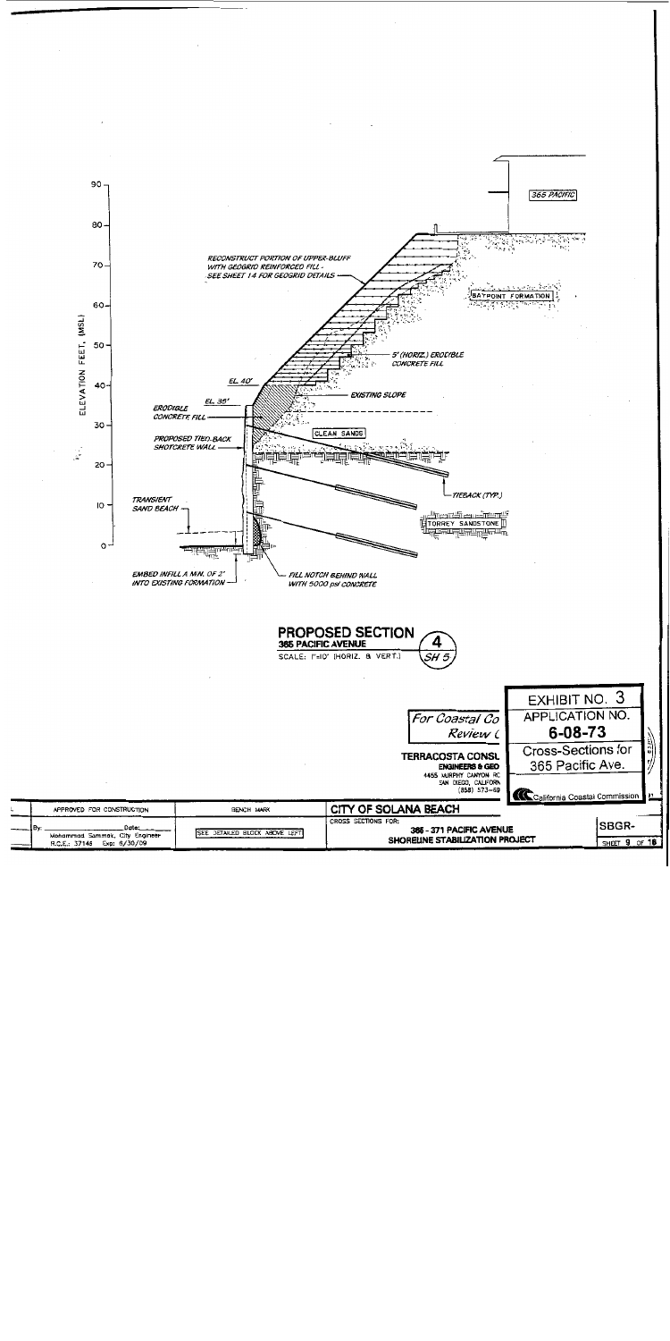365 PACIFIC

ELEVATION FEET, (MSL)

90
80
70
60
50
40
30
20
10
0

RECONSTRUCT PORTION OF UPPER-BLUFF WITH GEOGRID REINFORCED FILL - SEE SHEET 14 FOR GEOGRID DETAILS

BAYPOINT FORMATION

5' (HORIZ.) ERODIBLE CONCRETE FILL

EL. 40'

EL. 35'

ERODIBLE CONCRETE FILL

EXISTING SLOPE

CLEAN SANDS

PROPOSED TIED-BACK SHOTCRETE WALL

TIEBACK (TYP.)

TORREY SANDSTONE

TRANSIENT SAND BEACH

EMBED INFILL A MIN. OF 2' INTO EXISTING FORMATION

FILL NOTCH BEHIND WALL WITH 5000 psi CONCRETE

## PROPOSED SECTION

**365 PACIFIC AVENUE**

4 / SH 5

SCALE: 1"=10' (HORIZ. & VERT.)

EXHIBIT NO. 3

APPLICATION NO.

**6-08-73**

Cross-Sections for 365 Pacific Ave.

California Coastal Commission

For Coastal Co Review (

TERRACOSTA CONSL ENGINEERS & GEO

4455 MURPHY CANYON RC SAN DIEGO, CALIFORN (858) 573-69

| APPROVED FOR CONSTRUCTION | BENCH MARK | CITY OF SOLANA BEACH | |
|---|---|---|---|
| By: ______ Date: ______ Mohammad Sammak, City Engineer R.C.E.: 37146 Exp: 6/30/09 | SEE DETAILED BLOCK ABOVE LEFT | CROSS SECTIONS FOR: 365 - 371 PACIFIC AVENUE SHORELINE STABILIZATION PROJECT | SBGR- SHEET 9 OF 18 |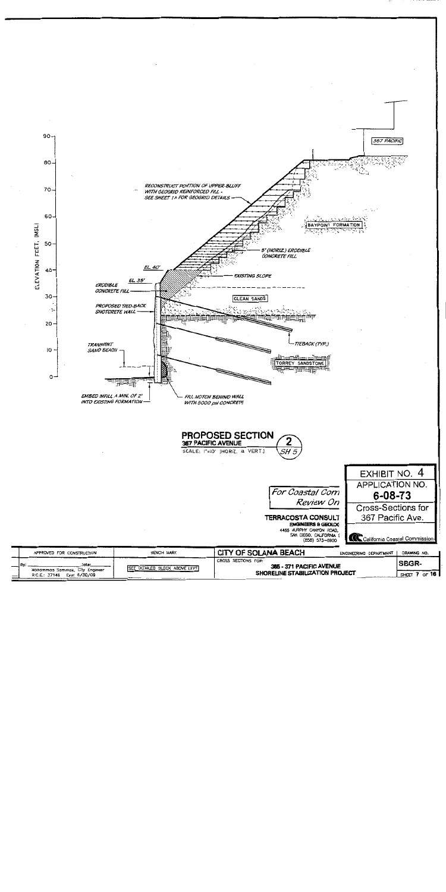ELEVATION FEET, (MSL)

90
80
70
60
50
40
30
20
10
0

367 PACIFIC

RECONSTRUCT PORTION OF UPPER-BLUFF WITH GEOGRID REINFORCED FILL - SEE SHEET 1* FOR GEOGRID DETAILS

BAYPOINT FORMATION

5' (HORIZ.) ERODIBLE CONCRETE FILL

EL 40'

EXISTING SLOPE

EL 35'

ERODIBLE CONCRETE FILL

CLEAN SANDS

PROPOSED TIED-BACK SHOTCRETE WALL

TIEBACK (TYP.)

TRANSIENT SAND BEACH

TORREY SANDSTONE

EMBED INFILL A MIN. OF 2' INTO EXISTING FORMATION

FILL NOTCH BEHIND WALL WITH 5000 psi CONCRETE

**PROPOSED SECTION** 2 / SH 5
**367 PACIFIC AVENUE**
SCALE: 1"=10' (HORIZ. & VERT.)

For Coastal Com
Review On

**TERRACOSTA CONSULT**
ENGINEERS & GEOLOG
4455 MURPHY CANYON ROAD,
SAN DIEGO, CALIFORNIA
(858) 573-6900

EXHIBIT NO. 4
APPLICATION NO.
**6-08-73**
Cross-Sections for 367 Pacific Ave.
California Coastal Commission

| APPROVED FOR CONSTRUCTION | BENCH MARK | CITY OF SOLANA BEACH | ENGINEERING DEPARTMENT | DRAWING NO. |
|---|---|---|---|---|
| By: ______ Date: ______ Mohammad Sammak, City Engineer R.C.E.: 37146 Exp: 6/30/09 | SEE DETAILED BLOCK ABOVE LEFT | CROSS SECTIONS FOR: 365 - 371 PACIFIC AVENUE SHORELINE STABILIZATION PROJECT | | SBGR- SHEET 7 OF 16 |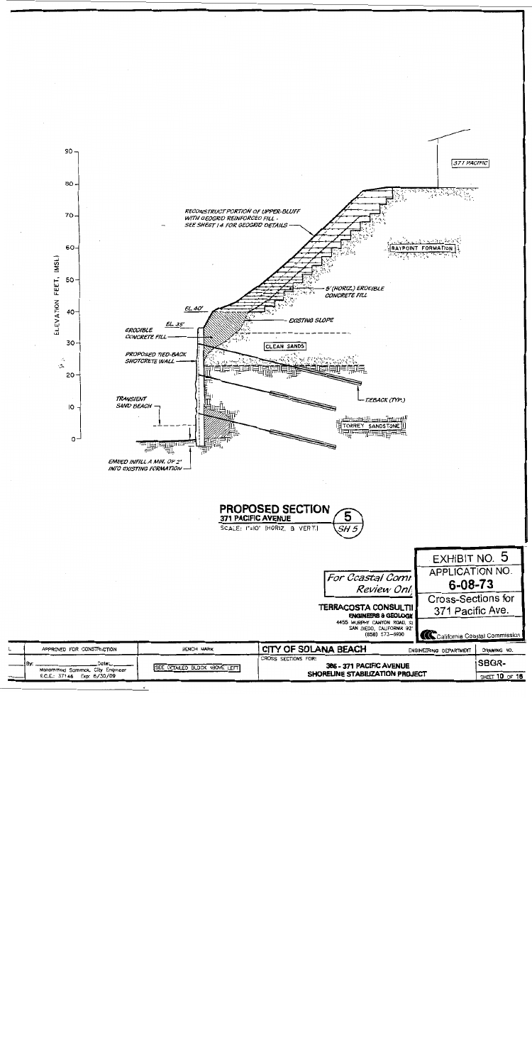371 PACIFIC

ELEVATION FEET, (MSL)

90
80
70
60
50
40
30
20
10
0

RECONSTRUCT PORTION OF UPPER-BLUFF WITH GEOGRID REINFORCED FILL - SEE SHEET 14 FOR GEOGRID DETAILS

BAYPOINT FORMATION

5' (HORIZ.) ERODIBLE CONCRETE FILL

EL 40'

EXISTING SLOPE

EL 35'

ERODIBLE CONCRETE FILL

CLEAN SANDS

PROPOSED TIED-BACK SHOTCRETE WALL

TIEBACK (TYP.)

TRANSIENT SAND BEACH

TORREY SANDSTONE

EMBED INFILL A MIN. OF 2' INTO EXISTING FORMATION

**PROPOSED SECTION** 5/SH 5
**371 PACIFIC AVENUE**
SCALE: 1"=10' (HORIZ. & VERT.)

EXHIBIT NO. 5
APPLICATION NO.
**6-08-73**
Cross-Sections for 371 Pacific Ave.
California Coastal Commission

For Coastal Comm Review Only

**TERRACOSTA CONSULTING**
ENGINEERS & GEOLOGISTS
4455 MURPHY CANYON ROAD, S
SAN DIEGO, CALIFORNIA 92
(858) 573-6900

| APPROVED FOR CONSTRUCTION | BENCH MARK | CITY OF SOLANA BEACH | ENGINEERING DEPARTMENT | DRAWING NO. |
|---|---|---|---|---|
| By: ______ Date: ______ Mohammad Sammak, City Engineer R.C.E. 37146 Exp. 6/30/09 | SEE DETAILED BLOCK ABOVE LEFT | CROSS SECTIONS FOR: 365 - 371 PACIFIC AVENUE SHORELINE STABILIZATION PROJECT | | SBGR- SHEET 10 OF 16 |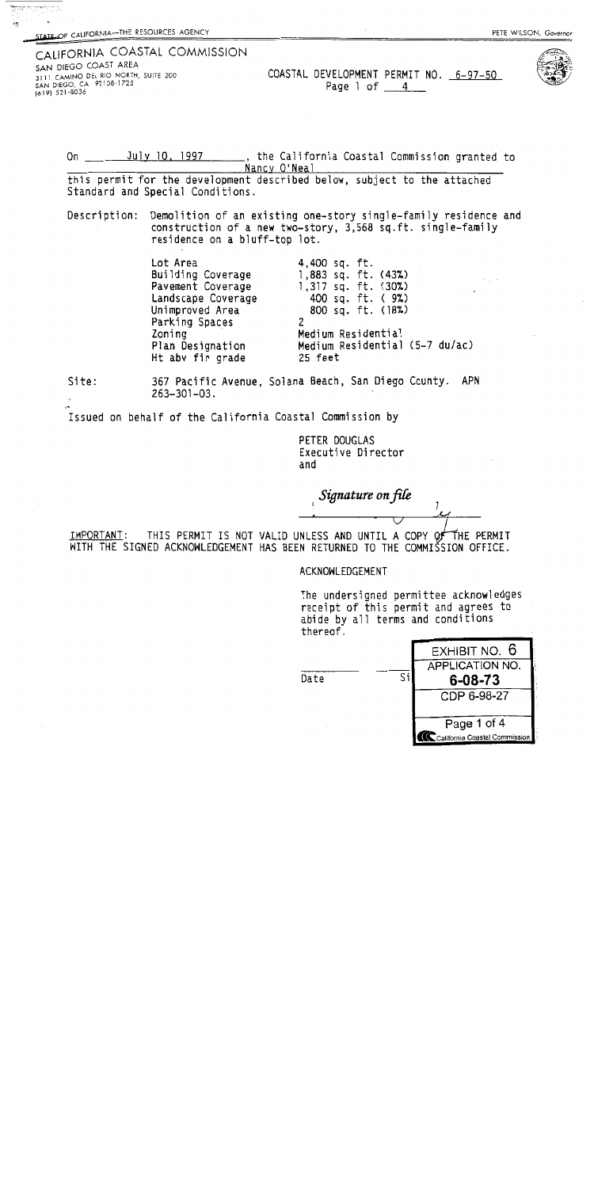STATE OF CALIFORNIA—THE RESOURCES AGENCY

PETE WILSON, Governor

CALIFORNIA COASTAL COMMISSION
SAN DIEGO COAST AREA
3111 CAMINO DEL RIO NORTH, SUITE 200
SAN DIEGO, CA 92108-1725
(619) 521-8036

COASTAL DEVELOPMENT PERMIT NO. 6-97-50
Page 1 of 4

On July 10, 1997, the California Coastal Commission granted to Nancy O'Neal this permit for the development described below, subject to the attached Standard and Special Conditions.

Description: Demolition of an existing one-story single-family residence and construction of a new two-story, 3,568 sq.ft. single-family residence on a bluff-top lot.

| | |
|---|---|
| Lot Area | 4,400 sq. ft. |
| Building Coverage | 1,883 sq. ft. (43%) |
| Pavement Coverage | 1,317 sq. ft. (30%) |
| Landscape Coverage | 400 sq. ft. ( 9%) |
| Unimproved Area | 800 sq. ft. (18%) |
| Parking Spaces | 2 |
| Zoning | Medium Residential |
| Plan Designation | Medium Residential (5-7 du/ac) |
| Ht abv fin grade | 25 feet |

Site: 367 Pacific Avenue, Solana Beach, San Diego County. APN 263-301-03.

Issued on behalf of the California Coastal Commission by

PETER DOUGLAS
Executive Director
and

*Signature on file*

IMPORTANT: THIS PERMIT IS NOT VALID UNLESS AND UNTIL A COPY OF THE PERMIT WITH THE SIGNED ACKNOWLEDGEMENT HAS BEEN RETURNED TO THE COMMISSION OFFICE.

ACKNOWLEDGEMENT

The undersigned permittee acknowledges receipt of this permit and agrees to abide by all terms and conditions thereof.

Date Si

EXHIBIT NO. 6
APPLICATION NO.
6-08-73
CDP 6-98-27
Page 1 of 4
California Coastal Commission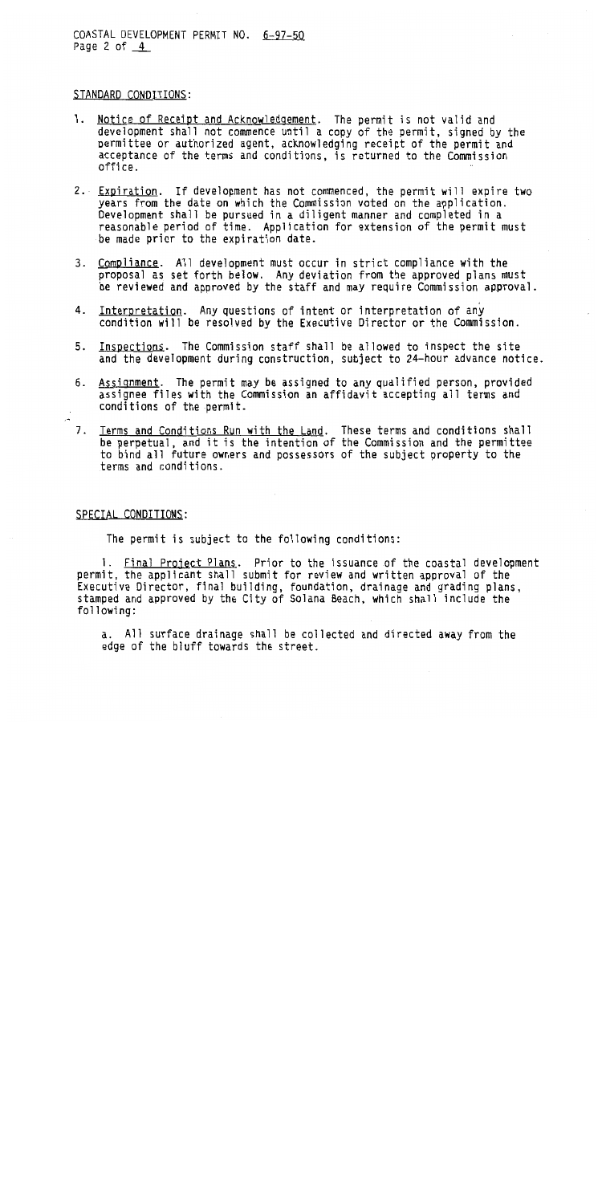COASTAL DEVELOPMENT PERMIT NO. 6-97-50

STANDARD CONDITIONS:

1. Notice of Receipt and Acknowledgement. The permit is not valid and development shall not commence until a copy of the permit, signed by the permittee or authorized agent, acknowledging receipt of the permit and acceptance of the terms and conditions, is returned to the Commission office.

2. Expiration. If development has not commenced, the permit will expire two years from the date on which the Commission voted on the application. Development shall be pursued in a diligent manner and completed in a reasonable period of time. Application for extension of the permit must be made prior to the expiration date.

3. Compliance. All development must occur in strict compliance with the proposal as set forth below. Any deviation from the approved plans must be reviewed and approved by the staff and may require Commission approval.

4. Interpretation. Any questions of intent or interpretation of any condition will be resolved by the Executive Director or the Commission.

5. Inspections. The Commission staff shall be allowed to inspect the site and the development during construction, subject to 24-hour advance notice.

6. Assignment. The permit may be assigned to any qualified person, provided assignee files with the Commission an affidavit accepting all terms and conditions of the permit.

7. Terms and Conditions Run with the Land. These terms and conditions shall be perpetual, and it is the intention of the Commission and the permittee to bind all future owners and possessors of the subject property to the terms and conditions.

SPECIAL CONDITIONS:

The permit is subject to the following conditions:

1. Final Project Plans. Prior to the issuance of the coastal development permit, the applicant shall submit for review and written approval of the Executive Director, final building, foundation, drainage and grading plans, stamped and approved by the City of Solana Beach, which shall include the following:

a. All surface drainage shall be collected and directed away from the edge of the bluff towards the street.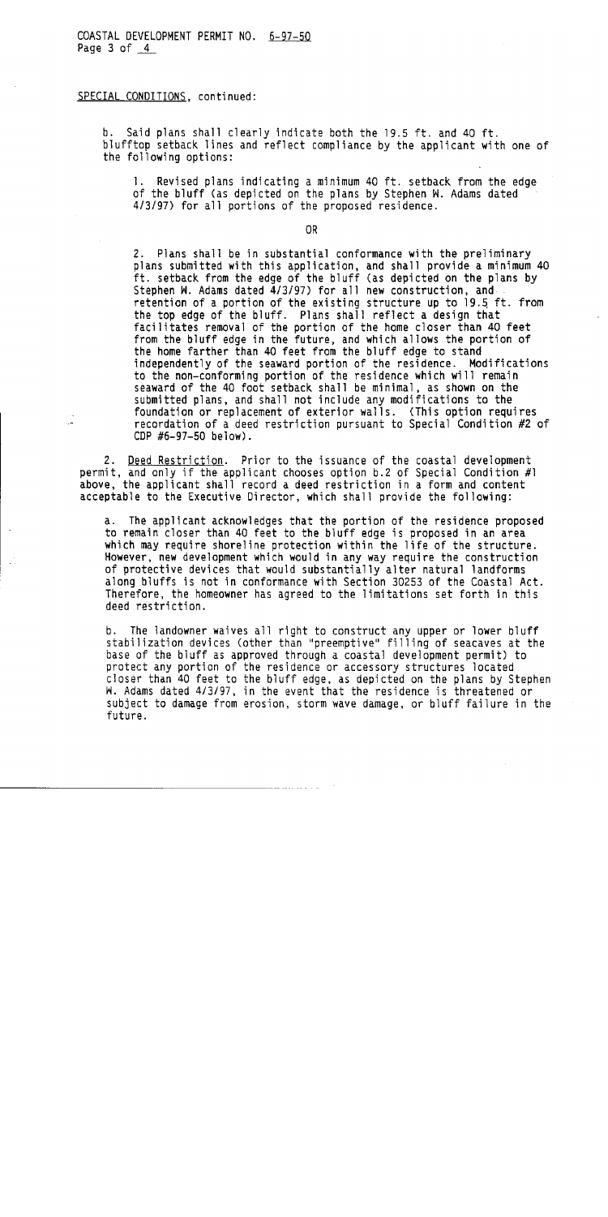SPECIAL CONDITIONS, continued:

b. Said plans shall clearly indicate both the 19.5 ft. and 40 ft. blufftop setback lines and reflect compliance by the applicant with one of the following options:

1. Revised plans indicating a minimum 40 ft. setback from the edge of the bluff (as depicted on the plans by Stephen W. Adams dated 4/3/97) for all portions of the proposed residence.

OR

2. Plans shall be in substantial conformance with the preliminary plans submitted with this application, and shall provide a minimum 40 ft. setback from the edge of the bluff (as depicted on the plans by Stephen W. Adams dated 4/3/97) for all new construction, and retention of a portion of the existing structure up to 19.5 ft. from the top edge of the bluff. Plans shall reflect a design that facilitates removal of the portion of the home closer than 40 feet from the bluff edge in the future, and which allows the portion of the home farther than 40 feet from the bluff edge to stand independently of the seaward portion of the residence. Modifications to the non-conforming portion of the residence which will remain seaward of the 40 foot setback shall be minimal, as shown on the submitted plans, and shall not include any modifications to the foundation or replacement of exterior walls. (This option requires recordation of a deed restriction pursuant to Special Condition #2 of CDP #6-97-50 below).

2. Deed Restriction. Prior to the issuance of the coastal development permit, and only if the applicant chooses option b.2 of Special Condition #1 above, the applicant shall record a deed restriction in a form and content acceptable to the Executive Director, which shall provide the following:

a. The applicant acknowledges that the portion of the residence proposed to remain closer than 40 feet to the bluff edge is proposed in an area which may require shoreline protection within the life of the structure. However, new development which would in any way require the construction of protective devices that would substantially alter natural landforms along bluffs is not in conformance with Section 30253 of the Coastal Act. Therefore, the homeowner has agreed to the limitations set forth in this deed restriction.

b. The landowner waives all right to construct any upper or lower bluff stabilization devices (other than "preemptive" filling of seacaves at the base of the bluff as approved through a coastal development permit) to protect any portion of the residence or accessory structures located closer than 40 feet to the bluff edge, as depicted on the plans by Stephen W. Adams dated 4/3/97, in the event that the residence is threatened or subject to damage from erosion, storm wave damage, or bluff failure in the future.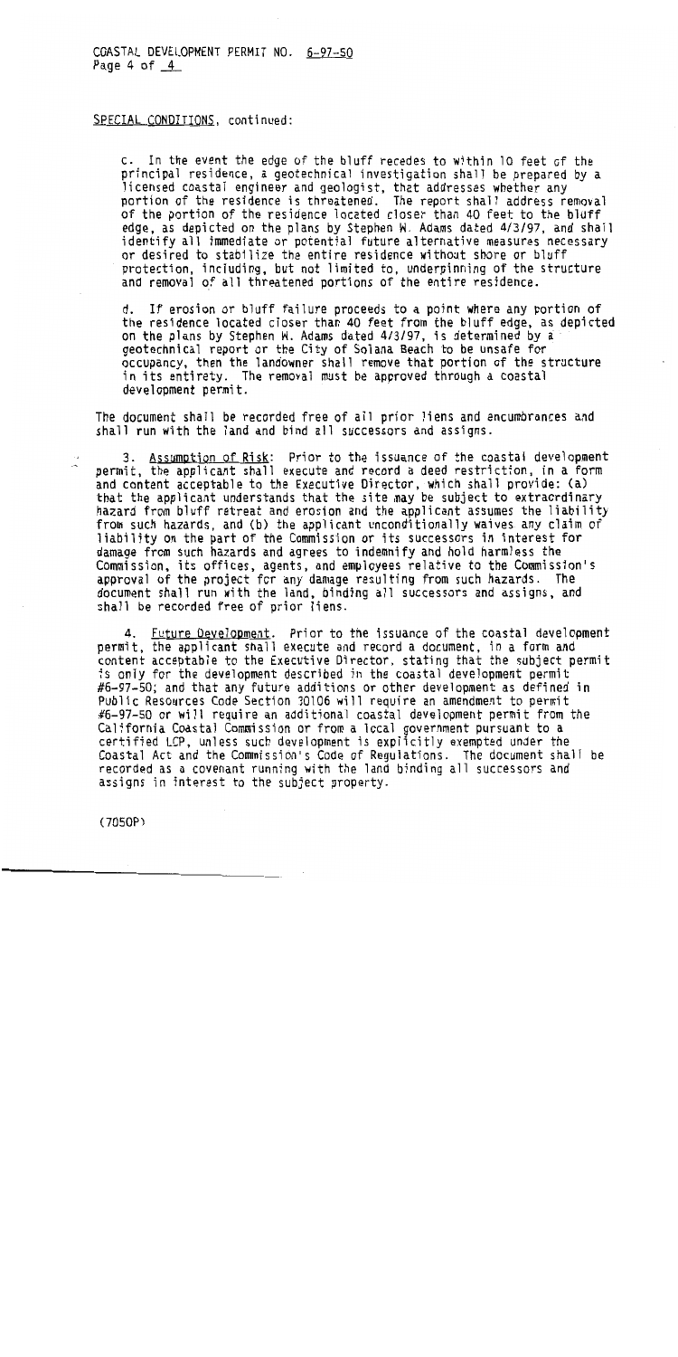SPECIAL CONDITIONS, continued:

c. In the event the edge of the bluff recedes to within 10 feet of the principal residence, a geotechnical investigation shall be prepared by a licensed coastal engineer and geologist, that addresses whether any portion of the residence is threatened. The report shall address removal of the portion of the residence located closer than 40 feet to the bluff edge, as depicted on the plans by Stephen W. Adams dated 4/3/97, and shall identify all immediate or potential future alternative measures necessary or desired to stabilize the entire residence without shore or bluff protection, including, but not limited to, underpinning of the structure and removal of all threatened portions of the entire residence.

d. If erosion or bluff failure proceeds to a point where any portion of the residence located closer than 40 feet from the bluff edge, as depicted on the plans by Stephen W. Adams dated 4/3/97, is determined by a geotechnical report or the City of Solana Beach to be unsafe for occupancy, then the landowner shall remove that portion of the structure in its entirety. The removal must be approved through a coastal development permit.

The document shall be recorded free of all prior liens and encumbrances and shall run with the land and bind all successors and assigns.

3. Assumption of Risk: Prior to the issuance of the coastal development permit, the applicant shall execute and record a deed restriction, in a form and content acceptable to the Executive Director, which shall provide: (a) that the applicant understands that the site may be subject to extraordinary hazard from bluff retreat and erosion and the applicant assumes the liability from such hazards, and (b) the applicant unconditionally waives any claim of liability on the part of the Commission or its successors in interest for damage from such hazards and agrees to indemnify and hold harmless the Commission, its offices, agents, and employees relative to the Commission's approval of the project for any damage resulting from such hazards. The document shall run with the land, binding all successors and assigns, and shall be recorded free of prior liens.

4. Future Development. Prior to the issuance of the coastal development permit, the applicant shall execute and record a document, in a form and content acceptable to the Executive Director, stating that the subject permit is only for the development described in the coastal development permit #6-97-50; and that any future additions or other development as defined in Public Resources Code Section 30106 will require an amendment to permit #6-97-50 or will require an additional coastal development permit from the California Coastal Commission or from a local government pursuant to a certified LCP, unless such development is explicitly exempted under the Coastal Act and the Commission's Code of Regulations. The document shall be recorded as a covenant running with the land binding all successors and assigns in interest to the subject property.

(7050P)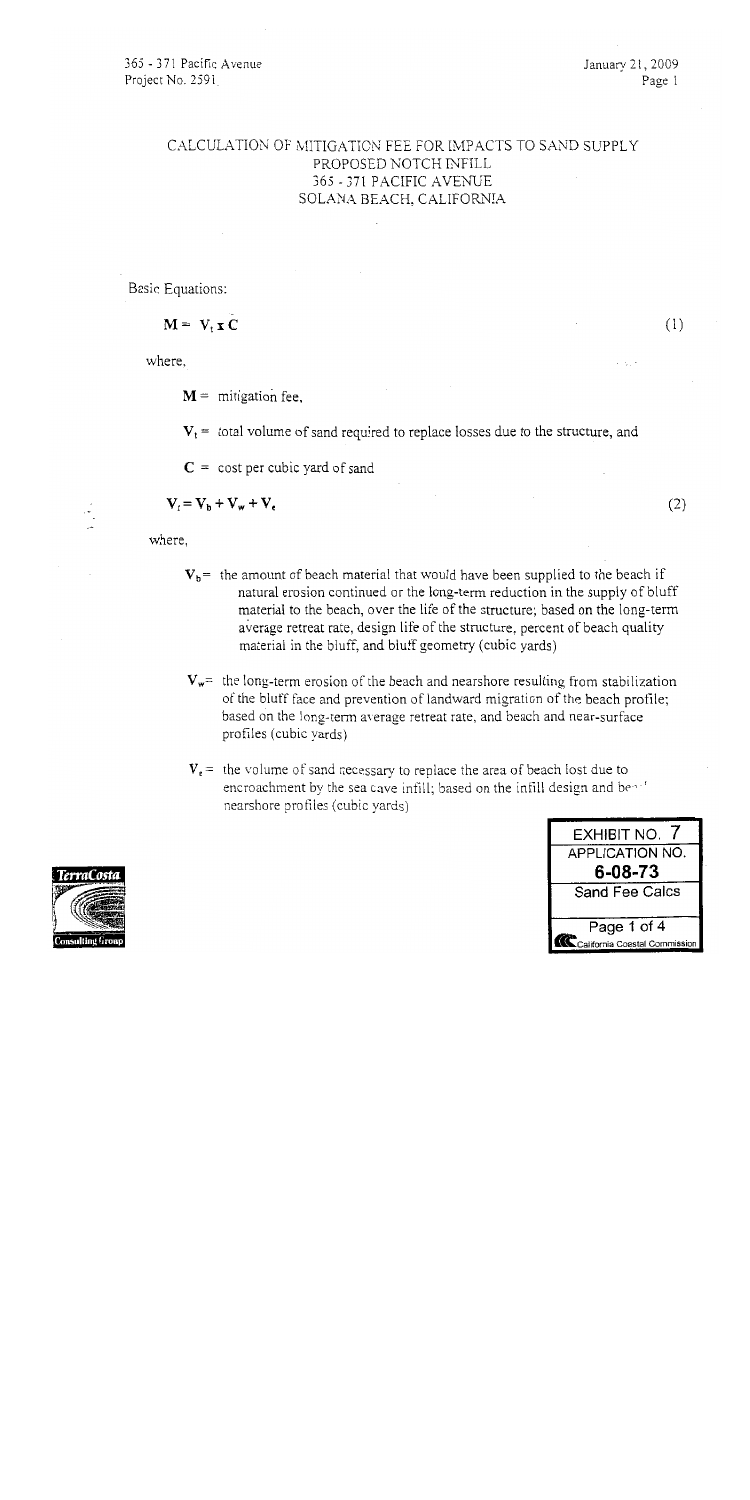# CALCULATION OF MITIGATION FEE FOR IMPACTS TO SAND SUPPLY PROPOSED NOTCH INFILL 365 - 371 PACIFIC AVENUE SOLANA BEACH, CALIFORNIA

Basic Equations:

$$\mathbf{M} = \mathbf{V_t} \times \mathbf{C} \qquad (1)$$

where,

$\mathbf{M}$ = mitigation fee,

$\mathbf{V_t}$ = total volume of sand required to replace losses due to the structure, and

$\mathbf{C}$ = cost per cubic yard of sand

$$\mathbf{V_t} = \mathbf{V_b} + \mathbf{V_w} + \mathbf{V_e} \qquad (2)$$

where,

$\mathbf{V_b}$ = the amount of beach material that would have been supplied to the beach if natural erosion continued or the long-term reduction in the supply of bluff material to the beach, over the life of the structure; based on the long-term average retreat rate, design life of the structure, percent of beach quality material in the bluff, and bluff geometry (cubic yards)

$\mathbf{V_w}$ = the long-term erosion of the beach and nearshore resulting from stabilization of the bluff face and prevention of landward migration of the beach profile; based on the long-term average retreat rate, and beach and near-surface profiles (cubic yards)

$\mathbf{V_e}$ = the volume of sand necessary to replace the area of beach lost due to encroachment by the sea cave infill; based on the infill design and beach nearshore profiles (cubic yards)

EXHIBIT NO. 7
APPLICATION NO.
6-08-73
Sand Fee Calcs
Page 1 of 4
California Coastal Commission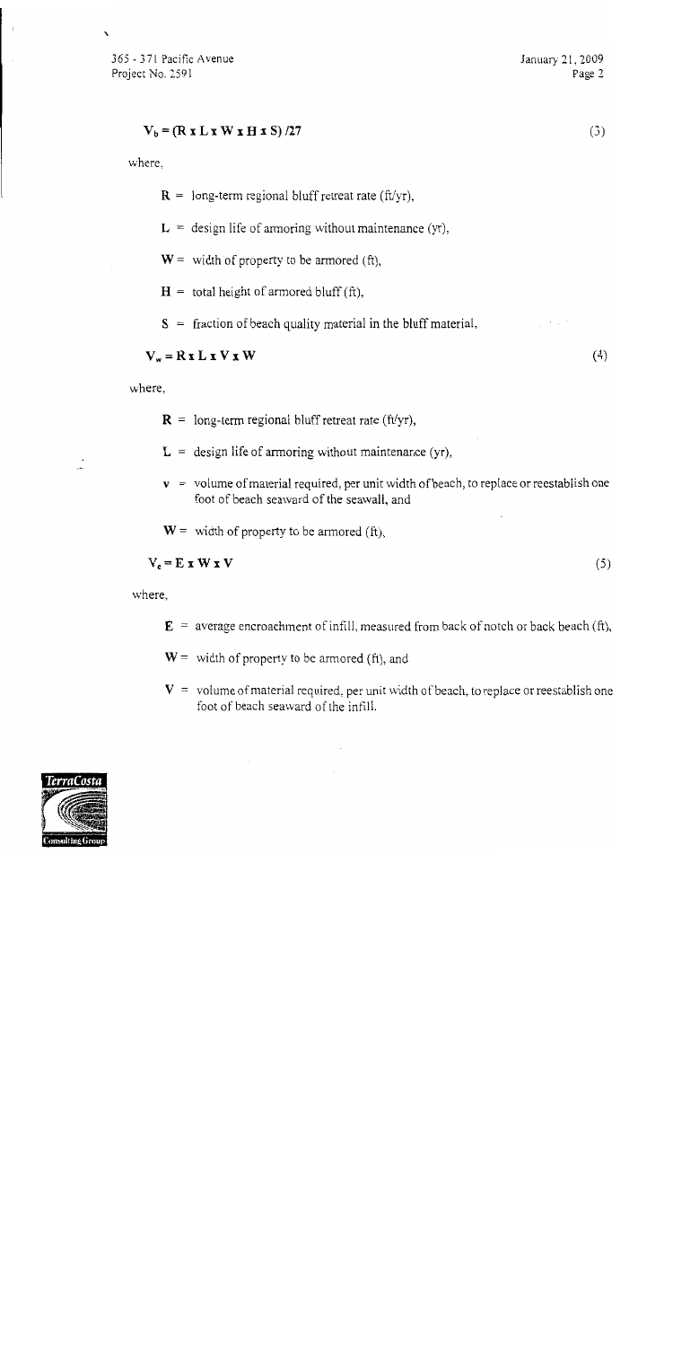$$V_b = (R \times L \times W \times H \times S) / 27 \quad (3)$$

where,

- $R$ = long-term regional bluff retreat rate (ft/yr),
- $L$ = design life of armoring without maintenance (yr),
- $W$ = width of property to be armored (ft),
- $H$ = total height of armored bluff (ft),
- $S$ = fraction of beach quality material in the bluff material,

$$V_w = R \times L \times V \times W \quad (4)$$

where,

- $R$ = long-term regional bluff retreat rate (ft/yr),
- $L$ = design life of armoring without maintenance (yr),
- $v$ = volume of material required, per unit width of beach, to replace or reestablish one foot of beach seaward of the seawall, and
- $W$ = width of property to be armored (ft),

$$V_e = E \times W \times V \quad (5)$$

where,

- $E$ = average encroachment of infill, measured from back of notch or back beach (ft),
- $W$ = width of property to be armored (ft), and
- $V$ = volume of material required, per unit width of beach, to replace or reestablish one foot of beach seaward of the infill.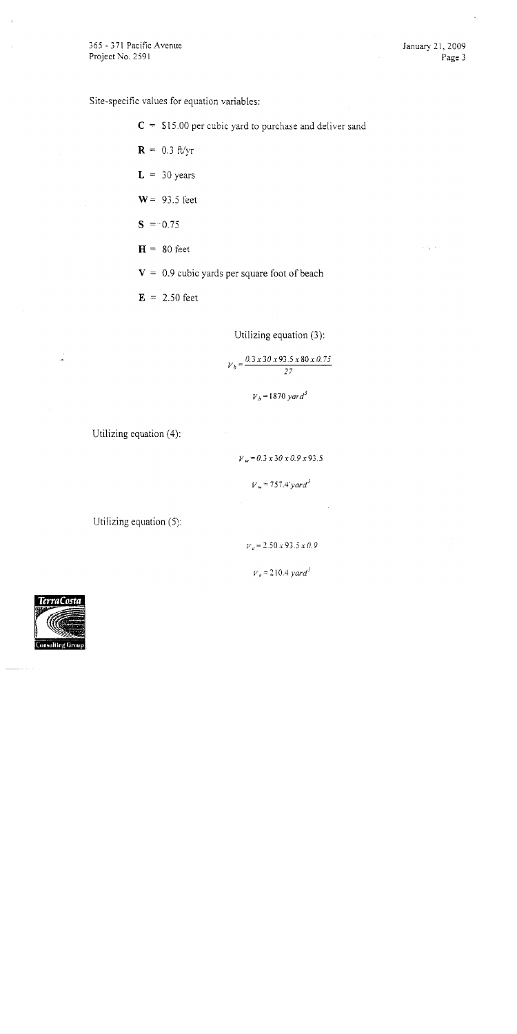Site-specific values for equation variables:

**C** = $15.00 per cubic yard to purchase and deliver sand

**R** = 0.3 ft/yr

**L** = 30 years

**W** = 93.5 feet

**S** = 0.75

**H** = 80 feet

**V** = 0.9 cubic yards per square foot of beach

**E** = 2.50 feet

Utilizing equation (3):

$$V_b = \frac{0.3 \times 30 \times 93.5 \times 80 \times 0.75}{27}$$

$$V_b = 1870 \ yard^3$$

Utilizing equation (4):

$$V_w = 0.3 \times 30 \times 0.9 \times 93.5$$

$$V_w = 757.4 \ yard^3$$

Utilizing equation (5):

$$V_e = 2.50 \times 93.5 \times 0.9$$

$$V_e = 210.4 \ yard^3$$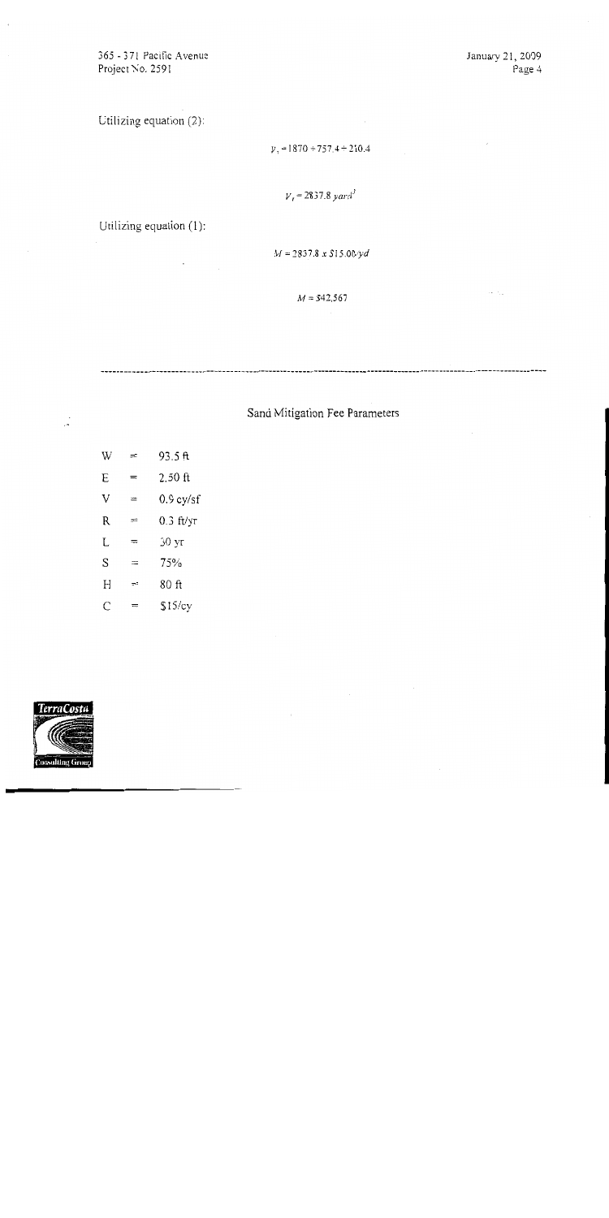Utilizing equation (2):

$$V_t = 1870 + 757.4 + 210.4$$

$$V_t = 2837.8\ yard^3$$

Utilizing equation (1):

$$M = 2837.8\ x\ \$15.00/yd$$

$$M = \$42,567$$

---

## Sand Mitigation Fee Parameters

| | | |
|---|---|---|
| W | = | 93.5 ft |
| E | = | 2.50 ft |
| V | = | 0.9 cy/sf |
| R | = | 0.3 ft/yr |
| L | = | 30 yr |
| S | = | 75% |
| H | = | 80 ft |
| C | = | $15/cy |

TerraCosta Consulting Group